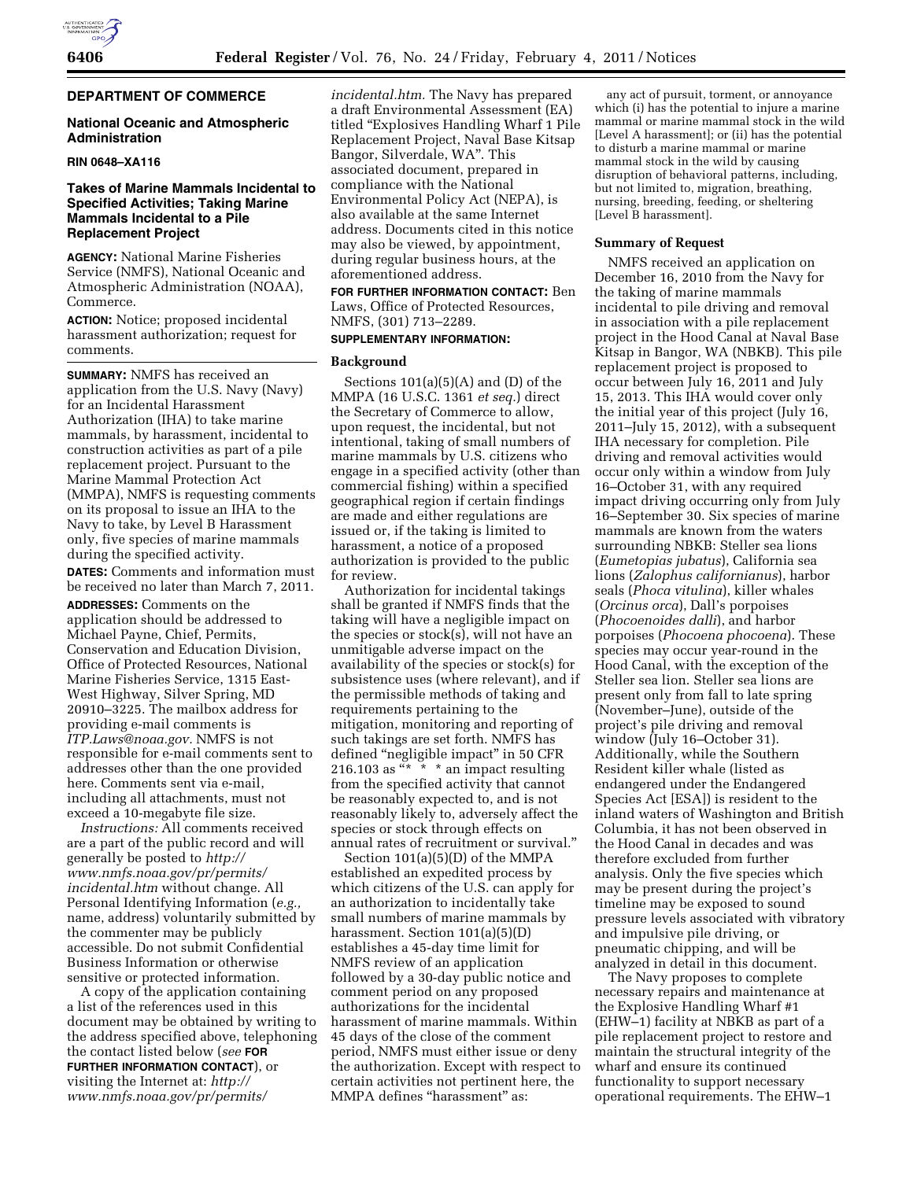## DEPARTMENT OF COMMERCE

### National Oceanic and Atmospheric Administration

**RIN 0648–XA116**

### Takes of Marine Mammals Incidental to Specified Activities; Taking Marine Mammals Incidental to a Pile Replacement Project

**AGENCY:** National Marine Fisheries Service (NMFS), National Oceanic and Atmospheric Administration (NOAA), Commerce.

**ACTION:** Notice; proposed incidental harassment authorization; request for comments.

**SUMMARY:** NMFS has received an application from the U.S. Navy (Navy) for an Incidental Harassment Authorization (IHA) to take marine mammals, by harassment, incidental to construction activities as part of a pile replacement project. Pursuant to the Marine Mammal Protection Act (MMPA), NMFS is requesting comments on its proposal to issue an IHA to the Navy to take, by Level B Harassment only, five species of marine mammals during the specified activity.

**DATES:** Comments and information must be received no later than March 7, 2011.

**ADDRESSES:** Comments on the application should be addressed to Michael Payne, Chief, Permits, Conservation and Education Division, Office of Protected Resources, National Marine Fisheries Service, 1315 East-West Highway, Silver Spring, MD 20910–3225. The mailbox address for providing e-mail comments is *ITP.Laws@noaa.gov.* NMFS is not responsible for e-mail comments sent to addresses other than the one provided here. Comments sent via e-mail, including all attachments, must not exceed a 10-megabyte file size.

*Instructions:* All comments received are a part of the public record and will generally be posted to *http://www.nmfs.noaa.gov/pr/permits/incidental.htm* without change. All Personal Identifying Information (*e.g.,* name, address) voluntarily submitted by the commenter may be publicly accessible. Do not submit Confidential Business Information or otherwise sensitive or protected information.

A copy of the application containing a list of the references used in this document may be obtained by writing to the address specified above, telephoning the contact listed below (*see* **FOR FURTHER INFORMATION CONTACT**), or visiting the Internet at: *http://www.nmfs.noaa.gov/pr/permits/incidental.htm.* The Navy has prepared a draft Environmental Assessment (EA) titled "Explosives Handling Wharf 1 Pile Replacement Project, Naval Base Kitsap Bangor, Silverdale, WA". This associated document, prepared in compliance with the National Environmental Policy Act (NEPA), is also available at the same Internet address. Documents cited in this notice may also be viewed, by appointment, during regular business hours, at the aforementioned address.

**FOR FURTHER INFORMATION CONTACT:** Ben Laws, Office of Protected Resources, NMFS, (301) 713–2289.

**SUPPLEMENTARY INFORMATION:**

#### Background

Sections 101(a)(5)(A) and (D) of the MMPA (16 U.S.C. 1361 *et seq.*) direct the Secretary of Commerce to allow, upon request, the incidental, but not intentional, taking of small numbers of marine mammals by U.S. citizens who engage in a specified activity (other than commercial fishing) within a specified geographical region if certain findings are made and either regulations are issued or, if the taking is limited to harassment, a notice of a proposed authorization is provided to the public for review.

Authorization for incidental takings shall be granted if NMFS finds that the taking will have a negligible impact on the species or stock(s), will not have an unmitigable adverse impact on the availability of the species or stock(s) for subsistence uses (where relevant), and if the permissible methods of taking and requirements pertaining to the mitigation, monitoring and reporting of such takings are set forth. NMFS has defined "negligible impact" in 50 CFR 216.103 as "* * * an impact resulting from the specified activity that cannot be reasonably expected to, and is not reasonably likely to, adversely affect the species or stock through effects on annual rates of recruitment or survival."

Section 101(a)(5)(D) of the MMPA established an expedited process by which citizens of the U.S. can apply for an authorization to incidentally take small numbers of marine mammals by harassment. Section 101(a)(5)(D) establishes a 45-day time limit for NMFS review of an application followed by a 30-day public notice and comment period on any proposed authorizations for the incidental harassment of marine mammals. Within 45 days of the close of the comment period, NMFS must either issue or deny the authorization. Except with respect to certain activities not pertinent here, the MMPA defines "harassment" as:

> any act of pursuit, torment, or annoyance which (i) has the potential to injure a marine mammal or marine mammal stock in the wild [Level A harassment]; or (ii) has the potential to disturb a marine mammal or marine mammal stock in the wild by causing disruption of behavioral patterns, including, but not limited to, migration, breathing, nursing, breeding, feeding, or sheltering [Level B harassment].

#### Summary of Request

NMFS received an application on December 16, 2010 from the Navy for the taking of marine mammals incidental to pile driving and removal in association with a pile replacement project in the Hood Canal at Naval Base Kitsap in Bangor, WA (NBKB). This pile replacement project is proposed to occur between July 16, 2011 and July 15, 2013. This IHA would cover only the initial year of this project (July 16, 2011–July 15, 2012), with a subsequent IHA necessary for completion. Pile driving and removal activities would occur only within a window from July 16–October 31, with any required impact driving occurring only from July 16–September 30. Six species of marine mammals are known from the waters surrounding NBKB: Steller sea lions (*Eumetopias jubatus*), California sea lions (*Zalophus californianus*), harbor seals (*Phoca vitulina*), killer whales (*Orcinus orca*), Dall's porpoises (*Phocoenoides dalli*), and harbor porpoises (*Phocoena phocoena*). These species may occur year-round in the Hood Canal, with the exception of the Steller sea lion. Steller sea lions are present only from fall to late spring (November–June), outside of the project's pile driving and removal window (July 16–October 31). Additionally, while the Southern Resident killer whale (listed as endangered under the Endangered Species Act [ESA]) is resident to the inland waters of Washington and British Columbia, it has not been observed in the Hood Canal in decades and was therefore excluded from further analysis. Only the five species which may be present during the project's timeline may be exposed to sound pressure levels associated with vibratory and impulsive pile driving, or pneumatic chipping, and will be analyzed in detail in this document.

The Navy proposes to complete necessary repairs and maintenance at the Explosive Handling Wharf #1 (EHW–1) facility at NBKB as part of a pile replacement project to restore and maintain the structural integrity of the wharf and ensure its continued functionality to support necessary operational requirements. The EHW–1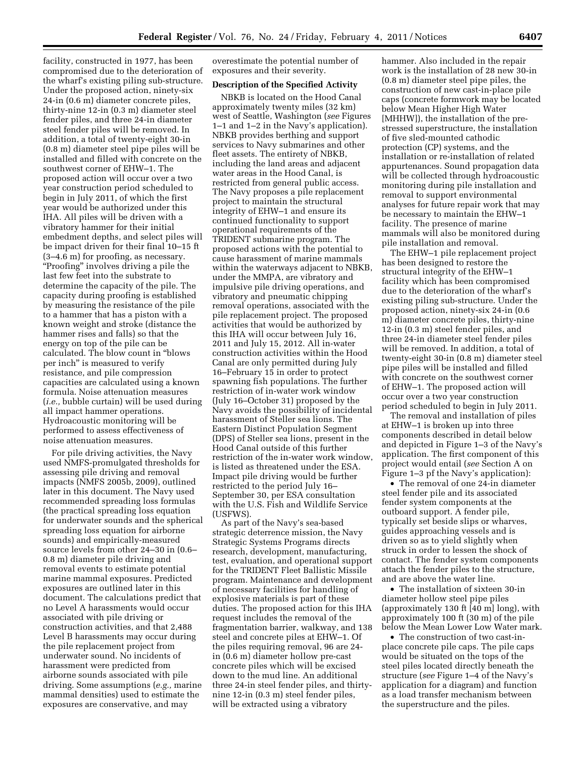facility, constructed in 1977, has been compromised due to the deterioration of the wharf's existing piling sub-structure. Under the proposed action, ninety-six 24-in (0.6 m) diameter concrete piles, thirty-nine 12-in (0.3 m) diameter steel fender piles, and three 24-in diameter steel fender piles will be removed. In addition, a total of twenty-eight 30-in (0.8 m) diameter steel pipe piles will be installed and filled with concrete on the southwest corner of EHW–1. The proposed action will occur over a two year construction period scheduled to begin in July 2011, of which the first year would be authorized under this IHA. All piles will be driven with a vibratory hammer for their initial embedment depths, and select piles will be impact driven for their final 10–15 ft (3–4.6 m) for proofing, as necessary. "Proofing" involves driving a pile the last few feet into the substrate to determine the capacity of the pile. The capacity during proofing is established by measuring the resistance of the pile to a hammer that has a piston with a known weight and stroke (distance the hammer rises and falls) so that the energy on top of the pile can be calculated. The blow count in "blows per inch" is measured to verify resistance, and pile compression capacities are calculated using a known formula. Noise attenuation measures (*i.e.,* bubble curtain) will be used during all impact hammer operations. Hydroacoustic monitoring will be performed to assess effectiveness of noise attenuation measures.

For pile driving activities, the Navy used NMFS-promulgated thresholds for assessing pile driving and removal impacts (NMFS 2005b, 2009), outlined later in this document. The Navy used recommended spreading loss formulas (the practical spreading loss equation for underwater sounds and the spherical spreading loss equation for airborne sounds) and empirically-measured source levels from other 24–30 in (0.6–0.8 m) diameter pile driving and removal events to estimate potential marine mammal exposures. Predicted exposures are outlined later in this document. The calculations predict that no Level A harassments would occur associated with pile driving or construction activities, and that 2,488 Level B harassments may occur during the pile replacement project from underwater sound. No incidents of harassment were predicted from airborne sounds associated with pile driving. Some assumptions (*e.g.,* marine mammal densities) used to estimate the exposures are conservative, and may overestimate the potential number of exposures and their severity.

**Description of the Specified Activity**

NBKB is located on the Hood Canal approximately twenty miles (32 km) west of Seattle, Washington (*see* Figures 1–1 and 1–2 in the Navy's application). NBKB provides berthing and support services to Navy submarines and other fleet assets. The entirety of NBKB, including the land areas and adjacent water areas in the Hood Canal, is restricted from general public access. The Navy proposes a pile replacement project to maintain the structural integrity of EHW–1 and ensure its continued functionality to support operational requirements of the TRIDENT submarine program. The proposed actions with the potential to cause harassment of marine mammals within the waterways adjacent to NBKB, under the MMPA, are vibratory and impulsive pile driving operations, and vibratory and pneumatic chipping removal operations, associated with the pile replacement project. The proposed activities that would be authorized by this IHA will occur between July 16, 2011 and July 15, 2012. All in-water construction activities within the Hood Canal are only permitted during July 16–February 15 in order to protect spawning fish populations. The further restriction of in-water work window (July 16–October 31) proposed by the Navy avoids the possibility of incidental harassment of Steller sea lions. The Eastern Distinct Population Segment (DPS) of Steller sea lions, present in the Hood Canal outside of this further restriction of the in-water work window, is listed as threatened under the ESA. Impact pile driving would be further restricted to the period July 16–September 30, per ESA consultation with the U.S. Fish and Wildlife Service (USFWS).

As part of the Navy's sea-based strategic deterrence mission, the Navy Strategic Systems Programs directs research, development, manufacturing, test, evaluation, and operational support for the TRIDENT Fleet Ballistic Missile program. Maintenance and development of necessary facilities for handling of explosive materials is part of these duties. The proposed action for this IHA request includes the removal of the fragmentation barrier, walkway, and 138 steel and concrete piles at EHW–1. Of the piles requiring removal, 96 are 24-in (0.6 m) diameter hollow pre-cast concrete piles which will be excised down to the mud line. An additional three 24-in steel fender piles, and thirty-nine 12-in (0.3 m) steel fender piles, will be extracted using a vibratory hammer. Also included in the repair work is the installation of 28 new 30-in (0.8 m) diameter steel pipe piles, the construction of new cast-in-place pile caps (concrete formwork may be located below Mean Higher High Water [MHHW]), the installation of the pre-stressed superstructure, the installation of five sled-mounted cathodic protection (CP) systems, and the installation or re-installation of related appurtenances. Sound propagation data will be collected through hydroacoustic monitoring during pile installation and removal to support environmental analyses for future repair work that may be necessary to maintain the EHW–1 facility. The presence of marine mammals will also be monitored during pile installation and removal.

The EHW–1 pile replacement project has been designed to restore the structural integrity of the EHW–1 facility which has been compromised due to the deterioration of the wharf's existing piling sub-structure. Under the proposed action, ninety-six 24-in (0.6 m) diameter concrete piles, thirty-nine 12-in (0.3 m) steel fender piles, and three 24-in diameter steel fender piles will be removed. In addition, a total of twenty-eight 30-in (0.8 m) diameter steel pipe piles will be installed and filled with concrete on the southwest corner of EHW–1. The proposed action will occur over a two year construction period scheduled to begin in July 2011.

The removal and installation of piles at EHW–1 is broken up into three components described in detail below and depicted in Figure 1–3 of the Navy's application. The first component of this project would entail (*see* Section A on Figure 1–3 pf the Navy's application):

- The removal of one 24-in diameter steel fender pile and its associated fender system components at the outboard support. A fender pile, typically set beside slips or wharves, guides approaching vessels and is driven so as to yield slightly when struck in order to lessen the shock of contact. The fender system components attach the fender piles to the structure, and are above the water line.
- The installation of sixteen 30-in diameter hollow steel pipe piles (approximately 130 ft [40 m] long), with approximately 100 ft (30 m) of the pile below the Mean Lower Low Water mark.
- The construction of two cast-in-place concrete pile caps. The pile caps would be situated on the tops of the steel piles located directly beneath the structure (*see* Figure 1–4 of the Navy's application for a diagram) and function as a load transfer mechanism between the superstructure and the piles.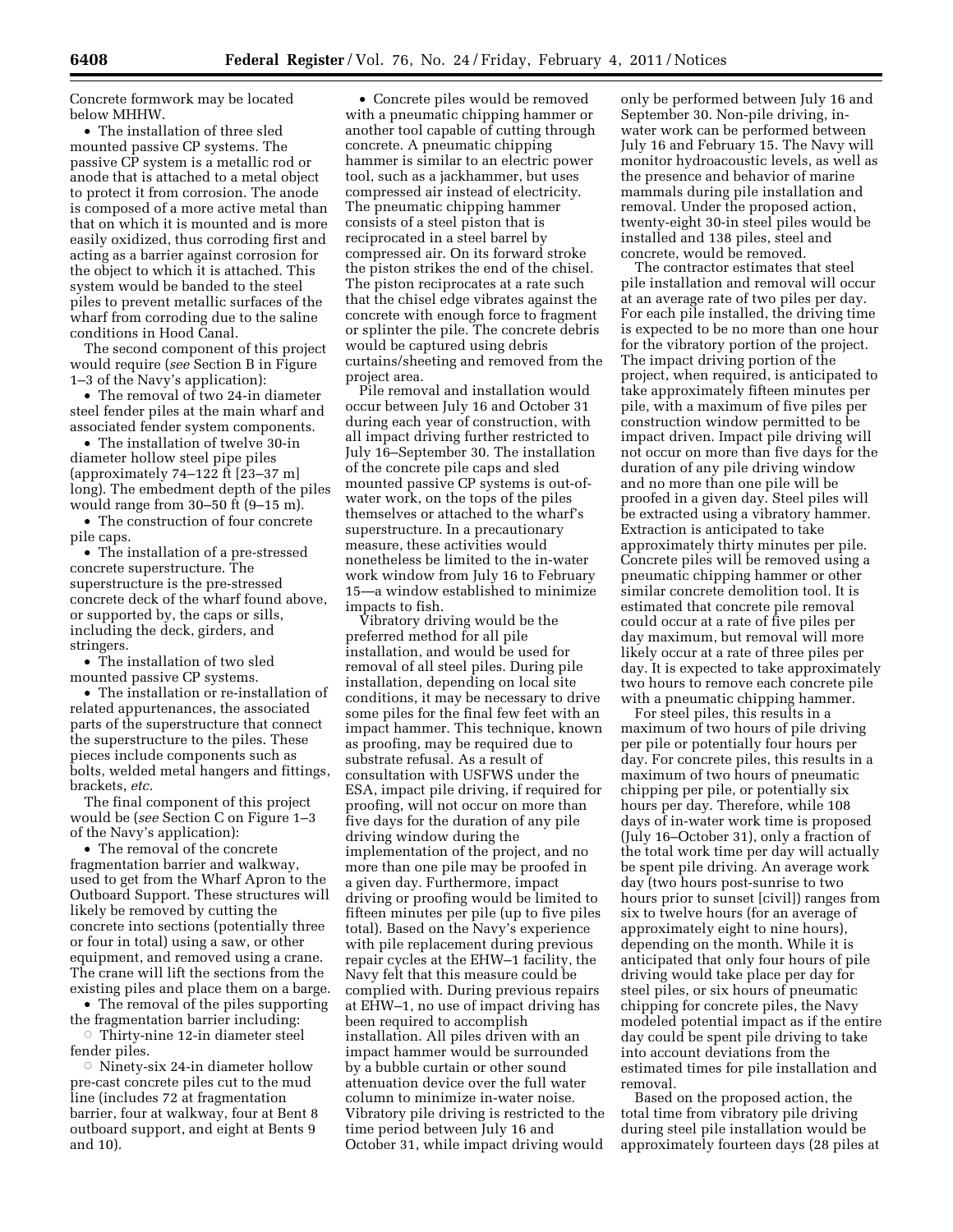Concrete formwork may be located below MHHW.

- The installation of three sled mounted passive CP systems. The passive CP system is a metallic rod or anode that is attached to a metal object to protect it from corrosion. The anode is composed of a more active metal than that on which it is mounted and is more easily oxidized, thus corroding first and acting as a barrier against corrosion for the object to which it is attached. This system would be banded to the steel piles to prevent metallic surfaces of the wharf from corroding due to the saline conditions in Hood Canal.

The second component of this project would require (*see* Section B in Figure 1–3 of the Navy's application):

- The removal of two 24-in diameter steel fender piles at the main wharf and associated fender system components.
- The installation of twelve 30-in diameter hollow steel pipe piles (approximately 74–122 ft [23–37 m] long). The embedment depth of the piles would range from 30–50 ft (9–15 m).
- The construction of four concrete pile caps.
- The installation of a pre-stressed concrete superstructure. The superstructure is the pre-stressed concrete deck of the wharf found above, or supported by, the caps or sills, including the deck, girders, and stringers.
- The installation of two sled mounted passive CP systems.
- The installation or re-installation of related appurtenances, the associated parts of the superstructure that connect the superstructure to the piles. These pieces include components such as bolts, welded metal hangers and fittings, brackets, *etc.*

The final component of this project would be (*see* Section C on Figure 1–3 of the Navy's application):

- The removal of the concrete fragmentation barrier and walkway, used to get from the Wharf Apron to the Outboard Support. These structures will likely be removed by cutting the concrete into sections (potentially three or four in total) using a saw, or other equipment, and removed using a crane. The crane will lift the sections from the existing piles and place them on a barge.
- The removal of the piles supporting the fragmentation barrier including:
  - Thirty-nine 12-in diameter steel fender piles.
  - Ninety-six 24-in diameter hollow pre-cast concrete piles cut to the mud line (includes 72 at fragmentation barrier, four at walkway, four at Bent 8 outboard support, and eight at Bents 9 and 10).
- Concrete piles would be removed with a pneumatic chipping hammer or another tool capable of cutting through concrete. A pneumatic chipping hammer is similar to an electric power tool, such as a jackhammer, but uses compressed air instead of electricity. The pneumatic chipping hammer consists of a steel piston that is reciprocated in a steel barrel by compressed air. On its forward stroke the piston strikes the end of the chisel. The piston reciprocates at a rate such that the chisel edge vibrates against the concrete with enough force to fragment or splinter the pile. The concrete debris would be captured using debris curtains/sheeting and removed from the project area.

Pile removal and installation would occur between July 16 and October 31 during each year of construction, with all impact driving further restricted to July 16–September 30. The installation of the concrete pile caps and sled mounted passive CP systems is out-of-water work, on the tops of the piles themselves or attached to the wharf's superstructure. In a precautionary measure, these activities would nonetheless be limited to the in-water work window from July 16 to February 15—a window established to minimize impacts to fish.

Vibratory driving would be the preferred method for all pile installation, and would be used for removal of all steel piles. During pile installation, depending on local site conditions, it may be necessary to drive some piles for the final few feet with an impact hammer. This technique, known as proofing, may be required due to substrate refusal. As a result of consultation with USFWS under the ESA, impact pile driving, if required for proofing, will not occur on more than five days for the duration of any pile driving window during the implementation of the project, and no more than one pile may be proofed in a given day. Furthermore, impact driving or proofing would be limited to fifteen minutes per pile (up to five piles total). Based on the Navy's experience with pile replacement during previous repair cycles at the EHW–1 facility, the Navy felt that this measure could be complied with. During previous repairs at EHW–1, no use of impact driving has been required to accomplish installation. All piles driven with an impact hammer would be surrounded by a bubble curtain or other sound attenuation device over the full water column to minimize in-water noise. Vibratory pile driving is restricted to the time period between July 16 and October 31, while impact driving would only be performed between July 16 and September 30. Non-pile driving, in-water work can be performed between July 16 and February 15. The Navy will monitor hydroacoustic levels, as well as the presence and behavior of marine mammals during pile installation and removal. Under the proposed action, twenty-eight 30-in steel piles would be installed and 138 piles, steel and concrete, would be removed.

The contractor estimates that steel pile installation and removal will occur at an average rate of two piles per day. For each pile installed, the driving time is expected to be no more than one hour for the vibratory portion of the project. The impact driving portion of the project, when required, is anticipated to take approximately fifteen minutes per pile, with a maximum of five piles per construction window permitted to be impact driven. Impact pile driving will not occur on more than five days for the duration of any pile driving window and no more than one pile will be proofed in a given day. Steel piles will be extracted using a vibratory hammer. Extraction is anticipated to take approximately thirty minutes per pile. Concrete piles will be removed using a pneumatic chipping hammer or other similar concrete demolition tool. It is estimated that concrete pile removal could occur at a rate of five piles per day maximum, but removal will more likely occur at a rate of three piles per day. It is expected to take approximately two hours to remove each concrete pile with a pneumatic chipping hammer.

For steel piles, this results in a maximum of two hours of pile driving per pile or potentially four hours per day. For concrete piles, this results in a maximum of two hours of pneumatic chipping per pile, or potentially six hours per day. Therefore, while 108 days of in-water work time is proposed (July 16–October 31), only a fraction of the total work time per day will actually be spent pile driving. An average work day (two hours post-sunrise to two hours prior to sunset [civil]) ranges from six to twelve hours (for an average of approximately eight to nine hours), depending on the month. While it is anticipated that only four hours of pile driving would take place per day for steel piles, or six hours of pneumatic chipping for concrete piles, the Navy modeled potential impact as if the entire day could be spent pile driving to take into account deviations from the estimated times for pile installation and removal.

Based on the proposed action, the total time from vibratory pile driving during steel pile installation would be approximately fourteen days (28 piles at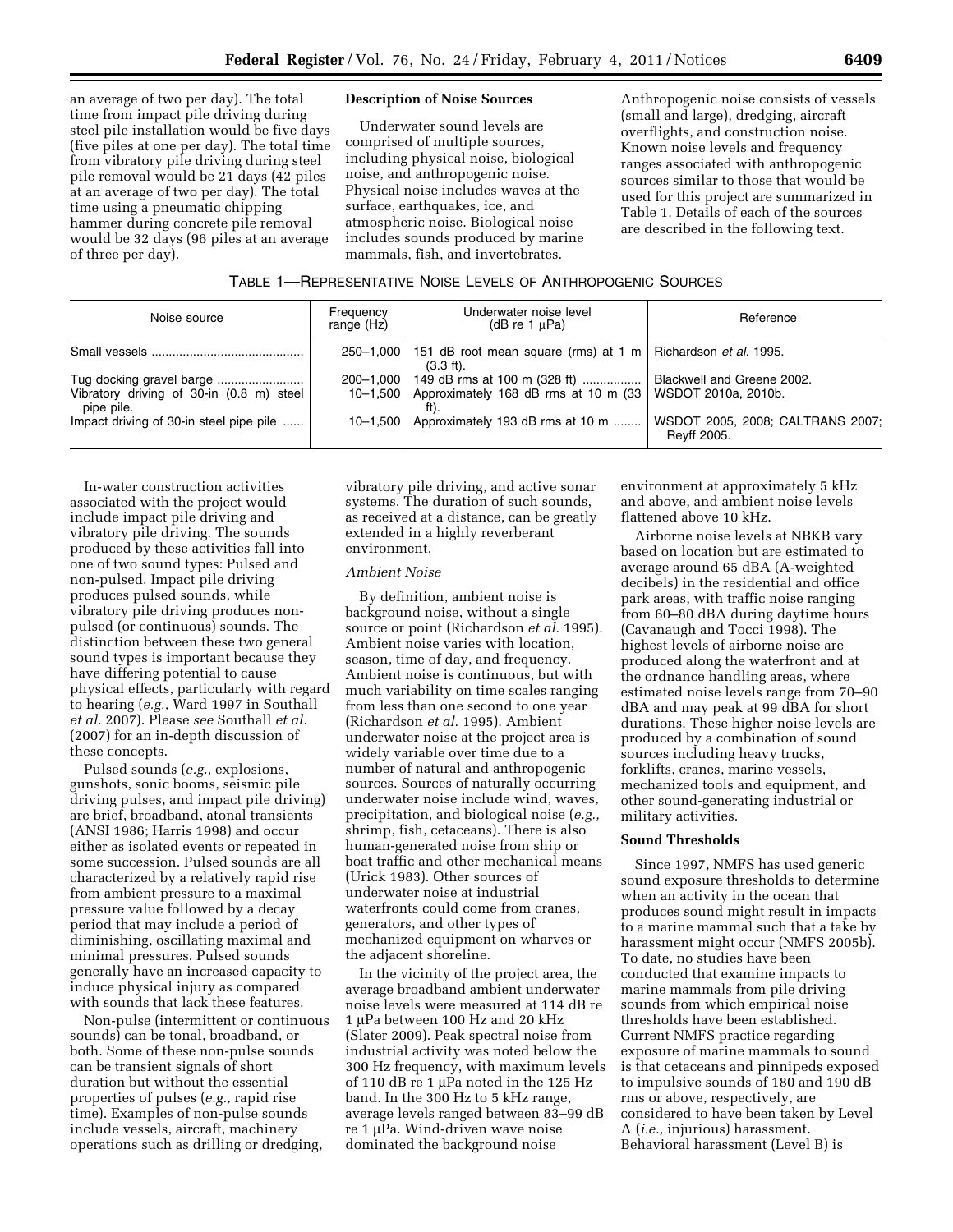an average of two per day). The total time from impact pile driving during steel pile installation would be five days (five piles at one per day). The total time from vibratory pile driving during steel pile removal would be 21 days (42 piles at an average of two per day). The total time using a pneumatic chipping hammer during concrete pile removal would be 32 days (96 piles at an average of three per day).

**Description of Noise Sources**

Underwater sound levels are comprised of multiple sources, including physical noise, biological noise, and anthropogenic noise. Physical noise includes waves at the surface, earthquakes, ice, and atmospheric noise. Biological noise includes sounds produced by marine mammals, fish, and invertebrates. Anthropogenic noise consists of vessels (small and large), dredging, aircraft overflights, and construction noise. Known noise levels and frequency ranges associated with anthropogenic sources similar to those that would be used for this project are summarized in Table 1. Details of each of the sources are described in the following text.

TABLE 1—REPRESENTATIVE NOISE LEVELS OF ANTHROPOGENIC SOURCES

| Noise source | Frequency range (Hz) | Underwater noise level (dB re 1 μPa) | Reference |
|---|---|---|---|
| Small vessels | 250–1,000 | 151 dB root mean square (rms) at 1 m (3.3 ft). | Richardson *et al.* 1995. |
| Tug docking gravel barge | 200–1,000 | 149 dB rms at 100 m (328 ft) | Blackwell and Greene 2002. |
| Vibratory driving of 30-in (0.8 m) steel pipe pile. | 10–1,500 | Approximately 168 dB rms at 10 m (33 ft). | WSDOT 2010a, 2010b. |
| Impact driving of 30-in steel pipe pile | 10–1,500 | Approximately 193 dB rms at 10 m | WSDOT 2005, 2008; CALTRANS 2007; Reyff 2005. |

In-water construction activities associated with the project would include impact pile driving and vibratory pile driving. The sounds produced by these activities fall into one of two sound types: Pulsed and non-pulsed. Impact pile driving produces pulsed sounds, while vibratory pile driving produces non-pulsed (or continuous) sounds. The distinction between these two general sound types is important because they have differing potential to cause physical effects, particularly with regard to hearing (*e.g.,* Ward 1997 in Southall *et al.* 2007). Please *see* Southall *et al.* (2007) for an in-depth discussion of these concepts.

Pulsed sounds (*e.g.,* explosions, gunshots, sonic booms, seismic pile driving pulses, and impact pile driving) are brief, broadband, atonal transients (ANSI 1986; Harris 1998) and occur either as isolated events or repeated in some succession. Pulsed sounds are all characterized by a relatively rapid rise from ambient pressure to a maximal pressure value followed by a decay period that may include a period of diminishing, oscillating maximal and minimal pressures. Pulsed sounds generally have an increased capacity to induce physical injury as compared with sounds that lack these features.

Non-pulse (intermittent or continuous sounds) can be tonal, broadband, or both. Some of these non-pulse sounds can be transient signals of short duration but without the essential properties of pulses (*e.g.,* rapid rise time). Examples of non-pulse sounds include vessels, aircraft, machinery operations such as drilling or dredging, vibratory pile driving, and active sonar systems. The duration of such sounds, as received at a distance, can be greatly extended in a highly reverberant environment.

*Ambient Noise*

By definition, ambient noise is background noise, without a single source or point (Richardson *et al.* 1995). Ambient noise varies with location, season, time of day, and frequency. Ambient noise is continuous, but with much variability on time scales ranging from less than one second to one year (Richardson *et al.* 1995). Ambient underwater noise at the project area is widely variable over time due to a number of natural and anthropogenic sources. Sources of naturally occurring underwater noise include wind, waves, precipitation, and biological noise (*e.g.,* shrimp, fish, cetaceans). There is also human-generated noise from ship or boat traffic and other mechanical means (Urick 1983). Other sources of underwater noise at industrial waterfronts could come from cranes, generators, and other types of mechanized equipment on wharves or the adjacent shoreline.

In the vicinity of the project area, the average broadband ambient underwater noise levels were measured at 114 dB re 1 μPa between 100 Hz and 20 kHz (Slater 2009). Peak spectral noise from industrial activity was noted below the 300 Hz frequency, with maximum levels of 110 dB re 1 μPa noted in the 125 Hz band. In the 300 Hz to 5 kHz range, average levels ranged between 83–99 dB re 1 μPa. Wind-driven wave noise dominated the background noise environment at approximately 5 kHz and above, and ambient noise levels flattened above 10 kHz.

Airborne noise levels at NBKB vary based on location but are estimated to average around 65 dBA (A-weighted decibels) in the residential and office park areas, with traffic noise ranging from 60–80 dBA during daytime hours (Cavanaugh and Tocci 1998). The highest levels of airborne noise are produced along the waterfront and at the ordnance handling areas, where estimated noise levels range from 70–90 dBA and may peak at 99 dBA for short durations. These higher noise levels are produced by a combination of sound sources including heavy trucks, forklifts, cranes, marine vessels, mechanized tools and equipment, and other sound-generating industrial or military activities.

**Sound Thresholds**

Since 1997, NMFS has used generic sound exposure thresholds to determine when an activity in the ocean that produces sound might result in impacts to a marine mammal such that a take by harassment might occur (NMFS 2005b). To date, no studies have been conducted that examine impacts to marine mammals from pile driving sounds from which empirical noise thresholds have been established. Current NMFS practice regarding exposure of marine mammals to sound is that cetaceans and pinnipeds exposed to impulsive sounds of 180 and 190 dB rms or above, respectively, are considered to have been taken by Level A (*i.e.,* injurious) harassment. Behavioral harassment (Level B) is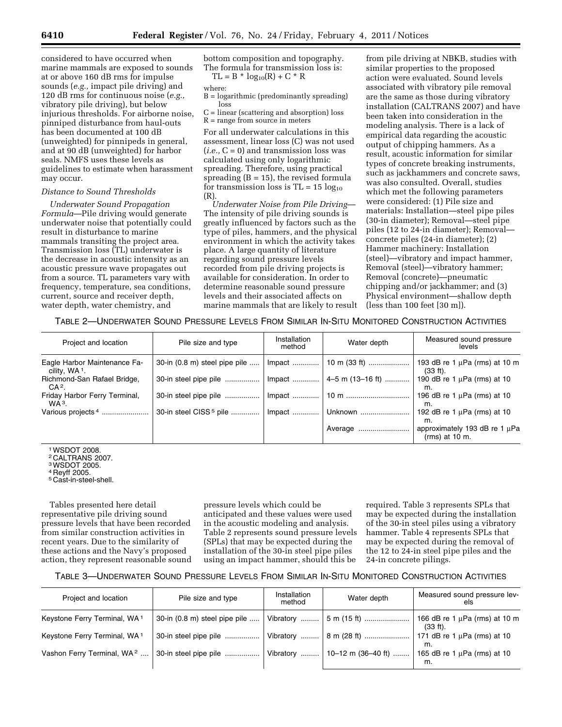considered to have occurred when marine mammals are exposed to sounds at or above 160 dB rms for impulse sounds (*e.g.,* impact pile driving) and 120 dB rms for continuous noise (*e.g.,* vibratory pile driving), but below injurious thresholds. For airborne noise, pinniped disturbance from haul-outs has been documented at 100 dB (unweighted) for pinnipeds in general, and at 90 dB (unweighted) for harbor seals. NMFS uses these levels as guidelines to estimate when harassment may occur.

*Distance to Sound Thresholds*

*Underwater Sound Propagation Formula*—Pile driving would generate underwater noise that potentially could result in disturbance to marine mammals transiting the project area. Transmission loss (TL) underwater is the decrease in acoustic intensity as an acoustic pressure wave propagates out from a source. TL parameters vary with frequency, temperature, sea conditions, current, source and receiver depth, water depth, water chemistry, and bottom composition and topography. The formula for transmission loss is:

$$TL = B * \log_{10}(R) + C * R$$

where:

B = logarithmic (predominantly spreading) loss

C = linear (scattering and absorption) loss

R = range from source in meters

For all underwater calculations in this assessment, linear loss (C) was not used (*i.e.,* C = 0) and transmission loss was calculated using only logarithmic spreading. Therefore, using practical spreading (B = 15), the revised formula for transmission loss is $TL = 15 \log_{10}(R)$.

*Underwater Noise from Pile Driving*—The intensity of pile driving sounds is greatly influenced by factors such as the type of piles, hammers, and the physical environment in which the activity takes place. A large quantity of literature regarding sound pressure levels recorded from pile driving projects is available for consideration. In order to determine reasonable sound pressure levels and their associated affects on marine mammals that are likely to result from pile driving at NBKB, studies with similar properties to the proposed action were evaluated. Sound levels associated with vibratory pile removal are the same as those during vibratory installation (CALTRANS 2007) and have been taken into consideration in the modeling analysis. There is a lack of empirical data regarding the acoustic output of chipping hammers. As a result, acoustic information for similar types of concrete breaking instruments, such as jackhammers and concrete saws, was also consulted. Overall, studies which met the following parameters were considered: (1) Pile size and materials: Installation—steel pipe piles (30-in diameter); Removal—steel pipe piles (12 to 24-in diameter); Removal—concrete piles (24-in diameter); (2) Hammer machinery: Installation (steel)—vibratory and impact hammer, Removal (steel)—vibratory hammer; Removal (concrete)—pneumatic chipping and/or jackhammer; and (3) Physical environment—shallow depth (less than 100 feet [30 m]).

TABLE 2—UNDERWATER SOUND PRESSURE LEVELS FROM SIMILAR IN-SITU MONITORED CONSTRUCTION ACTIVITIES

| Project and location | Pile size and type | Installation method | Water depth | Measured sound pressure levels |
|---|---|---|---|---|
| Eagle Harbor Maintenance Facility, WA [1]. | 30-in (0.8 m) steel pipe pile | Impact | 10 m (33 ft) | 193 dB re 1 μPa (rms) at 10 m (33 ft). |
| Richmond-San Rafael Bridge, CA [2]. | 30-in steel pipe pile | Impact | 4–5 m (13–16 ft) | 190 dB re 1 μPa (rms) at 10 m. |
| Friday Harbor Ferry Terminal, WA [3]. | 30-in steel pipe pile | Impact | 10 m | 196 dB re 1 μPa (rms) at 10 m. |
| Various projects [4] | 30-in steel CISS [5] pile | Impact | Unknown | 192 dB re 1 μPa (rms) at 10 m. |
| | | | Average | approximately 193 dB re 1 μPa (rms) at 10 m. |

[1] WSDOT 2008.
[2] CALTRANS 2007.
[3] WSDOT 2005.
[4] Reyff 2005.
[5] Cast-in-steel-shell.

Tables presented here detail representative pile driving sound pressure levels that have been recorded from similar construction activities in recent years. Due to the similarity of these actions and the Navy's proposed action, they represent reasonable sound pressure levels which could be anticipated and these values were used in the acoustic modeling and analysis. Table 2 represents sound pressure levels (SPLs) that may be expected during the installation of the 30-in steel pipe piles using an impact hammer, should this be required. Table 3 represents SPLs that may be expected during the installation of the 30-in steel piles using a vibratory hammer. Table 4 represents SPLs that may be expected during the removal of the 12 to 24-in steel pipe piles and the 24-in concrete pilings.

TABLE 3—UNDERWATER SOUND PRESSURE LEVELS FROM SIMILAR IN-SITU MONITORED CONSTRUCTION ACTIVITIES

| Project and location | Pile size and type | Installation method | Water depth | Measured sound pressure levels |
|---|---|---|---|---|
| Keystone Ferry Terminal, WA [1] | 30-in (0.8 m) steel pipe pile | Vibratory | 5 m (15 ft) | 166 dB re 1 μPa (rms) at 10 m (33 ft). |
| Keystone Ferry Terminal, WA [1] | 30-in steel pipe pile | Vibratory | 8 m (28 ft) | 171 dB re 1 μPa (rms) at 10 m. |
| Vashon Ferry Terminal, WA [2] | 30-in steel pipe pile | Vibratory | 10–12 m (36–40 ft) | 165 dB re 1 μPa (rms) at 10 m. |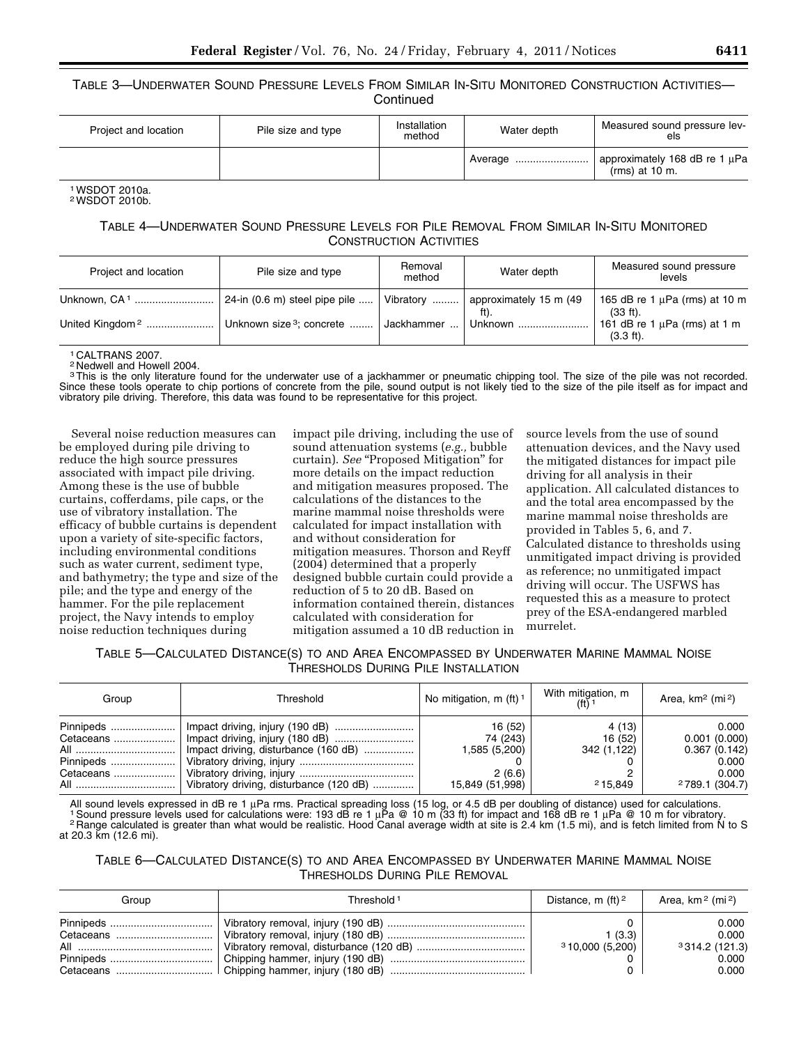TABLE 3—UNDERWATER SOUND PRESSURE LEVELS FROM SIMILAR IN-SITU MONITORED CONSTRUCTION ACTIVITIES—Continued

| Project and location | Pile size and type | Installation method | Water depth | Measured sound pressure levels |
|---|---|---|---|---|
| | | | Average | approximately 168 dB re 1 μPa (rms) at 10 m. |

[1] WSDOT 2010a.
[2] WSDOT 2010b.

TABLE 4—UNDERWATER SOUND PRESSURE LEVELS FOR PILE REMOVAL FROM SIMILAR IN-SITU MONITORED CONSTRUCTION ACTIVITIES

| Project and location | Pile size and type | Removal method | Water depth | Measured sound pressure levels |
|---|---|---|---|---|
| Unknown, CA [1] | 24-in (0.6 m) steel pipe pile | Vibratory | approximately 15 m (49 ft). | 165 dB re 1 μPa (rms) at 10 m (33 ft). |
| United Kingdom [2] | Unknown size [3]; concrete | Jackhammer | Unknown | 161 dB re 1 μPa (rms) at 1 m (3.3 ft). |

[1] CALTRANS 2007.
[2] Nedwell and Howell 2004.
[3] This is the only literature found for the underwater use of a jackhammer or pneumatic chipping tool. The size of the pile was not recorded. Since these tools operate to chip portions of concrete from the pile, sound output is not likely tied to the size of the pile itself as for impact and vibratory pile driving. Therefore, this data was found to be representative for this project.

Several noise reduction measures can be employed during pile driving to reduce the high source pressures associated with impact pile driving. Among these is the use of bubble curtains, cofferdams, pile caps, or the use of vibratory installation. The efficacy of bubble curtains is dependent upon a variety of site-specific factors, including environmental conditions such as water current, sediment type, and bathymetry; the type and size of the pile; and the type and energy of the hammer. For the pile replacement project, the Navy intends to employ noise reduction techniques during impact pile driving, including the use of sound attenuation systems (*e.g.,* bubble curtain). *See* "Proposed Mitigation" for more details on the impact reduction and mitigation measures proposed. The calculations of the distances to the marine mammal noise thresholds were calculated for impact installation with and without consideration for mitigation measures. Thorson and Reyff (2004) determined that a properly designed bubble curtain could provide a reduction of 5 to 20 dB. Based on information contained therein, distances calculated with consideration for mitigation assumed a 10 dB reduction in source levels from the use of sound attenuation devices, and the Navy used the mitigated distances for impact pile driving for all analysis in their application. All calculated distances to and the total area encompassed by the marine mammal noise thresholds are provided in Tables 5, 6, and 7. Calculated distance to thresholds using unmitigated impact driving is provided as reference; no unmitigated impact driving will occur. The USFWS has requested this as a measure to protect prey of the ESA-endangered marbled murrelet.

TABLE 5—CALCULATED DISTANCE(S) TO AND AREA ENCOMPASSED BY UNDERWATER MARINE MAMMAL NOISE THRESHOLDS DURING PILE INSTALLATION

| Group | Threshold | No mitigation, m (ft) [1] | With mitigation, m (ft) [1] | Area, km² (mi²) |
|---|---|---|---|---|
| Pinnipeds | Impact driving, injury (190 dB) | 16 (52) | 4 (13) | 0.000 |
| Cetaceans | Impact driving, injury (180 dB) | 74 (243) | 16 (52) | 0.001 (0.000) |
| All | Impact driving, disturbance (160 dB) | 1,585 (5,200) | 342 (1,122) | 0.367 (0.142) |
| Pinnipeds | Vibratory driving, injury | 0 | 0 | 0.000 |
| Cetaceans | Vibratory driving, injury | 2 (6.6) | 2 | 0.000 |
| All | Vibratory driving, disturbance (120 dB) | 15,849 (51,998) | [2] 15,849 | [2] 789.1 (304.7) |

All sound levels expressed in dB re 1 μPa rms. Practical spreading loss (15 log, or 4.5 dB per doubling of distance) used for calculations.
[1] Sound pressure levels used for calculations were: 193 dB re 1 μPa @ 10 m (33 ft) for impact and 168 dB re 1 μPa @ 10 m for vibratory.
[2] Range calculated is greater than what would be realistic. Hood Canal average width at site is 2.4 km (1.5 mi), and is fetch limited from N to S at 20.3 km (12.6 mi).

TABLE 6—CALCULATED DISTANCE(S) TO AND AREA ENCOMPASSED BY UNDERWATER MARINE MAMMAL NOISE THRESHOLDS DURING PILE REMOVAL

| Group | Threshold [1] | Distance, m (ft) [2] | Area, km² (mi²) |
|---|---|---|---|
| Pinnipeds | Vibratory removal, injury (190 dB) | 0 | 0.000 |
| Cetaceans | Vibratory removal, injury (180 dB) | 1 (3.3) | 0.000 |
| All | Vibratory removal, disturbance (120 dB) | [3] 10,000 (5,200) | [3] 314.2 (121.3) |
| Pinnipeds | Chipping hammer, injury (190 dB) | 0 | 0.000 |
| Cetaceans | Chipping hammer, injury (180 dB) | 0 | 0.000 |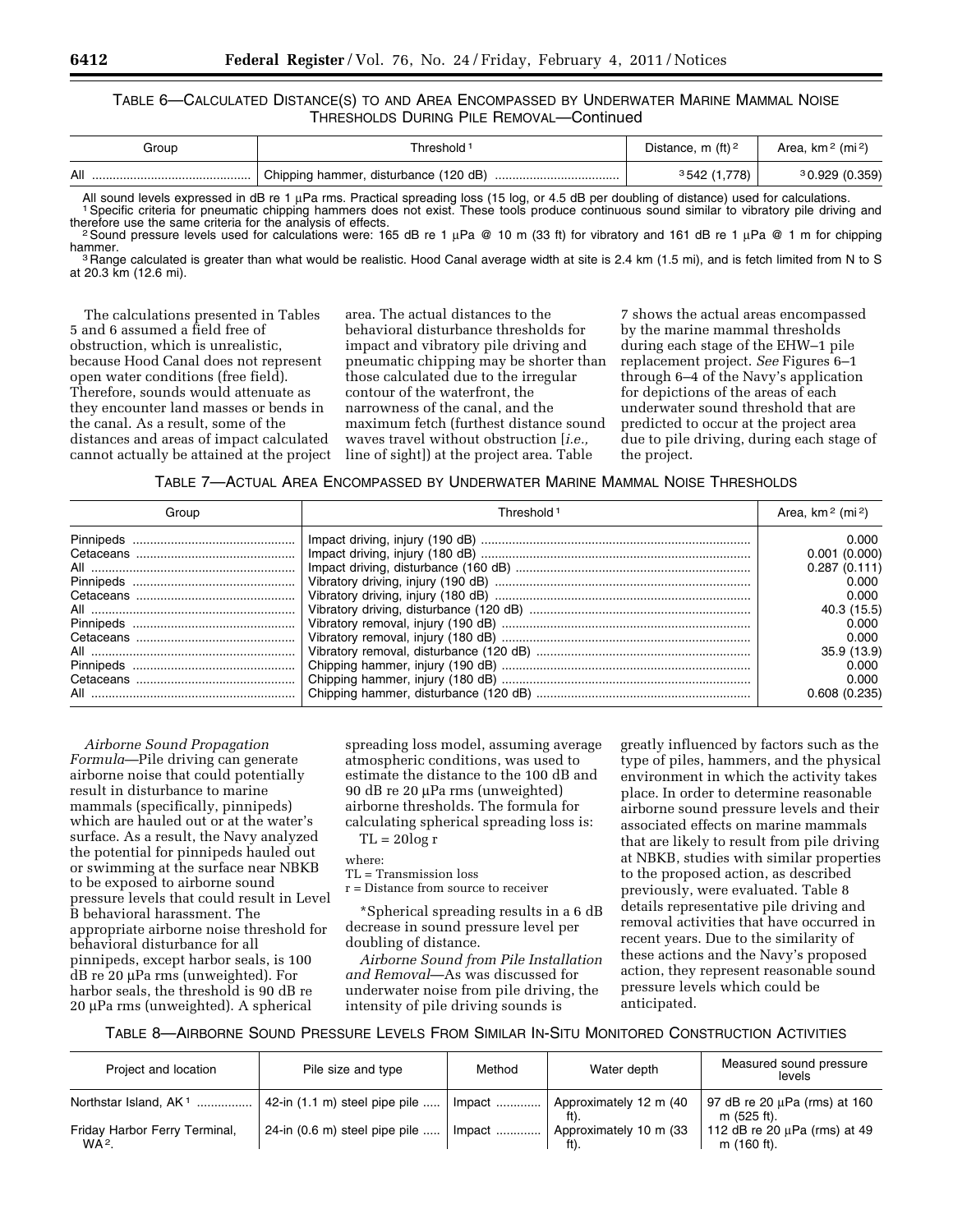TABLE 6—CALCULATED DISTANCE(S) TO AND AREA ENCOMPASSED BY UNDERWATER MARINE MAMMAL NOISE THRESHOLDS DURING PILE REMOVAL—Continued

| Group | Threshold [1] | Distance, m (ft) [2] | Area, km² (mi²) |
| --- | --- | --- | --- |
| All | Chipping hammer, disturbance (120 dB) | [3] 542 (1,778) | [3] 0.929 (0.359) |

All sound levels expressed in dB re 1 μPa rms. Practical spreading loss (15 log, or 4.5 dB per doubling of distance) used for calculations.

[1] Specific criteria for pneumatic chipping hammers does not exist. These tools produce continuous sound similar to vibratory pile driving and therefore use the same criteria for the analysis of effects.

[2] Sound pressure levels used for calculations were: 165 dB re 1 μPa @ 10 m (33 ft) for vibratory and 161 dB re 1 μPa @ 1 m for chipping hammer.

[3] Range calculated is greater than what would be realistic. Hood Canal average width at site is 2.4 km (1.5 mi), and is fetch limited from N to S at 20.3 km (12.6 mi).

The calculations presented in Tables 5 and 6 assumed a field free of obstruction, which is unrealistic, because Hood Canal does not represent open water conditions (free field). Therefore, sounds would attenuate as they encounter land masses or bends in the canal. As a result, some of the distances and areas of impact calculated cannot actually be attained at the project area. The actual distances to the behavioral disturbance thresholds for impact and vibratory pile driving and pneumatic chipping may be shorter than those calculated due to the irregular contour of the waterfront, the narrowness of the canal, and the maximum fetch (furthest distance sound waves travel without obstruction [*i.e.,* line of sight]) at the project area. Table 7 shows the actual areas encompassed by the marine mammal thresholds during each stage of the EHW–1 pile replacement project. *See* Figures 6–1 through 6–4 of the Navy's application for depictions of the areas of each underwater sound threshold that are predicted to occur at the project area due to pile driving, during each stage of the project.

TABLE 7—ACTUAL AREA ENCOMPASSED BY UNDERWATER MARINE MAMMAL NOISE THRESHOLDS

| Group | Threshold [1] | Area, km² (mi²) |
| --- | --- | --- |
| Pinnipeds | Impact driving, injury (190 dB) | 0.000 |
| Cetaceans | Impact driving, injury (180 dB) | 0.001 (0.000) |
| All | Impact driving, disturbance (160 dB) | 0.287 (0.111) |
| Pinnipeds | Vibratory driving, injury (190 dB) | 0.000 |
| Cetaceans | Vibratory driving, injury (180 dB) | 0.000 |
| All | Vibratory driving, disturbance (120 dB) | 40.3 (15.5) |
| Pinnipeds | Vibratory removal, injury (190 dB) | 0.000 |
| Cetaceans | Vibratory removal, injury (180 dB) | 0.000 |
| All | Vibratory removal, disturbance (120 dB) | 35.9 (13.9) |
| Pinnipeds | Chipping hammer, injury (190 dB) | 0.000 |
| Cetaceans | Chipping hammer, injury (180 dB) | 0.000 |
| All | Chipping hammer, disturbance (120 dB) | 0.608 (0.235) |

*Airborne Sound Propagation Formula*—Pile driving can generate airborne noise that could potentially result in disturbance to marine mammals (specifically, pinnipeds) which are hauled out or at the water's surface. As a result, the Navy analyzed the potential for pinnipeds hauled out or swimming at the surface near NBKB to be exposed to airborne sound pressure levels that could result in Level B behavioral harassment. The appropriate airborne noise threshold for behavioral disturbance for all pinnipeds, except harbor seals, is 100 dB re 20 μPa rms (unweighted). For harbor seals, the threshold is 90 dB re 20 μPa rms (unweighted). A spherical spreading loss model, assuming average atmospheric conditions, was used to estimate the distance to the 100 dB and 90 dB re 20 μPa rms (unweighted) airborne thresholds. The formula for calculating spherical spreading loss is:

$$TL = 20\log r$$

where:
TL = Transmission loss
r = Distance from source to receiver

*Spherical spreading results in a 6 dB decrease in sound pressure level per doubling of distance.

*Airborne Sound from Pile Installation and Removal*—As was discussed for underwater noise from pile driving, the intensity of pile driving sounds is greatly influenced by factors such as the type of piles, hammers, and the physical environment in which the activity takes place. In order to determine reasonable airborne sound pressure levels and their associated effects on marine mammals that are likely to result from pile driving at NBKB, studies with similar properties to the proposed action, as described previously, were evaluated. Table 8 details representative pile driving and removal activities that have occurred in recent years. Due to the similarity of these actions and the Navy's proposed action, they represent reasonable sound pressure levels which could be anticipated.

TABLE 8—AIRBORNE SOUND PRESSURE LEVELS FROM SIMILAR IN-SITU MONITORED CONSTRUCTION ACTIVITIES

| Project and location | Pile size and type | Method | Water depth | Measured sound pressure levels |
| --- | --- | --- | --- | --- |
| Northstar Island, AK [1] | 42-in (1.1 m) steel pipe pile | Impact | Approximately 12 m (40 ft). | 97 dB re 20 μPa (rms) at 160 m (525 ft). |
| Friday Harbor Ferry Terminal, WA [2]. | 24-in (0.6 m) steel pipe pile | Impact | Approximately 10 m (33 ft). | 112 dB re 20 μPa (rms) at 49 m (160 ft). |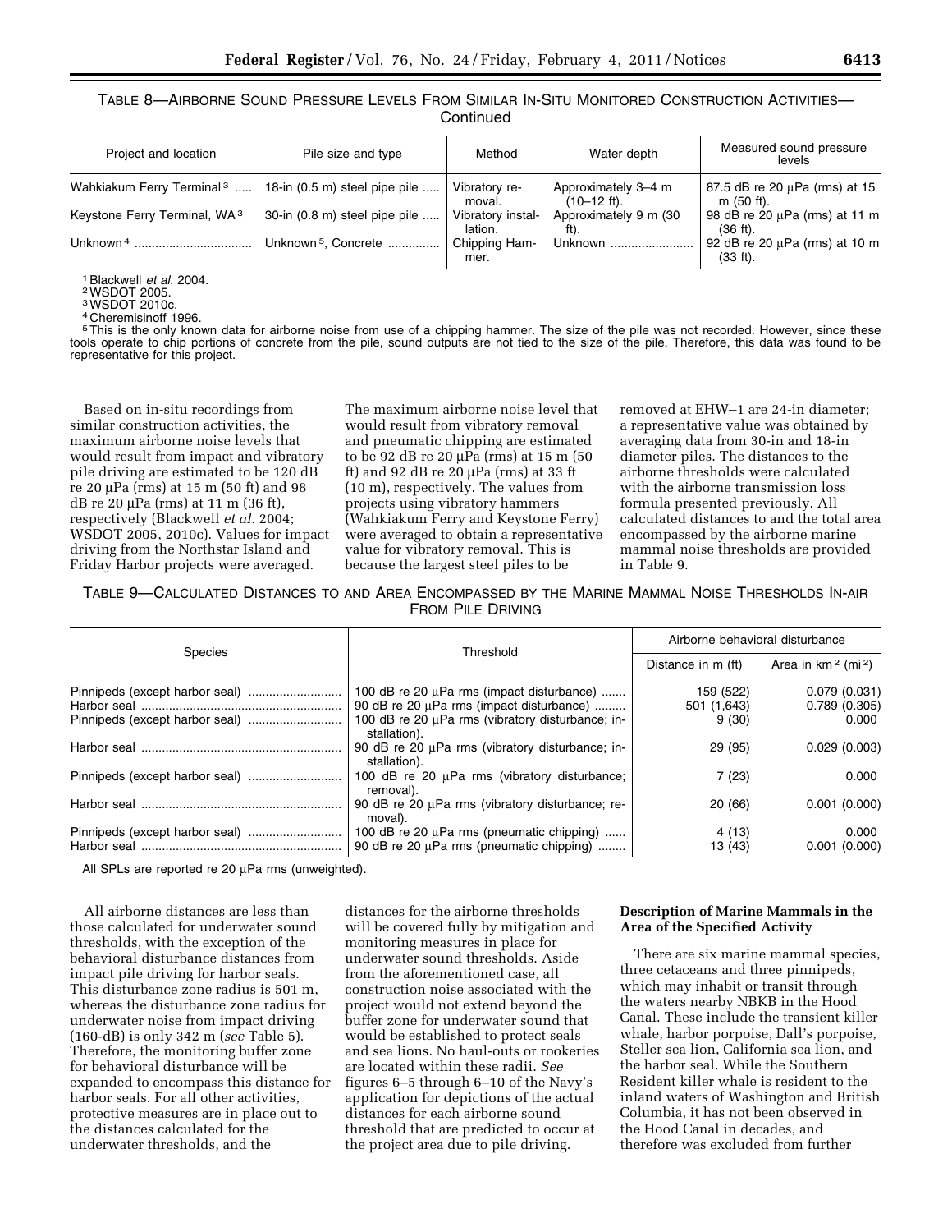TABLE 8—AIRBORNE SOUND PRESSURE LEVELS FROM SIMILAR IN-SITU MONITORED CONSTRUCTION ACTIVITIES—Continued

| Project and location | Pile size and type | Method | Water depth | Measured sound pressure levels |
|---|---|---|---|---|
| Wahkiakum Ferry Terminal [3] | 18-in (0.5 m) steel pipe pile | Vibratory removal. | Approximately 3–4 m (10–12 ft). | 87.5 dB re 20 µPa (rms) at 15 m (50 ft). |
| Keystone Ferry Terminal, WA [3] | 30-in (0.8 m) steel pipe pile | Vibratory installation. | Approximately 9 m (30 ft). | 98 dB re 20 µPa (rms) at 11 m (36 ft). |
| Unknown [4] | Unknown [5], Concrete | Chipping Hammer. | Unknown | 92 dB re 20 µPa (rms) at 10 m (33 ft). |

[1] Blackwell *et al.* 2004.
[2] WSDOT 2005.
[3] WSDOT 2010c.
[4] Cheremisinoff 1996.
[5] This is the only known data for airborne noise from use of a chipping hammer. The size of the pile was not recorded. However, since these tools operate to chip portions of concrete from the pile, sound outputs are not tied to the size of the pile. Therefore, this data was found to be representative for this project.

Based on in-situ recordings from similar construction activities, the maximum airborne noise levels that would result from impact and vibratory pile driving are estimated to be 120 dB re 20 µPa (rms) at 15 m (50 ft) and 98 dB re 20 µPa (rms) at 11 m (36 ft), respectively (Blackwell *et al.* 2004; WSDOT 2005, 2010c). Values for impact driving from the Northstar Island and Friday Harbor projects were averaged. The maximum airborne noise level that would result from vibratory removal and pneumatic chipping are estimated to be 92 dB re 20 µPa (rms) at 15 m (50 ft) and 92 dB re 20 µPa (rms) at 33 ft (10 m), respectively. The values from projects using vibratory hammers (Wahkiakum Ferry and Keystone Ferry) were averaged to obtain a representative value for vibratory removal. This is because the largest steel piles to be removed at EHW–1 are 24-in diameter; a representative value was obtained by averaging data from 30-in and 18-in diameter piles. The distances to the airborne thresholds were calculated with the airborne transmission loss formula presented previously. All calculated distances to and the total area encompassed by the airborne marine mammal noise thresholds are provided in Table 9.

TABLE 9—CALCULATED DISTANCES TO AND AREA ENCOMPASSED BY THE MARINE MAMMAL NOISE THRESHOLDS IN-AIR FROM PILE DRIVING

| Species | Threshold | Airborne behavioral disturbance | |
|---|---|---|---|
| | | Distance in m (ft) | Area in km² (mi²) |
| Pinnipeds (except harbor seal) | 100 dB re 20 µPa rms (impact disturbance) | 159 (522) | 0.079 (0.031) |
| Harbor seal | 90 dB re 20 µPa rms (impact disturbance) | 501 (1,643) | 0.789 (0.305) |
| Pinnipeds (except harbor seal) | 100 dB re 20 µPa rms (vibratory disturbance; installation). | 9 (30) | 0.000 |
| Harbor seal | 90 dB re 20 µPa rms (vibratory disturbance; installation). | 29 (95) | 0.029 (0.003) |
| Pinnipeds (except harbor seal) | 100 dB re 20 µPa rms (vibratory disturbance; removal). | 7 (23) | 0.000 |
| Harbor seal | 90 dB re 20 µPa rms (vibratory disturbance; removal). | 20 (66) | 0.001 (0.000) |
| Pinnipeds (except harbor seal) | 100 dB re 20 µPa rms (pneumatic chipping) | 4 (13) | 0.000 |
| Harbor seal | 90 dB re 20 µPa rms (pneumatic chipping) | 13 (43) | 0.001 (0.000) |

All SPLs are reported re 20 µPa rms (unweighted).

All airborne distances are less than those calculated for underwater sound thresholds, with the exception of the behavioral disturbance distances from impact pile driving for harbor seals. This disturbance zone radius is 501 m, whereas the disturbance zone radius for underwater noise from impact driving (160-dB) is only 342 m (*see* Table 5). Therefore, the monitoring buffer zone for behavioral disturbance will be expanded to encompass this distance for harbor seals. For all other activities, protective measures are in place out to the distances calculated for the underwater thresholds, and the distances for the airborne thresholds will be covered fully by mitigation and monitoring measures in place for underwater sound thresholds. Aside from the aforementioned case, all construction noise associated with the project would not extend beyond the buffer zone for underwater sound that would be established to protect seals and sea lions. No haul-outs or rookeries are located within these radii. *See* figures 6–5 through 6–10 of the Navy's application for depictions of the actual distances for each airborne sound threshold that are predicted to occur at the project area due to pile driving.

## Description of Marine Mammals in the Area of the Specified Activity

There are six marine mammal species, three cetaceans and three pinnipeds, which may inhabit or transit through the waters nearby NBKB in the Hood Canal. These include the transient killer whale, harbor porpoise, Dall's porpoise, Steller sea lion, California sea lion, and the harbor seal. While the Southern Resident killer whale is resident to the inland waters of Washington and British Columbia, it has not been observed in the Hood Canal in decades, and therefore was excluded from further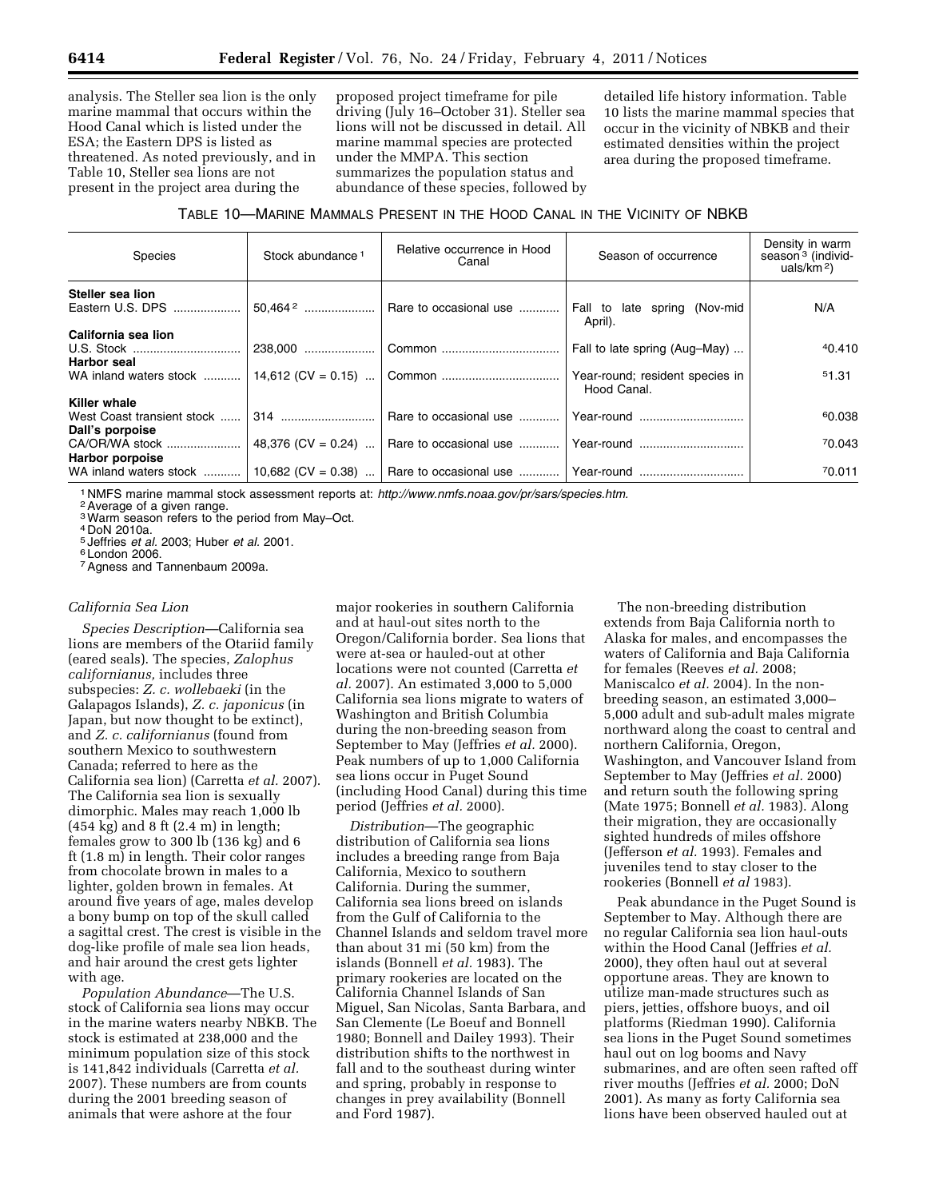analysis. The Steller sea lion is the only marine mammal that occurs within the Hood Canal which is listed under the ESA; the Eastern DPS is listed as threatened. As noted previously, and in Table 10, Steller sea lions are not present in the project area during the proposed project timeframe for pile driving (July 16–October 31). Steller sea lions will not be discussed in detail. All marine mammal species are protected under the MMPA. This section summarizes the population status and abundance of these species, followed by detailed life history information. Table 10 lists the marine mammal species that occur in the vicinity of NBKB and their estimated densities within the project area during the proposed timeframe.

TABLE 10—MARINE MAMMALS PRESENT IN THE HOOD CANAL IN THE VICINITY OF NBKB

| Species | Stock abundance [1] | Relative occurrence in Hood Canal | Season of occurrence | Density in warm season [3] (individuals/km$^2$) |
|---|---|---|---|---|
| **Steller sea lion** | | | | |
| Eastern U.S. DPS | 50,464 [2] | Rare to occasional use | Fall to late spring (Nov-mid April). | N/A |
| **California sea lion** | | | | |
| U.S. Stock | 238,000 | Common | Fall to late spring (Aug–May) | [4]0.410 |
| **Harbor seal** | | | | |
| WA inland waters stock | 14,612 (CV = 0.15) | Common | Year-round; resident species in Hood Canal. | [5]1.31 |
| **Killer whale** | | | | |
| West Coast transient stock | 314 | Rare to occasional use | Year-round | [6]0.038 |
| **Dall's porpoise** | | | | |
| CA/OR/WA stock | 48,376 (CV = 0.24) | Rare to occasional use | Year-round | [7]0.043 |
| **Harbor porpoise** | | | | |
| WA inland waters stock | 10,682 (CV = 0.38) | Rare to occasional use | Year-round | [7]0.011 |

[1] NMFS marine mammal stock assessment reports at: *http://www.nmfs.noaa.gov/pr/sars/species.htm.*
[2] Average of a given range.
[3] Warm season refers to the period from May–Oct.
[4] DoN 2010a.
[5] Jeffries *et al.* 2003; Huber *et al.* 2001.
[6] London 2006.
[7] Agness and Tannenbaum 2009a.

### *California Sea Lion*

*Species Description*—California sea lions are members of the Otariid family (eared seals). The species, *Zalophus californianus,* includes three subspecies: *Z. c. wollebaeki* (in the Galapagos Islands), *Z. c. japonicus* (in Japan, but now thought to be extinct), and *Z. c. californianus* (found from southern Mexico to southwestern Canada; referred to here as the California sea lion) (Carretta *et al.* 2007). The California sea lion is sexually dimorphic. Males may reach 1,000 lb (454 kg) and 8 ft (2.4 m) in length; females grow to 300 lb (136 kg) and 6 ft (1.8 m) in length. Their color ranges from chocolate brown in males to a lighter, golden brown in females. At around five years of age, males develop a bony bump on top of the skull called a sagittal crest. The crest is visible in the dog-like profile of male sea lion heads, and hair around the crest gets lighter with age.

*Population Abundance*—The U.S. stock of California sea lions may occur in the marine waters nearby NBKB. The stock is estimated at 238,000 and the minimum population size of this stock is 141,842 individuals (Carretta *et al.* 2007). These numbers are from counts during the 2001 breeding season of animals that were ashore at the four major rookeries in southern California and at haul-out sites north to the Oregon/California border. Sea lions that were at-sea or hauled-out at other locations were not counted (Carretta *et al.* 2007). An estimated 3,000 to 5,000 California sea lions migrate to waters of Washington and British Columbia during the non-breeding season from September to May (Jeffries *et al.* 2000). Peak numbers of up to 1,000 California sea lions occur in Puget Sound (including Hood Canal) during this time period (Jeffries *et al.* 2000).

*Distribution*—The geographic distribution of California sea lions includes a breeding range from Baja California, Mexico to southern California. During the summer, California sea lions breed on islands from the Gulf of California to the Channel Islands and seldom travel more than about 31 mi (50 km) from the islands (Bonnell *et al.* 1983). The primary rookeries are located on the California Channel Islands of San Miguel, San Nicolas, Santa Barbara, and San Clemente (Le Boeuf and Bonnell 1980; Bonnell and Dailey 1993). Their distribution shifts to the northwest in fall and to the southeast during winter and spring, probably in response to changes in prey availability (Bonnell and Ford 1987).

The non-breeding distribution extends from Baja California north to Alaska for males, and encompasses the waters of California and Baja California for females (Reeves *et al.* 2008; Maniscalco *et al.* 2004). In the non-breeding season, an estimated 3,000–5,000 adult and sub-adult males migrate northward along the coast to central and northern California, Oregon, Washington, and Vancouver Island from September to May (Jeffries *et al.* 2000) and return south the following spring (Mate 1975; Bonnell *et al.* 1983). Along their migration, they are occasionally sighted hundreds of miles offshore (Jefferson *et al.* 1993). Females and juveniles tend to stay closer to the rookeries (Bonnell *et al* 1983).

Peak abundance in the Puget Sound is September to May. Although there are no regular California sea lion haul-outs within the Hood Canal (Jeffries *et al.* 2000), they often haul out at several opportune areas. They are known to utilize man-made structures such as piers, jetties, offshore buoys, and oil platforms (Riedman 1990). California sea lions in the Puget Sound sometimes haul out on log booms and Navy submarines, and are often seen rafted off river mouths (Jeffries *et al.* 2000; DoN 2001). As many as forty California sea lions have been observed hauled out at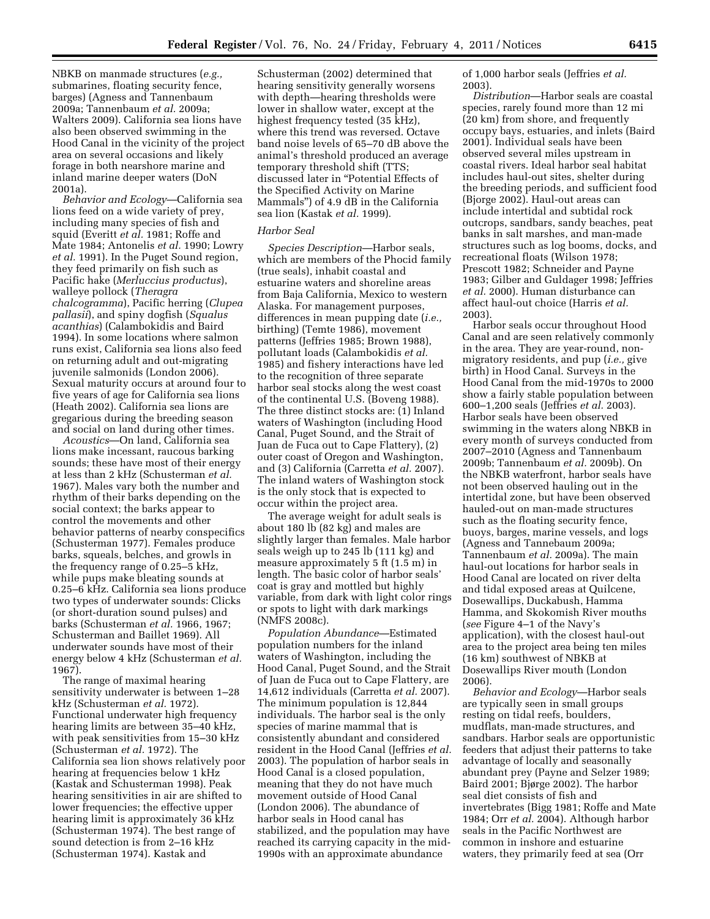NBKB on manmade structures (*e.g.,* submarines, floating security fence, barges) (Agness and Tannenbaum 2009a; Tannenbaum *et al.* 2009a; Walters 2009). California sea lions have also been observed swimming in the Hood Canal in the vicinity of the project area on several occasions and likely forage in both nearshore marine and inland marine deeper waters (DoN 2001a).

*Behavior and Ecology*—California sea lions feed on a wide variety of prey, including many species of fish and squid (Everitt *et al.* 1981; Roffe and Mate 1984; Antonelis *et al.* 1990; Lowry *et al.* 1991). In the Puget Sound region, they feed primarily on fish such as Pacific hake (*Merluccius productus*), walleye pollock (*Theragra chalcogramma*), Pacific herring (*Clupea pallasii*), and spiny dogfish (*Squalus acanthias*) (Calambokidis and Baird 1994). In some locations where salmon runs exist, California sea lions also feed on returning adult and out-migrating juvenile salmonids (London 2006). Sexual maturity occurs at around four to five years of age for California sea lions (Heath 2002). California sea lions are gregarious during the breeding season and social on land during other times.

*Acoustics*—On land, California sea lions make incessant, raucous barking sounds; these have most of their energy at less than 2 kHz (Schusterman *et al.* 1967). Males vary both the number and rhythm of their barks depending on the social context; the barks appear to control the movements and other behavior patterns of nearby conspecifics (Schusterman 1977). Females produce barks, squeals, belches, and growls in the frequency range of 0.25–5 kHz, while pups make bleating sounds at 0.25–6 kHz. California sea lions produce two types of underwater sounds: Clicks (or short-duration sound pulses) and barks (Schusterman *et al.* 1966, 1967; Schusterman and Baillet 1969). All underwater sounds have most of their energy below 4 kHz (Schusterman *et al.* 1967).

The range of maximal hearing sensitivity underwater is between 1–28 kHz (Schusterman *et al.* 1972). Functional underwater high frequency hearing limits are between 35–40 kHz, with peak sensitivities from 15–30 kHz (Schusterman *et al.* 1972). The California sea lion shows relatively poor hearing at frequencies below 1 kHz (Kastak and Schusterman 1998). Peak hearing sensitivities in air are shifted to lower frequencies; the effective upper hearing limit is approximately 36 kHz (Schusterman 1974). The best range of sound detection is from 2–16 kHz (Schusterman 1974). Kastak and Schusterman (2002) determined that hearing sensitivity generally worsens with depth—hearing thresholds were lower in shallow water, except at the highest frequency tested (35 kHz), where this trend was reversed. Octave band noise levels of 65–70 dB above the animal's threshold produced an average temporary threshold shift (TTS; discussed later in "Potential Effects of the Specified Activity on Marine Mammals") of 4.9 dB in the California sea lion (Kastak *et al.* 1999).

### Harbor Seal

*Species Description*—Harbor seals, which are members of the Phocid family (true seals), inhabit coastal and estuarine waters and shoreline areas from Baja California, Mexico to western Alaska. For management purposes, differences in mean pupping date (*i.e.,* birthing) (Temte 1986), movement patterns (Jeffries 1985; Brown 1988), pollutant loads (Calambokidis *et al.* 1985) and fishery interactions have led to the recognition of three separate harbor seal stocks along the west coast of the continental U.S. (Boveng 1988). The three distinct stocks are: (1) Inland waters of Washington (including Hood Canal, Puget Sound, and the Strait of Juan de Fuca out to Cape Flattery), (2) outer coast of Oregon and Washington, and (3) California (Carretta *et al.* 2007). The inland waters of Washington stock is the only stock that is expected to occur within the project area.

The average weight for adult seals is about 180 lb (82 kg) and males are slightly larger than females. Male harbor seals weigh up to 245 lb (111 kg) and measure approximately 5 ft (1.5 m) in length. The basic color of harbor seals' coat is gray and mottled but highly variable, from dark with light color rings or spots to light with dark markings (NMFS 2008c).

*Population Abundance*—Estimated population numbers for the inland waters of Washington, including the Hood Canal, Puget Sound, and the Strait of Juan de Fuca out to Cape Flattery, are 14,612 individuals (Carretta *et al.* 2007). The minimum population is 12,844 individuals. The harbor seal is the only species of marine mammal that is consistently abundant and considered resident in the Hood Canal (Jeffries *et al.* 2003). The population of harbor seals in Hood Canal is a closed population, meaning that they do not have much movement outside of Hood Canal (London 2006). The abundance of harbor seals in Hood canal has stabilized, and the population may have reached its carrying capacity in the mid-1990s with an approximate abundance of 1,000 harbor seals (Jeffries *et al.* 2003).

*Distribution*—Harbor seals are coastal species, rarely found more than 12 mi (20 km) from shore, and frequently occupy bays, estuaries, and inlets (Baird 2001). Individual seals have been observed several miles upstream in coastal rivers. Ideal harbor seal habitat includes haul-out sites, shelter during the breeding periods, and sufficient food (Bjorge 2002). Haul-out areas can include intertidal and subtidal rock outcrops, sandbars, sandy beaches, peat banks in salt marshes, and man-made structures such as log booms, docks, and recreational floats (Wilson 1978; Prescott 1982; Schneider and Payne 1983; Gilber and Guldager 1998; Jeffries *et al.* 2000). Human disturbance can affect haul-out choice (Harris *et al.* 2003).

Harbor seals occur throughout Hood Canal and are seen relatively commonly in the area. They are year-round, non-migratory residents, and pup (*i.e.,* give birth) in Hood Canal. Surveys in the Hood Canal from the mid-1970s to 2000 show a fairly stable population between 600–1,200 seals (Jeffries *et al.* 2003). Harbor seals have been observed swimming in the waters along NBKB in every month of surveys conducted from 2007–2010 (Agness and Tannenbaum 2009b; Tannenbaum *et al.* 2009b). On the NBKB waterfront, harbor seals have not been observed hauling out in the intertidal zone, but have been observed hauled-out on man-made structures such as the floating security fence, buoys, barges, marine vessels, and logs (Agness and Tannebaum 2009a; Tannenbaum *et al.* 2009a). The main haul-out locations for harbor seals in Hood Canal are located on river delta and tidal exposed areas at Quilcene, Dosewallips, Duckabush, Hamma Hamma, and Skokomish River mouths (*see* Figure 4–1 of the Navy's application), with the closest haul-out area to the project area being ten miles (16 km) southwest of NBKB at Dosewallips River mouth (London 2006).

*Behavior and Ecology*—Harbor seals are typically seen in small groups resting on tidal reefs, boulders, mudflats, man-made structures, and sandbars. Harbor seals are opportunistic feeders that adjust their patterns to take advantage of locally and seasonally abundant prey (Payne and Selzer 1989; Baird 2001; Bjørge 2002). The harbor seal diet consists of fish and invertebrates (Bigg 1981; Roffe and Mate 1984; Orr *et al.* 2004). Although harbor seals in the Pacific Northwest are common in inshore and estuarine waters, they primarily feed at sea (Orr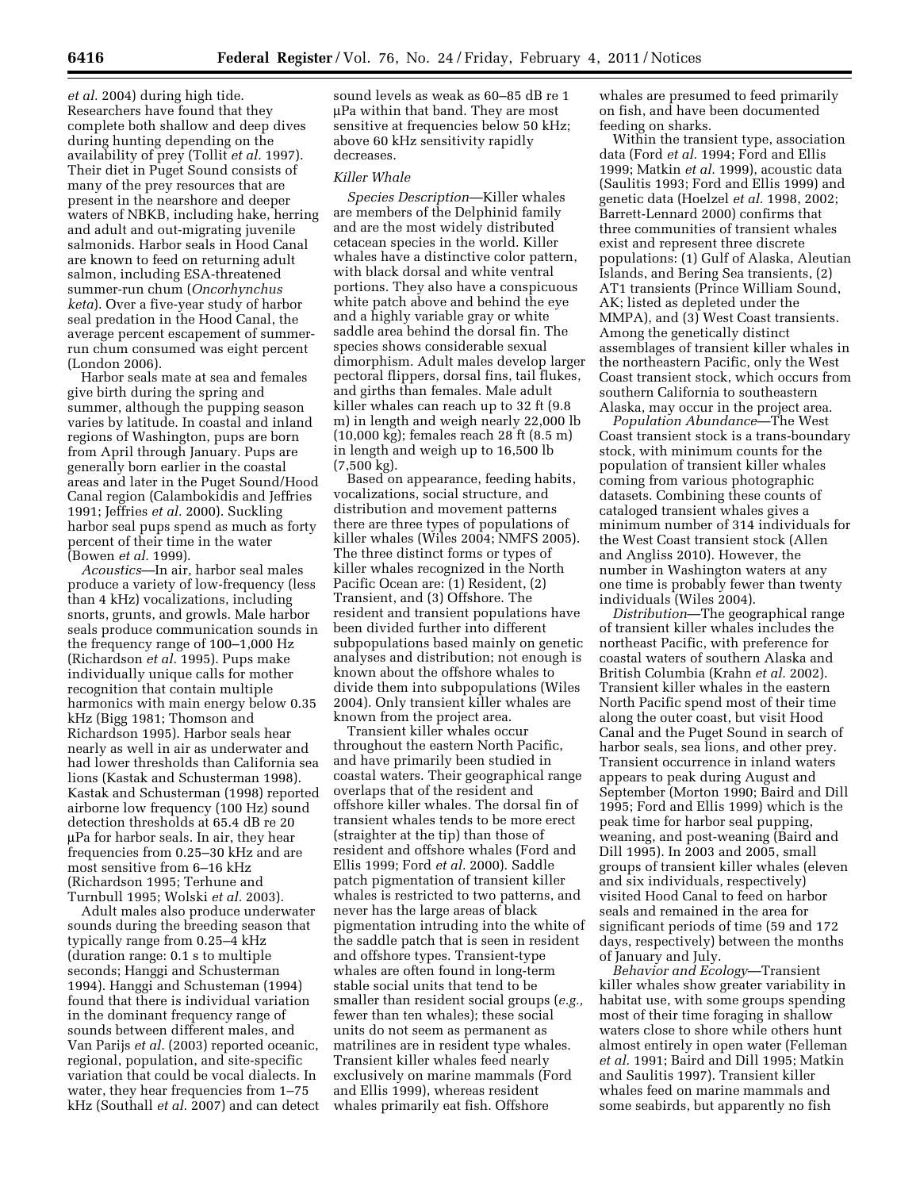*et al.* 2004) during high tide. Researchers have found that they complete both shallow and deep dives during hunting depending on the availability of prey (Tollit *et al.* 1997). Their diet in Puget Sound consists of many of the prey resources that are present in the nearshore and deeper waters of NBKB, including hake, herring and adult and out-migrating juvenile salmonids. Harbor seals in Hood Canal are known to feed on returning adult salmon, including ESA-threatened summer-run chum (*Oncorhynchus keta*). Over a five-year study of harbor seal predation in the Hood Canal, the average percent escapement of summer-run chum consumed was eight percent (London 2006).

Harbor seals mate at sea and females give birth during the spring and summer, although the pupping season varies by latitude. In coastal and inland regions of Washington, pups are born from April through January. Pups are generally born earlier in the coastal areas and later in the Puget Sound/Hood Canal region (Calambokidis and Jeffries 1991; Jeffries *et al.* 2000). Suckling harbor seal pups spend as much as forty percent of their time in the water (Bowen *et al.* 1999).

*Acoustics*—In air, harbor seal males produce a variety of low-frequency (less than 4 kHz) vocalizations, including snorts, grunts, and growls. Male harbor seals produce communication sounds in the frequency range of 100–1,000 Hz (Richardson *et al.* 1995). Pups make individually unique calls for mother recognition that contain multiple harmonics with main energy below 0.35 kHz (Bigg 1981; Thomson and Richardson 1995). Harbor seals hear nearly as well in air as underwater and had lower thresholds than California sea lions (Kastak and Schusterman 1998). Kastak and Schusterman (1998) reported airborne low frequency (100 Hz) sound detection thresholds at 65.4 dB re 20 µPa for harbor seals. In air, they hear frequencies from 0.25–30 kHz and are most sensitive from 6–16 kHz (Richardson 1995; Terhune and Turnbull 1995; Wolski *et al.* 2003).

Adult males also produce underwater sounds during the breeding season that typically range from 0.25–4 kHz (duration range: 0.1 s to multiple seconds; Hanggi and Schusterman 1994). Hanggi and Schusteman (1994) found that there is individual variation in the dominant frequency range of sounds between different males, and Van Parijs *et al.* (2003) reported oceanic, regional, population, and site-specific variation that could be vocal dialects. In water, they hear frequencies from 1–75 kHz (Southall *et al.* 2007) and can detect sound levels as weak as 60–85 dB re 1 µPa within that band. They are most sensitive at frequencies below 50 kHz; above 60 kHz sensitivity rapidly decreases.

*Killer Whale*

*Species Description*—Killer whales are members of the Delphinid family and are the most widely distributed cetacean species in the world. Killer whales have a distinctive color pattern, with black dorsal and white ventral portions. They also have a conspicuous white patch above and behind the eye and a highly variable gray or white saddle area behind the dorsal fin. The species shows considerable sexual dimorphism. Adult males develop larger pectoral flippers, dorsal fins, tail flukes, and girths than females. Male adult killer whales can reach up to 32 ft (9.8 m) in length and weigh nearly 22,000 lb (10,000 kg); females reach 28 ft (8.5 m) in length and weigh up to 16,500 lb (7,500 kg).

Based on appearance, feeding habits, vocalizations, social structure, and distribution and movement patterns there are three types of populations of killer whales (Wiles 2004; NMFS 2005). The three distinct forms or types of killer whales recognized in the North Pacific Ocean are: (1) Resident, (2) Transient, and (3) Offshore. The resident and transient populations have been divided further into different subpopulations based mainly on genetic analyses and distribution; not enough is known about the offshore whales to divide them into subpopulations (Wiles 2004). Only transient killer whales are known from the project area.

Transient killer whales occur throughout the eastern North Pacific, and have primarily been studied in coastal waters. Their geographical range overlaps that of the resident and offshore killer whales. The dorsal fin of transient whales tends to be more erect (straighter at the tip) than those of resident and offshore whales (Ford and Ellis 1999; Ford *et al.* 2000). Saddle patch pigmentation of transient killer whales is restricted to two patterns, and never has the large areas of black pigmentation intruding into the white of the saddle patch that is seen in resident and offshore types. Transient-type whales are often found in long-term stable social units that tend to be smaller than resident social groups (*e.g.,* fewer than ten whales); these social units do not seem as permanent as matrilines are in resident type whales. Transient killer whales feed nearly exclusively on marine mammals (Ford and Ellis 1999), whereas resident whales primarily eat fish. Offshore whales are presumed to feed primarily on fish, and have been documented feeding on sharks.

Within the transient type, association data (Ford *et al.* 1994; Ford and Ellis 1999; Matkin *et al.* 1999), acoustic data (Saulitis 1993; Ford and Ellis 1999) and genetic data (Hoelzel *et al.* 1998, 2002; Barrett-Lennard 2000) confirms that three communities of transient whales exist and represent three discrete populations: (1) Gulf of Alaska, Aleutian Islands, and Bering Sea transients, (2) AT1 transients (Prince William Sound, AK; listed as depleted under the MMPA), and (3) West Coast transients. Among the genetically distinct assemblages of transient killer whales in the northeastern Pacific, only the West Coast transient stock, which occurs from southern California to southeastern Alaska, may occur in the project area.

*Population Abundance*—The West Coast transient stock is a trans-boundary stock, with minimum counts for the population of transient killer whales coming from various photographic datasets. Combining these counts of cataloged transient whales gives a minimum number of 314 individuals for the West Coast transient stock (Allen and Angliss 2010). However, the number in Washington waters at any one time is probably fewer than twenty individuals (Wiles 2004).

*Distribution*—The geographical range of transient killer whales includes the northeast Pacific, with preference for coastal waters of southern Alaska and British Columbia (Krahn *et al.* 2002). Transient killer whales in the eastern North Pacific spend most of their time along the outer coast, but visit Hood Canal and the Puget Sound in search of harbor seals, sea lions, and other prey. Transient occurrence in inland waters appears to peak during August and September (Morton 1990; Baird and Dill 1995; Ford and Ellis 1999) which is the peak time for harbor seal pupping, weaning, and post-weaning (Baird and Dill 1995). In 2003 and 2005, small groups of transient killer whales (eleven and six individuals, respectively) visited Hood Canal to feed on harbor seals and remained in the area for significant periods of time (59 and 172 days, respectively) between the months of January and July.

*Behavior and Ecology*—Transient killer whales show greater variability in habitat use, with some groups spending most of their time foraging in shallow waters close to shore while others hunt almost entirely in open water (Felleman *et al.* 1991; Baird and Dill 1995; Matkin and Saulitis 1997). Transient killer whales feed on marine mammals and some seabirds, but apparently no fish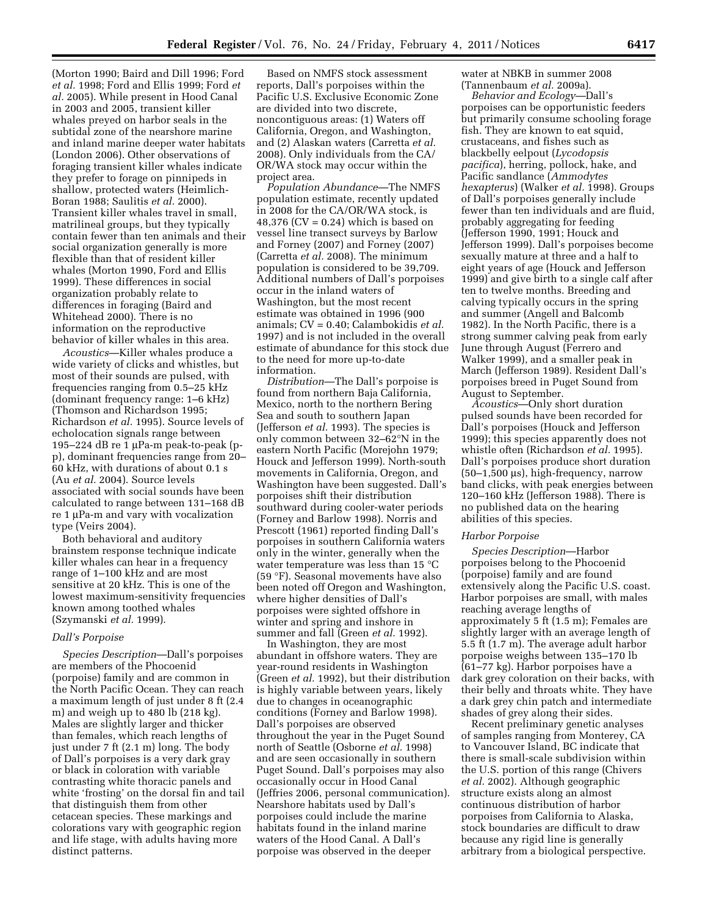(Morton 1990; Baird and Dill 1996; Ford *et al.* 1998; Ford and Ellis 1999; Ford *et al.* 2005). While present in Hood Canal in 2003 and 2005, transient killer whales preyed on harbor seals in the subtidal zone of the nearshore marine and inland marine deeper water habitats (London 2006). Other observations of foraging transient killer whales indicate they prefer to forage on pinnipeds in shallow, protected waters (Heimlich-Boran 1988; Saulitis *et al.* 2000). Transient killer whales travel in small, matrilineal groups, but they typically contain fewer than ten animals and their social organization generally is more flexible than that of resident killer whales (Morton 1990, Ford and Ellis 1999). These differences in social organization probably relate to differences in foraging (Baird and Whitehead 2000). There is no information on the reproductive behavior of killer whales in this area.

*Acoustics*—Killer whales produce a wide variety of clicks and whistles, but most of their sounds are pulsed, with frequencies ranging from 0.5–25 kHz (dominant frequency range: 1–6 kHz) (Thomson and Richardson 1995; Richardson *et al.* 1995). Source levels of echolocation signals range between 195–224 dB re 1 μPa-m peak-to-peak (p-p), dominant frequencies range from 20–60 kHz, with durations of about 0.1 s (Au *et al.* 2004). Source levels associated with social sounds have been calculated to range between 131–168 dB re 1 μPa-m and vary with vocalization type (Veirs 2004).

Both behavioral and auditory brainstem response technique indicate killer whales can hear in a frequency range of 1–100 kHz and are most sensitive at 20 kHz. This is one of the lowest maximum-sensitivity frequencies known among toothed whales (Szymanski *et al.* 1999).

### Dall's Porpoise

*Species Description*—Dall's porpoises are members of the Phocoenid (porpoise) family and are common in the North Pacific Ocean. They can reach a maximum length of just under 8 ft (2.4 m) and weigh up to 480 lb (218 kg). Males are slightly larger and thicker than females, which reach lengths of just under 7 ft (2.1 m) long. The body of Dall's porpoises is a very dark gray or black in coloration with variable contrasting white thoracic panels and white 'frosting' on the dorsal fin and tail that distinguish them from other cetacean species. These markings and colorations vary with geographic region and life stage, with adults having more distinct patterns.

Based on NMFS stock assessment reports, Dall's porpoises within the Pacific U.S. Exclusive Economic Zone are divided into two discrete, noncontiguous areas: (1) Waters off California, Oregon, and Washington, and (2) Alaskan waters (Carretta *et al.* 2008). Only individuals from the CA/OR/WA stock may occur within the project area.

*Population Abundance*—The NMFS population estimate, recently updated in 2008 for the CA/OR/WA stock, is 48,376 (CV = 0.24) which is based on vessel line transect surveys by Barlow and Forney (2007) and Forney (2007) (Carretta *et al.* 2008). The minimum population is considered to be 39,709. Additional numbers of Dall's porpoises occur in the inland waters of Washington, but the most recent estimate was obtained in 1996 (900 animals; CV = 0.40; Calambokidis *et al.* 1997) and is not included in the overall estimate of abundance for this stock due to the need for more up-to-date information.

*Distribution*—The Dall's porpoise is found from northern Baja California, Mexico, north to the northern Bering Sea and south to southern Japan (Jefferson *et al.* 1993). The species is only common between 32–62°N in the eastern North Pacific (Morejohn 1979; Houck and Jefferson 1999). North-south movements in California, Oregon, and Washington have been suggested. Dall's porpoises shift their distribution southward during cooler-water periods (Forney and Barlow 1998). Norris and Prescott (1961) reported finding Dall's porpoises in southern California waters only in the winter, generally when the water temperature was less than 15 °C (59 °F). Seasonal movements have also been noted off Oregon and Washington, where higher densities of Dall's porpoises were sighted offshore in winter and spring and inshore in summer and fall (Green *et al.* 1992).

In Washington, they are most abundant in offshore waters. They are year-round residents in Washington (Green *et al.* 1992), but their distribution is highly variable between years, likely due to changes in oceanographic conditions (Forney and Barlow 1998). Dall's porpoises are observed throughout the year in the Puget Sound north of Seattle (Osborne *et al.* 1998) and are seen occasionally in southern Puget Sound. Dall's porpoises may also occasionally occur in Hood Canal (Jeffries 2006, personal communication). Nearshore habitats used by Dall's porpoises could include the marine habitats found in the inland marine waters of the Hood Canal. A Dall's porpoise was observed in the deeper water at NBKB in summer 2008 (Tannenbaum *et al.* 2009a).

*Behavior and Ecology*—Dall's porpoises can be opportunistic feeders but primarily consume schooling forage fish. They are known to eat squid, crustaceans, and fishes such as blackbelly eelpout (*Lycodopsis pacifica*), herring, pollock, hake, and Pacific sandlance (*Ammodytes hexapterus*) (Walker *et al.* 1998). Groups of Dall's porpoises generally include fewer than ten individuals and are fluid, probably aggregating for feeding (Jefferson 1990, 1991; Houck and Jefferson 1999). Dall's porpoises become sexually mature at three and a half to eight years of age (Houck and Jefferson 1999) and give birth to a single calf after ten to twelve months. Breeding and calving typically occurs in the spring and summer (Angell and Balcomb 1982). In the North Pacific, there is a strong summer calving peak from early June through August (Ferrero and Walker 1999), and a smaller peak in March (Jefferson 1989). Resident Dall's porpoises breed in Puget Sound from August to September.

*Acoustics*—Only short duration pulsed sounds have been recorded for Dall's porpoises (Houck and Jefferson 1999); this species apparently does not whistle often (Richardson *et al.* 1995). Dall's porpoises produce short duration (50–1,500 μs), high-frequency, narrow band clicks, with peak energies between 120–160 kHz (Jefferson 1988). There is no published data on the hearing abilities of this species.

### Harbor Porpoise

*Species Description*—Harbor porpoises belong to the Phocoenid (porpoise) family and are found extensively along the Pacific U.S. coast. Harbor porpoises are small, with males reaching average lengths of approximately 5 ft (1.5 m); Females are slightly larger with an average length of 5.5 ft (1.7 m). The average adult harbor porpoise weighs between 135–170 lb (61–77 kg). Harbor porpoises have a dark grey coloration on their backs, with their belly and throats white. They have a dark grey chin patch and intermediate shades of grey along their sides.

Recent preliminary genetic analyses of samples ranging from Monterey, CA to Vancouver Island, BC indicate that there is small-scale subdivision within the U.S. portion of this range (Chivers *et al.* 2002). Although geographic structure exists along an almost continuous distribution of harbor porpoises from California to Alaska, stock boundaries are difficult to draw because any rigid line is generally arbitrary from a biological perspective.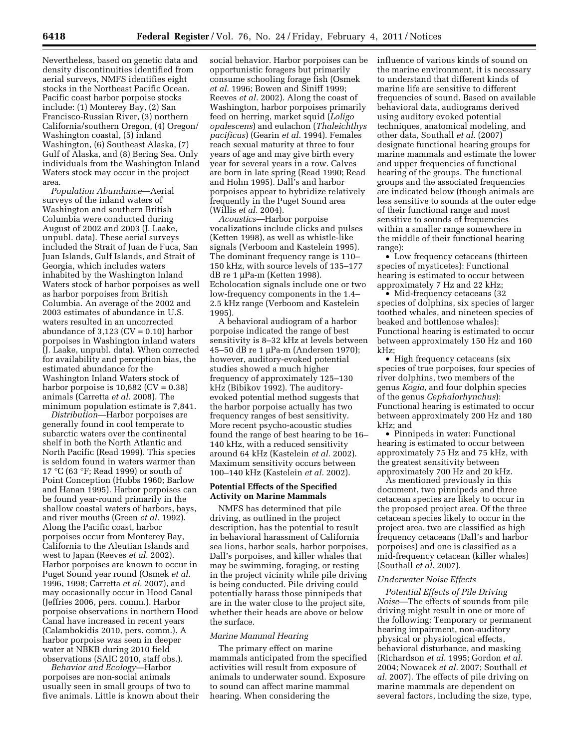Nevertheless, based on genetic data and density discontinuities identified from aerial surveys, NMFS identifies eight stocks in the Northeast Pacific Ocean. Pacific coast harbor porpoise stocks include: (1) Monterey Bay, (2) San Francisco-Russian River, (3) northern California/southern Oregon, (4) Oregon/Washington coastal, (5) inland Washington, (6) Southeast Alaska, (7) Gulf of Alaska, and (8) Bering Sea. Only individuals from the Washington Inland Waters stock may occur in the project area.

*Population Abundance*—Aerial surveys of the inland waters of Washington and southern British Columbia were conducted during August of 2002 and 2003 (J. Laake, unpubl. data). These aerial surveys included the Strait of Juan de Fuca, San Juan Islands, Gulf Islands, and Strait of Georgia, which includes waters inhabited by the Washington Inland Waters stock of harbor porpoises as well as harbor porpoises from British Columbia. An average of the 2002 and 2003 estimates of abundance in U.S. waters resulted in an uncorrected abundance of 3,123 (CV = 0.10) harbor porpoises in Washington inland waters (J. Laake, unpubl. data). When corrected for availability and perception bias, the estimated abundance for the Washington Inland Waters stock of harbor porpoise is 10,682 (CV = 0.38) animals (Carretta *et al.* 2008). The minimum population estimate is 7,841.

*Distribution*—Harbor porpoises are generally found in cool temperate to subarctic waters over the continental shelf in both the North Atlantic and North Pacific (Read 1999). This species is seldom found in waters warmer than 17 °C (63 °F; Read 1999) or south of Point Conception (Hubbs 1960; Barlow and Hanan 1995). Harbor porpoises can be found year-round primarily in the shallow coastal waters of harbors, bays, and river mouths (Green *et al.* 1992). Along the Pacific coast, harbor porpoises occur from Monterey Bay, California to the Aleutian Islands and west to Japan (Reeves *et al.* 2002). Harbor porpoises are known to occur in Puget Sound year round (Osmek *et al.* 1996, 1998; Carretta *et al.* 2007), and may occasionally occur in Hood Canal (Jeffries 2006, pers. comm.). Harbor porpoise observations in northern Hood Canal have increased in recent years (Calambokidis 2010, pers. comm.). A harbor porpoise was seen in deeper water at NBKB during 2010 field observations (SAIC 2010, staff obs.).

*Behavior and Ecology*—Harbor porpoises are non-social animals usually seen in small groups of two to five animals. Little is known about their social behavior. Harbor porpoises can be opportunistic foragers but primarily consume schooling forage fish (Osmek *et al.* 1996; Bowen and Siniff 1999; Reeves *et al.* 2002). Along the coast of Washington, harbor porpoises primarily feed on herring, market squid (*Loligo opalescens*) and eulachon (*Thaleichthys pacificus*) (Gearin *et al.* 1994). Females reach sexual maturity at three to four years of age and may give birth every year for several years in a row. Calves are born in late spring (Read 1990; Read and Hohn 1995). Dall's and harbor porpoises appear to hybridize relatively frequently in the Puget Sound area (Willis *et al.* 2004).

*Acoustics*—Harbor porpoise vocalizations include clicks and pulses (Ketten 1998), as well as whistle-like signals (Verboom and Kastelein 1995). The dominant frequency range is 110–150 kHz, with source levels of 135–177 dB re 1 μPa-m (Ketten 1998). Echolocation signals include one or two low-frequency components in the 1.4–2.5 kHz range (Verboom and Kastelein 1995).

A behavioral audiogram of a harbor porpoise indicated the range of best sensitivity is 8–32 kHz at levels between 45–50 dB re 1 μPa-m (Andersen 1970); however, auditory-evoked potential studies showed a much higher frequency of approximately 125–130 kHz (Bibikov 1992). The auditory-evoked potential method suggests that the harbor porpoise actually has two frequency ranges of best sensitivity. More recent psycho-acoustic studies found the range of best hearing to be 16–140 kHz, with a reduced sensitivity around 64 kHz (Kastelein *et al.* 2002). Maximum sensitivity occurs between 100–140 kHz (Kastelein *et al.* 2002).

## Potential Effects of the Specified Activity on Marine Mammals

NMFS has determined that pile driving, as outlined in the project description, has the potential to result in behavioral harassment of California sea lions, harbor seals, harbor porpoises, Dall's porpoises, and killer whales that may be swimming, foraging, or resting in the project vicinity while pile driving is being conducted. Pile driving could potentially harass those pinnipeds that are in the water close to the project site, whether their heads are above or below the surface.

### *Marine Mammal Hearing*

The primary effect on marine mammals anticipated from the specified activities will result from exposure of animals to underwater sound. Exposure to sound can affect marine mammal hearing. When considering the influence of various kinds of sound on the marine environment, it is necessary to understand that different kinds of marine life are sensitive to different frequencies of sound. Based on available behavioral data, audiograms derived using auditory evoked potential techniques, anatomical modeling, and other data, Southall *et al.* (2007) designate functional hearing groups for marine mammals and estimate the lower and upper frequencies of functional hearing of the groups. The functional groups and the associated frequencies are indicated below (though animals are less sensitive to sounds at the outer edge of their functional range and most sensitive to sounds of frequencies within a smaller range somewhere in the middle of their functional hearing range):

- Low frequency cetaceans (thirteen species of mysticetes): Functional hearing is estimated to occur between approximately 7 Hz and 22 kHz;
- Mid-frequency cetaceans (32 species of dolphins, six species of larger toothed whales, and nineteen species of beaked and bottlenose whales): Functional hearing is estimated to occur between approximately 150 Hz and 160 kHz;
- High frequency cetaceans (six species of true porpoises, four species of river dolphins, two members of the genus *Kogia,* and four dolphin species of the genus *Cephalorhynchus*): Functional hearing is estimated to occur between approximately 200 Hz and 180 kHz; and
- Pinnipeds in water: Functional hearing is estimated to occur between approximately 75 Hz and 75 kHz, with the greatest sensitivity between approximately 700 Hz and 20 kHz.

As mentioned previously in this document, two pinnipeds and three cetacean species are likely to occur in the proposed project area. Of the three cetacean species likely to occur in the project area, two are classified as high frequency cetaceans (Dall's and harbor porpoises) and one is classified as a mid-frequency cetacean (killer whales) (Southall *et al.* 2007).

### *Underwater Noise Effects*

*Potential Effects of Pile Driving Noise*—The effects of sounds from pile driving might result in one or more of the following: Temporary or permanent hearing impairment, non-auditory physical or physiological effects, behavioral disturbance, and masking (Richardson *et al.* 1995; Gordon *et al.* 2004; Nowacek *et al.* 2007; Southall *et al.* 2007). The effects of pile driving on marine mammals are dependent on several factors, including the size, type,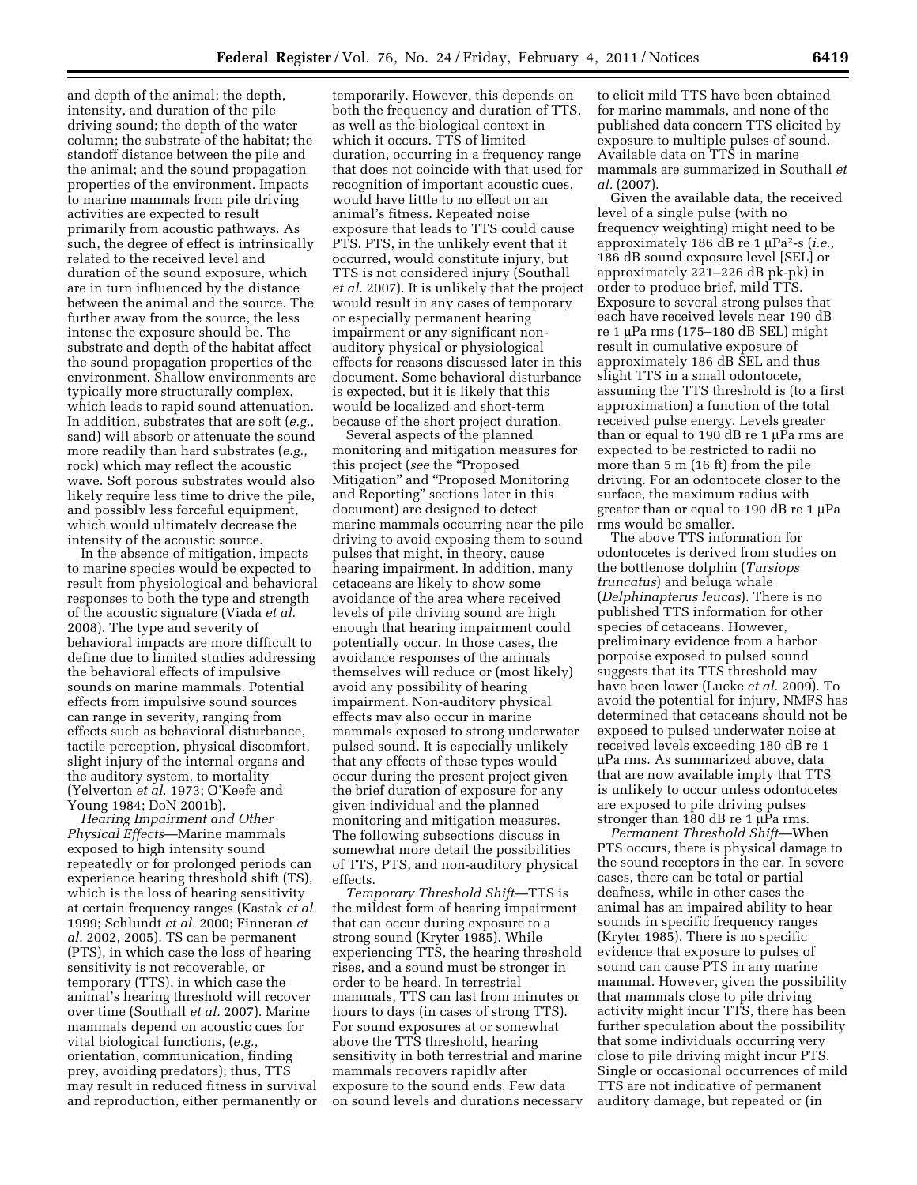and depth of the animal; the depth, intensity, and duration of the pile driving sound; the depth of the water column; the substrate of the habitat; the standoff distance between the pile and the animal; and the sound propagation properties of the environment. Impacts to marine mammals from pile driving activities are expected to result primarily from acoustic pathways. As such, the degree of effect is intrinsically related to the received level and duration of the sound exposure, which are in turn influenced by the distance between the animal and the source. The further away from the source, the less intense the exposure should be. The substrate and depth of the habitat affect the sound propagation properties of the environment. Shallow environments are typically more structurally complex, which leads to rapid sound attenuation. In addition, substrates that are soft (*e.g.,* sand) will absorb or attenuate the sound more readily than hard substrates (*e.g.,* rock) which may reflect the acoustic wave. Soft porous substrates would also likely require less time to drive the pile, and possibly less forceful equipment, which would ultimately decrease the intensity of the acoustic source.

In the absence of mitigation, impacts to marine species would be expected to result from physiological and behavioral responses to both the type and strength of the acoustic signature (Viada *et al.* 2008). The type and severity of behavioral impacts are more difficult to define due to limited studies addressing the behavioral effects of impulsive sounds on marine mammals. Potential effects from impulsive sound sources can range in severity, ranging from effects such as behavioral disturbance, tactile perception, physical discomfort, slight injury of the internal organs and the auditory system, to mortality (Yelverton *et al.* 1973; O'Keefe and Young 1984; DoN 2001b).

*Hearing Impairment and Other Physical Effects*—Marine mammals exposed to high intensity sound repeatedly or for prolonged periods can experience hearing threshold shift (TS), which is the loss of hearing sensitivity at certain frequency ranges (Kastak *et al.* 1999; Schlundt *et al.* 2000; Finneran *et al.* 2002, 2005). TS can be permanent (PTS), in which case the loss of hearing sensitivity is not recoverable, or temporary (TTS), in which case the animal's hearing threshold will recover over time (Southall *et al.* 2007). Marine mammals depend on acoustic cues for vital biological functions, (*e.g.,* orientation, communication, finding prey, avoiding predators); thus, TTS may result in reduced fitness in survival and reproduction, either permanently or temporarily. However, this depends on both the frequency and duration of TTS, as well as the biological context in which it occurs. TTS of limited duration, occurring in a frequency range that does not coincide with that used for recognition of important acoustic cues, would have little to no effect on an animal's fitness. Repeated noise exposure that leads to TTS could cause PTS. PTS, in the unlikely event that it occurred, would constitute injury, but TTS is not considered injury (Southall *et al.* 2007). It is unlikely that the project would result in any cases of temporary or especially permanent hearing impairment or any significant non-auditory physical or physiological effects for reasons discussed later in this document. Some behavioral disturbance is expected, but it is likely that this would be localized and short-term because of the short project duration.

Several aspects of the planned monitoring and mitigation measures for this project (*see* the "Proposed Mitigation" and "Proposed Monitoring and Reporting" sections later in this document) are designed to detect marine mammals occurring near the pile driving to avoid exposing them to sound pulses that might, in theory, cause hearing impairment. In addition, many cetaceans are likely to show some avoidance of the area where received levels of pile driving sound are high enough that hearing impairment could potentially occur. In those cases, the avoidance responses of the animals themselves will reduce or (most likely) avoid any possibility of hearing impairment. Non-auditory physical effects may also occur in marine mammals exposed to strong underwater pulsed sound. It is especially unlikely that any effects of these types would occur during the present project given the brief duration of exposure for any given individual and the planned monitoring and mitigation measures. The following subsections discuss in somewhat more detail the possibilities of TTS, PTS, and non-auditory physical effects.

*Temporary Threshold Shift*—TTS is the mildest form of hearing impairment that can occur during exposure to a strong sound (Kryter 1985). While experiencing TTS, the hearing threshold rises, and a sound must be stronger in order to be heard. In terrestrial mammals, TTS can last from minutes or hours to days (in cases of strong TTS). For sound exposures at or somewhat above the TTS threshold, hearing sensitivity in both terrestrial and marine mammals recovers rapidly after exposure to the sound ends. Few data on sound levels and durations necessary to elicit mild TTS have been obtained for marine mammals, and none of the published data concern TTS elicited by exposure to multiple pulses of sound. Available data on TTS in marine mammals are summarized in Southall *et al.* (2007).

Given the available data, the received level of a single pulse (with no frequency weighting) might need to be approximately 186 dB re 1 $\mu Pa^2$-s (*i.e.,* 186 dB sound exposure level [SEL] or approximately 221–226 dB pk-pk) in order to produce brief, mild TTS. Exposure to several strong pulses that each have received levels near 190 dB re 1 μPa rms (175–180 dB SEL) might result in cumulative exposure of approximately 186 dB SEL and thus slight TTS in a small odontocete, assuming the TTS threshold is (to a first approximation) a function of the total received pulse energy. Levels greater than or equal to 190 dB re 1 μPa rms are expected to be restricted to radii no more than 5 m (16 ft) from the pile driving. For an odontocete closer to the surface, the maximum radius with greater than or equal to 190 dB re 1 μPa rms would be smaller.

The above TTS information for odontocetes is derived from studies on the bottlenose dolphin (*Tursiops truncatus*) and beluga whale (*Delphinapterus leucas*). There is no published TTS information for other species of cetaceans. However, preliminary evidence from a harbor porpoise exposed to pulsed sound suggests that its TTS threshold may have been lower (Lucke *et al.* 2009). To avoid the potential for injury, NMFS has determined that cetaceans should not be exposed to pulsed underwater noise at received levels exceeding 180 dB re 1 μPa rms. As summarized above, data that are now available imply that TTS is unlikely to occur unless odontocetes are exposed to pile driving pulses stronger than 180 dB re 1 μPa rms.

*Permanent Threshold Shift*—When PTS occurs, there is physical damage to the sound receptors in the ear. In severe cases, there can be total or partial deafness, while in other cases the animal has an impaired ability to hear sounds in specific frequency ranges (Kryter 1985). There is no specific evidence that exposure to pulses of sound can cause PTS in any marine mammal. However, given the possibility that mammals close to pile driving activity might incur TTS, there has been further speculation about the possibility that some individuals occurring very close to pile driving might incur PTS. Single or occasional occurrences of mild TTS are not indicative of permanent auditory damage, but repeated or (in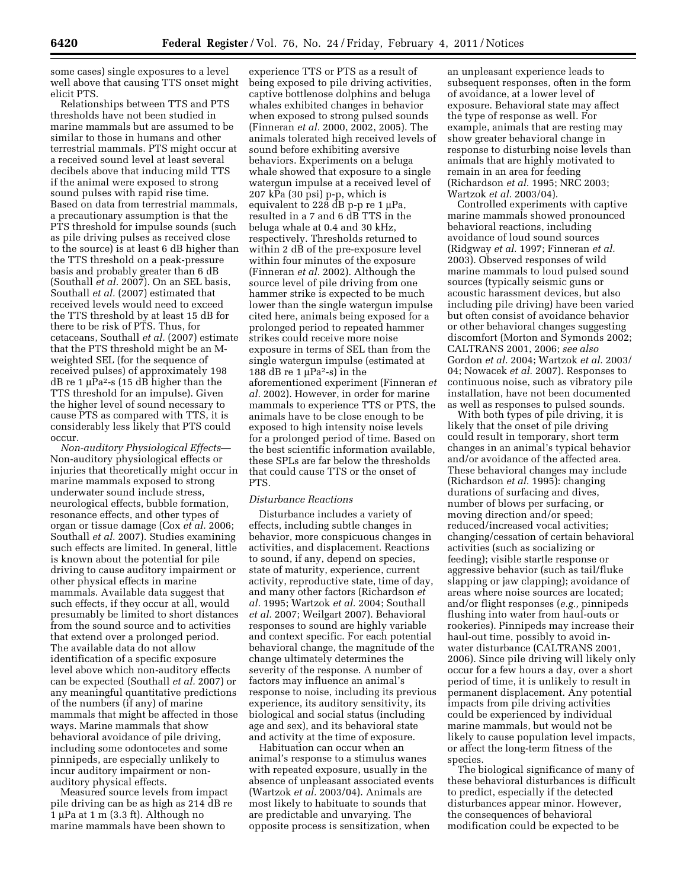some cases) single exposures to a level well above that causing TTS onset might elicit PTS.

Relationships between TTS and PTS thresholds have not been studied in marine mammals but are assumed to be similar to those in humans and other terrestrial mammals. PTS might occur at a received sound level at least several decibels above that inducing mild TTS if the animal were exposed to strong sound pulses with rapid rise time. Based on data from terrestrial mammals, a precautionary assumption is that the PTS threshold for impulse sounds (such as pile driving pulses as received close to the source) is at least 6 dB higher than the TTS threshold on a peak-pressure basis and probably greater than 6 dB (Southall *et al.* 2007). On an SEL basis, Southall *et al.* (2007) estimated that received levels would need to exceed the TTS threshold by at least 15 dB for there to be risk of PTS. Thus, for cetaceans, Southall *et al.* (2007) estimate that the PTS threshold might be an M-weighted SEL (for the sequence of received pulses) of approximately 198 dB re 1 $\mu Pa^2$-s (15 dB higher than the TTS threshold for an impulse). Given the higher level of sound necessary to cause PTS as compared with TTS, it is considerably less likely that PTS could occur.

*Non-auditory Physiological Effects*—Non-auditory physiological effects or injuries that theoretically might occur in marine mammals exposed to strong underwater sound include stress, neurological effects, bubble formation, resonance effects, and other types of organ or tissue damage (Cox *et al.* 2006; Southall *et al.* 2007). Studies examining such effects are limited. In general, little is known about the potential for pile driving to cause auditory impairment or other physical effects in marine mammals. Available data suggest that such effects, if they occur at all, would presumably be limited to short distances from the sound source and to activities that extend over a prolonged period. The available data do not allow identification of a specific exposure level above which non-auditory effects can be expected (Southall *et al.* 2007) or any meaningful quantitative predictions of the numbers (if any) of marine mammals that might be affected in those ways. Marine mammals that show behavioral avoidance of pile driving, including some odontocetes and some pinnipeds, are especially unlikely to incur auditory impairment or non-auditory physical effects.

Measured source levels from impact pile driving can be as high as 214 dB re 1 µPa at 1 m (3.3 ft). Although no marine mammals have been shown to experience TTS or PTS as a result of being exposed to pile driving activities, captive bottlenose dolphins and beluga whales exhibited changes in behavior when exposed to strong pulsed sounds (Finneran *et al.* 2000, 2002, 2005). The animals tolerated high received levels of sound before exhibiting aversive behaviors. Experiments on a beluga whale showed that exposure to a single watergun impulse at a received level of 207 kPa (30 psi) p-p, which is equivalent to 228 dB p-p re 1 µPa, resulted in a 7 and 6 dB TTS in the beluga whale at 0.4 and 30 kHz, respectively. Thresholds returned to within 2 dB of the pre-exposure level within four minutes of the exposure (Finneran *et al.* 2002). Although the source level of pile driving from one hammer strike is expected to be much lower than the single watergun impulse cited here, animals being exposed for a prolonged period to repeated hammer strikes could receive more noise exposure in terms of SEL than from the single watergun impulse (estimated at 188 dB re 1 $\mu Pa^2$-s) in the aforementioned experiment (Finneran *et al.* 2002). However, in order for marine mammals to experience TTS or PTS, the animals have to be close enough to be exposed to high intensity noise levels for a prolonged period of time. Based on the best scientific information available, these SPLs are far below the thresholds that could cause TTS or the onset of PTS.

### *Disturbance Reactions*

Disturbance includes a variety of effects, including subtle changes in behavior, more conspicuous changes in activities, and displacement. Reactions to sound, if any, depend on species, state of maturity, experience, current activity, reproductive state, time of day, and many other factors (Richardson *et al.* 1995; Wartzok *et al.* 2004; Southall *et al.* 2007; Weilgart 2007). Behavioral responses to sound are highly variable and context specific. For each potential behavioral change, the magnitude of the change ultimately determines the severity of the response. A number of factors may influence an animal's response to noise, including its previous experience, its auditory sensitivity, its biological and social status (including age and sex), and its behavioral state and activity at the time of exposure.

Habituation can occur when an animal's response to a stimulus wanes with repeated exposure, usually in the absence of unpleasant associated events (Wartzok *et al.* 2003/04). Animals are most likely to habituate to sounds that are predictable and unvarying. The opposite process is sensitization, when an unpleasant experience leads to subsequent responses, often in the form of avoidance, at a lower level of exposure. Behavioral state may affect the type of response as well. For example, animals that are resting may show greater behavioral change in response to disturbing noise levels than animals that are highly motivated to remain in an area for feeding (Richardson *et al.* 1995; NRC 2003; Wartzok *et al.* 2003/04).

Controlled experiments with captive marine mammals showed pronounced behavioral reactions, including avoidance of loud sound sources (Ridgway *et al.* 1997; Finneran *et al.* 2003). Observed responses of wild marine mammals to loud pulsed sound sources (typically seismic guns or acoustic harassment devices, but also including pile driving) have been varied but often consist of avoidance behavior or other behavioral changes suggesting discomfort (Morton and Symonds 2002; CALTRANS 2001, 2006; *see also* Gordon *et al.* 2004; Wartzok *et al.* 2003/04; Nowacek *et al.* 2007). Responses to continuous noise, such as vibratory pile installation, have not been documented as well as responses to pulsed sounds.

With both types of pile driving, it is likely that the onset of pile driving could result in temporary, short term changes in an animal's typical behavior and/or avoidance of the affected area. These behavioral changes may include (Richardson *et al.* 1995): changing durations of surfacing and dives, number of blows per surfacing, or moving direction and/or speed; reduced/increased vocal activities; changing/cessation of certain behavioral activities (such as socializing or feeding); visible startle response or aggressive behavior (such as tail/fluke slapping or jaw clapping); avoidance of areas where noise sources are located; and/or flight responses (*e.g.,* pinnipeds flushing into water from haul-outs or rookeries). Pinnipeds may increase their haul-out time, possibly to avoid in-water disturbance (CALTRANS 2001, 2006). Since pile driving will likely only occur for a few hours a day, over a short period of time, it is unlikely to result in permanent displacement. Any potential impacts from pile driving activities could be experienced by individual marine mammals, but would not be likely to cause population level impacts, or affect the long-term fitness of the species.

The biological significance of many of these behavioral disturbances is difficult to predict, especially if the detected disturbances appear minor. However, the consequences of behavioral modification could be expected to be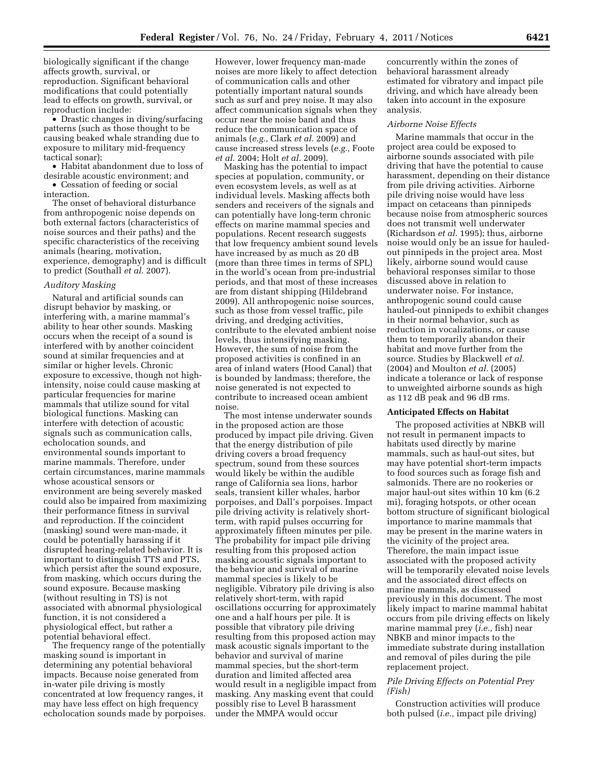biologically significant if the change affects growth, survival, or reproduction. Significant behavioral modifications that could potentially lead to effects on growth, survival, or reproduction include:

- Drastic changes in diving/surfacing patterns (such as those thought to be causing beaked whale stranding due to exposure to military mid-frequency tactical sonar);
- Habitat abandonment due to loss of desirable acoustic environment; and
- Cessation of feeding or social interaction.

The onset of behavioral disturbance from anthropogenic noise depends on both external factors (characteristics of noise sources and their paths) and the specific characteristics of the receiving animals (hearing, motivation, experience, demography) and is difficult to predict (Southall *et al.* 2007).

*Auditory Masking*

Natural and artificial sounds can disrupt behavior by masking, or interfering with, a marine mammal's ability to hear other sounds. Masking occurs when the receipt of a sound is interfered with by another coincident sound at similar frequencies and at similar or higher levels. Chronic exposure to excessive, though not high-intensity, noise could cause masking at particular frequencies for marine mammals that utilize sound for vital biological functions. Masking can interfere with detection of acoustic signals such as communication calls, echolocation sounds, and environmental sounds important to marine mammals. Therefore, under certain circumstances, marine mammals whose acoustical sensors or environment are being severely masked could also be impaired from maximizing their performance fitness in survival and reproduction. If the coincident (masking) sound were man-made, it could be potentially harassing if it disrupted hearing-related behavior. It is important to distinguish TTS and PTS, which persist after the sound exposure, from masking, which occurs during the sound exposure. Because masking (without resulting in TS) is not associated with abnormal physiological function, it is not considered a physiological effect, but rather a potential behavioral effect.

The frequency range of the potentially masking sound is important in determining any potential behavioral impacts. Because noise generated from in-water pile driving is mostly concentrated at low frequency ranges, it may have less effect on high frequency echolocation sounds made by porpoises. However, lower frequency man-made noises are more likely to affect detection of communication calls and other potentially important natural sounds such as surf and prey noise. It may also affect communication signals when they occur near the noise band and thus reduce the communication space of animals (*e.g.,* Clark *et al.* 2009) and cause increased stress levels (*e.g.,* Foote *et al.* 2004; Holt *et al.* 2009).

Masking has the potential to impact species at population, community, or even ecosystem levels, as well as at individual levels. Masking affects both senders and receivers of the signals and can potentially have long-term chronic effects on marine mammal species and populations. Recent research suggests that low frequency ambient sound levels have increased by as much as 20 dB (more than three times in terms of SPL) in the world's ocean from pre-industrial periods, and that most of these increases are from distant shipping (Hildebrand 2009). All anthropogenic noise sources, such as those from vessel traffic, pile driving, and dredging activities, contribute to the elevated ambient noise levels, thus intensifying masking. However, the sum of noise from the proposed activities is confined in an area of inland waters (Hood Canal) that is bounded by landmass; therefore, the noise generated is not expected to contribute to increased ocean ambient noise.

The most intense underwater sounds in the proposed action are those produced by impact pile driving. Given that the energy distribution of pile driving covers a broad frequency spectrum, sound from these sources would likely be within the audible range of California sea lions, harbor seals, transient killer whales, harbor porpoises, and Dall's porpoises. Impact pile driving activity is relatively short-term, with rapid pulses occurring for approximately fifteen minutes per pile. The probability for impact pile driving resulting from this proposed action masking acoustic signals important to the behavior and survival of marine mammal species is likely to be negligible. Vibratory pile driving is also relatively short-term, with rapid oscillations occurring for approximately one and a half hours per pile. It is possible that vibratory pile driving resulting from this proposed action may mask acoustic signals important to the behavior and survival of marine mammal species, but the short-term duration and limited affected area would result in a negligible impact from masking. Any masking event that could possibly rise to Level B harassment under the MMPA would occur concurrently within the zones of behavioral harassment already estimated for vibratory and impact pile driving, and which have already been taken into account in the exposure analysis.

*Airborne Noise Effects*

Marine mammals that occur in the project area could be exposed to airborne sounds associated with pile driving that have the potential to cause harassment, depending on their distance from pile driving activities. Airborne pile driving noise would have less impact on cetaceans than pinnipeds because noise from atmospheric sources does not transmit well underwater (Richardson *et al.* 1995); thus, airborne noise would only be an issue for hauled-out pinnipeds in the project area. Most likely, airborne sound would cause behavioral responses similar to those discussed above in relation to underwater noise. For instance, anthropogenic sound could cause hauled-out pinnipeds to exhibit changes in their normal behavior, such as reduction in vocalizations, or cause them to temporarily abandon their habitat and move further from the source. Studies by Blackwell *et al.* (2004) and Moulton *et al.* (2005) indicate a tolerance or lack of response to unweighted airborne sounds as high as 112 dB peak and 96 dB rms.

**Anticipated Effects on Habitat**

The proposed activities at NBKB will not result in permanent impacts to habitats used directly by marine mammals, such as haul-out sites, but may have potential short-term impacts to food sources such as forage fish and salmonids. There are no rookeries or major haul-out sites within 10 km (6.2 mi), foraging hotspots, or other ocean bottom structure of significant biological importance to marine mammals that may be present in the marine waters in the vicinity of the project area. Therefore, the main impact issue associated with the proposed activity will be temporarily elevated noise levels and the associated direct effects on marine mammals, as discussed previously in this document. The most likely impact to marine mammal habitat occurs from pile driving effects on likely marine mammal prey (*i.e.,* fish) near NBKB and minor impacts to the immediate substrate during installation and removal of piles during the pile replacement project.

*Pile Driving Effects on Potential Prey (Fish)*

Construction activities will produce both pulsed (*i.e.,* impact pile driving)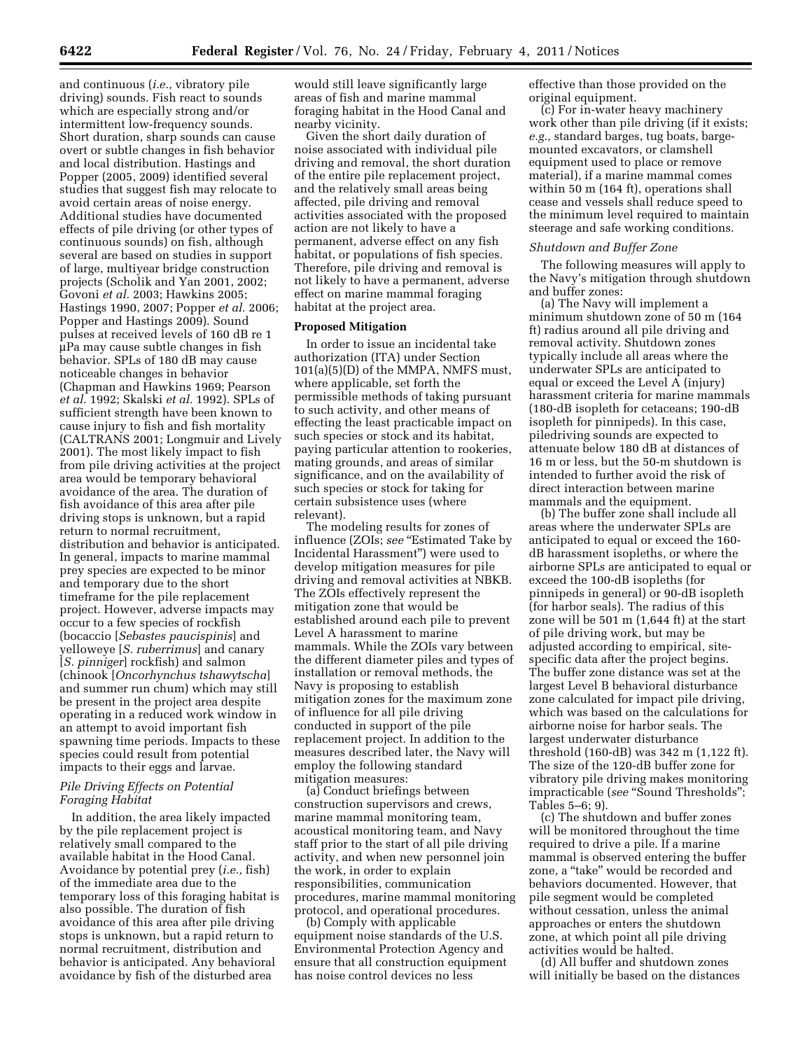and continuous (*i.e.,* vibratory pile driving) sounds. Fish react to sounds which are especially strong and/or intermittent low-frequency sounds. Short duration, sharp sounds can cause overt or subtle changes in fish behavior and local distribution. Hastings and Popper (2005, 2009) identified several studies that suggest fish may relocate to avoid certain areas of noise energy. Additional studies have documented effects of pile driving (or other types of continuous sounds) on fish, although several are based on studies in support of large, multiyear bridge construction projects (Scholik and Yan 2001, 2002; Govoni *et al.* 2003; Hawkins 2005; Hastings 1990, 2007; Popper *et al.* 2006; Popper and Hastings 2009). Sound pulses at received levels of 160 dB re 1 µPa may cause subtle changes in fish behavior. SPLs of 180 dB may cause noticeable changes in behavior (Chapman and Hawkins 1969; Pearson *et al.* 1992; Skalski *et al.* 1992). SPLs of sufficient strength have been known to cause injury to fish and fish mortality (CALTRANS 2001; Longmuir and Lively 2001). The most likely impact to fish from pile driving activities at the project area would be temporary behavioral avoidance of the area. The duration of fish avoidance of this area after pile driving stops is unknown, but a rapid return to normal recruitment, distribution and behavior is anticipated. In general, impacts to marine mammal prey species are expected to be minor and temporary due to the short timeframe for the pile replacement project. However, adverse impacts may occur to a few species of rockfish (bocaccio [*Sebastes paucispinis*] and yelloweye [*S. ruberrimus*] and canary [*S. pinniger*] rockfish) and salmon (chinook [*Oncorhynchus tshawytscha*] and summer run chum) which may still be present in the project area despite operating in a reduced work window in an attempt to avoid important fish spawning time periods. Impacts to these species could result from potential impacts to their eggs and larvae.

*Pile Driving Effects on Potential Foraging Habitat*

In addition, the area likely impacted by the pile replacement project is relatively small compared to the available habitat in the Hood Canal. Avoidance by potential prey (*i.e.,* fish) of the immediate area due to the temporary loss of this foraging habitat is also possible. The duration of fish avoidance of this area after pile driving stops is unknown, but a rapid return to normal recruitment, distribution and behavior is anticipated. Any behavioral avoidance by fish of the disturbed area would still leave significantly large areas of fish and marine mammal foraging habitat in the Hood Canal and nearby vicinity.

Given the short daily duration of noise associated with individual pile driving and removal, the short duration of the entire pile replacement project, and the relatively small areas being affected, pile driving and removal activities associated with the proposed action are not likely to have a permanent, adverse effect on any fish habitat, or populations of fish species. Therefore, pile driving and removal is not likely to have a permanent, adverse effect on marine mammal foraging habitat at the project area.

**Proposed Mitigation**

In order to issue an incidental take authorization (ITA) under Section 101(a)(5)(D) of the MMPA, NMFS must, where applicable, set forth the permissible methods of taking pursuant to such activity, and other means of effecting the least practicable impact on such species or stock and its habitat, paying particular attention to rookeries, mating grounds, and areas of similar significance, and on the availability of such species or stock for taking for certain subsistence uses (where relevant).

The modeling results for zones of influence (ZOIs; *see* "Estimated Take by Incidental Harassment") were used to develop mitigation measures for pile driving and removal activities at NBKB. The ZOIs effectively represent the mitigation zone that would be established around each pile to prevent Level A harassment to marine mammals. While the ZOIs vary between the different diameter piles and types of installation or removal methods, the Navy is proposing to establish mitigation zones for the maximum zone of influence for all pile driving conducted in support of the pile replacement project. In addition to the measures described later, the Navy will employ the following standard mitigation measures:

(a) Conduct briefings between construction supervisors and crews, marine mammal monitoring team, acoustical monitoring team, and Navy staff prior to the start of all pile driving activity, and when new personnel join the work, in order to explain responsibilities, communication procedures, marine mammal monitoring protocol, and operational procedures.

(b) Comply with applicable equipment noise standards of the U.S. Environmental Protection Agency and ensure that all construction equipment has noise control devices no less effective than those provided on the original equipment.

(c) For in-water heavy machinery work other than pile driving (if it exists; *e.g.,* standard barges, tug boats, barge-mounted excavators, or clamshell equipment used to place or remove material), if a marine mammal comes within 50 m (164 ft), operations shall cease and vessels shall reduce speed to the minimum level required to maintain steerage and safe working conditions.

*Shutdown and Buffer Zone*

The following measures will apply to the Navy's mitigation through shutdown and buffer zones:

(a) The Navy will implement a minimum shutdown zone of 50 m (164 ft) radius around all pile driving and removal activity. Shutdown zones typically include all areas where the underwater SPLs are anticipated to equal or exceed the Level A (injury) harassment criteria for marine mammals (180-dB isopleth for cetaceans; 190-dB isopleth for pinnipeds). In this case, piledriving sounds are expected to attenuate below 180 dB at distances of 16 m or less, but the 50-m shutdown is intended to further avoid the risk of direct interaction between marine mammals and the equipment.

(b) The buffer zone shall include all areas where the underwater SPLs are anticipated to equal or exceed the 160-dB harassment isopleths, or where the airborne SPLs are anticipated to equal or exceed the 100-dB isopleths (for pinnipeds in general) or 90-dB isopleth (for harbor seals). The radius of this zone will be 501 m (1,644 ft) at the start of pile driving work, but may be adjusted according to empirical, site-specific data after the project begins. The buffer zone distance was set at the largest Level B behavioral disturbance zone calculated for impact pile driving, which was based on the calculations for airborne noise for harbor seals. The largest underwater disturbance threshold (160-dB) was 342 m (1,122 ft). The size of the 120-dB buffer zone for vibratory pile driving makes monitoring impracticable (*see* "Sound Thresholds"; Tables 5–6; 9).

(c) The shutdown and buffer zones will be monitored throughout the time required to drive a pile. If a marine mammal is observed entering the buffer zone, a "take" would be recorded and behaviors documented. However, that pile segment would be completed without cessation, unless the animal approaches or enters the shutdown zone, at which point all pile driving activities would be halted.

(d) All buffer and shutdown zones will initially be based on the distances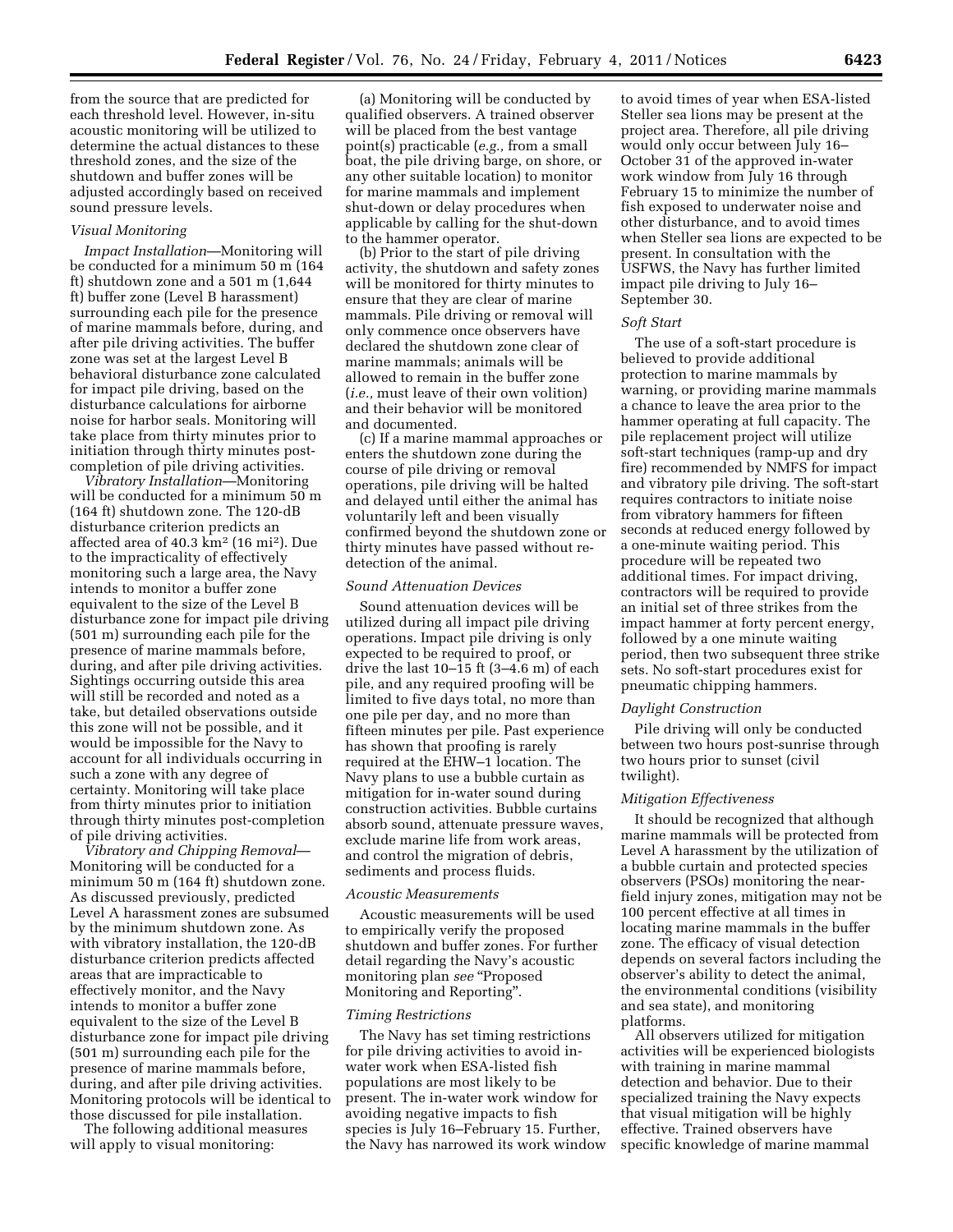from the source that are predicted for each threshold level. However, in-situ acoustic monitoring will be utilized to determine the actual distances to these threshold zones, and the size of the shutdown and buffer zones will be adjusted accordingly based on received sound pressure levels.

*Visual Monitoring*

*Impact Installation*—Monitoring will be conducted for a minimum 50 m (164 ft) shutdown zone and a 501 m (1,644 ft) buffer zone (Level B harassment) surrounding each pile for the presence of marine mammals before, during, and after pile driving activities. The buffer zone was set at the largest Level B behavioral disturbance zone calculated for impact pile driving, based on the disturbance calculations for airborne noise for harbor seals. Monitoring will take place from thirty minutes prior to initiation through thirty minutes post-completion of pile driving activities.

*Vibratory Installation*—Monitoring will be conducted for a minimum 50 m (164 ft) shutdown zone. The 120-dB disturbance criterion predicts an affected area of 40.3 km$^2$ (16 mi$^2$). Due to the impracticality of effectively monitoring such a large area, the Navy intends to monitor a buffer zone equivalent to the size of the Level B disturbance zone for impact pile driving (501 m) surrounding each pile for the presence of marine mammals before, during, and after pile driving activities. Sightings occurring outside this area will still be recorded and noted as a take, but detailed observations outside this zone will not be possible, and it would be impossible for the Navy to account for all individuals occurring in such a zone with any degree of certainty. Monitoring will take place from thirty minutes prior to initiation through thirty minutes post-completion of pile driving activities.

*Vibratory and Chipping Removal*—Monitoring will be conducted for a minimum 50 m (164 ft) shutdown zone. As discussed previously, predicted Level A harassment zones are subsumed by the minimum shutdown zone. As with vibratory installation, the 120-dB disturbance criterion predicts affected areas that are impracticable to effectively monitor, and the Navy intends to monitor a buffer zone equivalent to the size of the Level B disturbance zone for impact pile driving (501 m) surrounding each pile for the presence of marine mammals before, during, and after pile driving activities. Monitoring protocols will be identical to those discussed for pile installation.

The following additional measures will apply to visual monitoring:

(a) Monitoring will be conducted by qualified observers. A trained observer will be placed from the best vantage point(s) practicable (*e.g.,* from a small boat, the pile driving barge, on shore, or any other suitable location) to monitor for marine mammals and implement shut-down or delay procedures when applicable by calling for the shut-down to the hammer operator.

(b) Prior to the start of pile driving activity, the shutdown and safety zones will be monitored for thirty minutes to ensure that they are clear of marine mammals. Pile driving or removal will only commence once observers have declared the shutdown zone clear of marine mammals; animals will be allowed to remain in the buffer zone (*i.e.,* must leave of their own volition) and their behavior will be monitored and documented.

(c) If a marine mammal approaches or enters the shutdown zone during the course of pile driving or removal operations, pile driving will be halted and delayed until either the animal has voluntarily left and been visually confirmed beyond the shutdown zone or thirty minutes have passed without re-detection of the animal.

*Sound Attenuation Devices*

Sound attenuation devices will be utilized during all impact pile driving operations. Impact pile driving is only expected to be required to proof, or drive the last 10–15 ft (3–4.6 m) of each pile, and any required proofing will be limited to five days total, no more than one pile per day, and no more than fifteen minutes per pile. Past experience has shown that proofing is rarely required at the EHW–1 location. The Navy plans to use a bubble curtain as mitigation for in-water sound during construction activities. Bubble curtains absorb sound, attenuate pressure waves, exclude marine life from work areas, and control the migration of debris, sediments and process fluids.

*Acoustic Measurements*

Acoustic measurements will be used to empirically verify the proposed shutdown and buffer zones. For further detail regarding the Navy's acoustic monitoring plan *see* "Proposed Monitoring and Reporting".

*Timing Restrictions*

The Navy has set timing restrictions for pile driving activities to avoid in-water work when ESA-listed fish populations are most likely to be present. The in-water work window for avoiding negative impacts to fish species is July 16–February 15. Further, the Navy has narrowed its work window to avoid times of year when ESA-listed Steller sea lions may be present at the project area. Therefore, all pile driving would only occur between July 16–October 31 of the approved in-water work window from July 16 through February 15 to minimize the number of fish exposed to underwater noise and other disturbance, and to avoid times when Steller sea lions are expected to be present. In consultation with the USFWS, the Navy has further limited impact pile driving to July 16–September 30.

*Soft Start*

The use of a soft-start procedure is believed to provide additional protection to marine mammals by warning, or providing marine mammals a chance to leave the area prior to the hammer operating at full capacity. The pile replacement project will utilize soft-start techniques (ramp-up and dry fire) recommended by NMFS for impact and vibratory pile driving. The soft-start requires contractors to initiate noise from vibratory hammers for fifteen seconds at reduced energy followed by a one-minute waiting period. This procedure will be repeated two additional times. For impact driving, contractors will be required to provide an initial set of three strikes from the impact hammer at forty percent energy, followed by a one minute waiting period, then two subsequent three strike sets. No soft-start procedures exist for pneumatic chipping hammers.

*Daylight Construction*

Pile driving will only be conducted between two hours post-sunrise through two hours prior to sunset (civil twilight).

*Mitigation Effectiveness*

It should be recognized that although marine mammals will be protected from Level A harassment by the utilization of a bubble curtain and protected species observers (PSOs) monitoring the near-field injury zones, mitigation may not be 100 percent effective at all times in locating marine mammals in the buffer zone. The efficacy of visual detection depends on several factors including the observer's ability to detect the animal, the environmental conditions (visibility and sea state), and monitoring platforms.

All observers utilized for mitigation activities will be experienced biologists with training in marine mammal detection and behavior. Due to their specialized training the Navy expects that visual mitigation will be highly effective. Trained observers have specific knowledge of marine mammal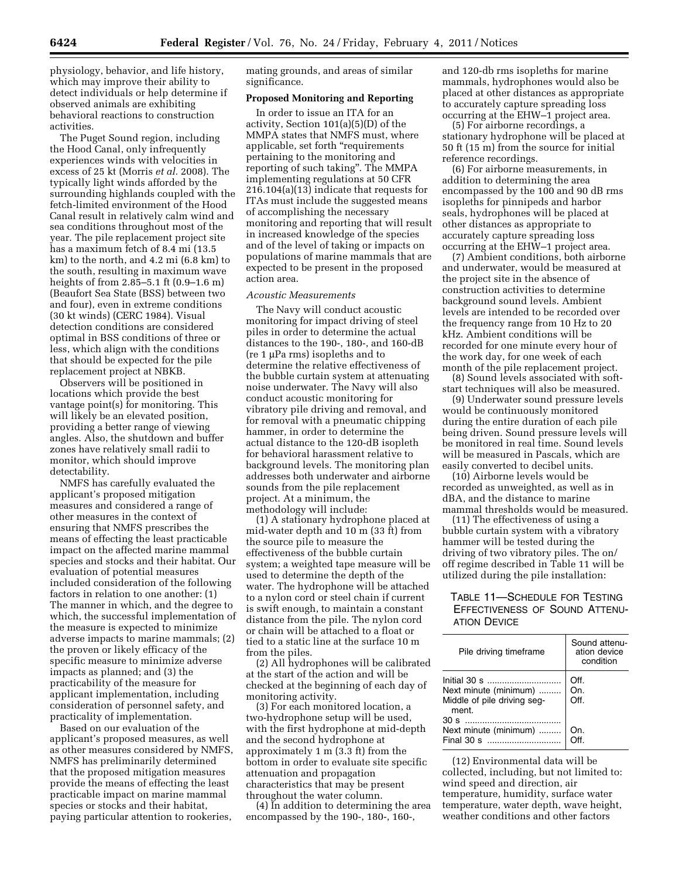physiology, behavior, and life history, which may improve their ability to detect individuals or help determine if observed animals are exhibiting behavioral reactions to construction activities.

The Puget Sound region, including the Hood Canal, only infrequently experiences winds with velocities in excess of 25 kt (Morris *et al.* 2008). The typically light winds afforded by the surrounding highlands coupled with the fetch-limited environment of the Hood Canal result in relatively calm wind and sea conditions throughout most of the year. The pile replacement project site has a maximum fetch of 8.4 mi (13.5 km) to the north, and 4.2 mi (6.8 km) to the south, resulting in maximum wave heights of from 2.85–5.1 ft (0.9–1.6 m) (Beaufort Sea State (BSS) between two and four), even in extreme conditions (30 kt winds) (CERC 1984). Visual detection conditions are considered optimal in BSS conditions of three or less, which align with the conditions that should be expected for the pile replacement project at NBKB.

Observers will be positioned in locations which provide the best vantage point(s) for monitoring. This will likely be an elevated position, providing a better range of viewing angles. Also, the shutdown and buffer zones have relatively small radii to monitor, which should improve detectability.

NMFS has carefully evaluated the applicant's proposed mitigation measures and considered a range of other measures in the context of ensuring that NMFS prescribes the means of effecting the least practicable impact on the affected marine mammal species and stocks and their habitat. Our evaluation of potential measures included consideration of the following factors in relation to one another: (1) The manner in which, and the degree to which, the successful implementation of the measure is expected to minimize adverse impacts to marine mammals; (2) the proven or likely efficacy of the specific measure to minimize adverse impacts as planned; and (3) the practicability of the measure for applicant implementation, including consideration of personnel safety, and practicality of implementation.

Based on our evaluation of the applicant's proposed measures, as well as other measures considered by NMFS, NMFS has preliminarily determined that the proposed mitigation measures provide the means of effecting the least practicable impact on marine mammal species or stocks and their habitat, paying particular attention to rookeries, mating grounds, and areas of similar significance.

**Proposed Monitoring and Reporting**

In order to issue an ITA for an activity, Section 101(a)(5)(D) of the MMPA states that NMFS must, where applicable, set forth "requirements pertaining to the monitoring and reporting of such taking". The MMPA implementing regulations at 50 CFR 216.104(a)(13) indicate that requests for ITAs must include the suggested means of accomplishing the necessary monitoring and reporting that will result in increased knowledge of the species and of the level of taking or impacts on populations of marine mammals that are expected to be present in the proposed action area.

*Acoustic Measurements*

The Navy will conduct acoustic monitoring for impact driving of steel piles in order to determine the actual distances to the 190-, 180-, and 160-dB (re 1 μPa rms) isopleths and to determine the relative effectiveness of the bubble curtain system at attenuating noise underwater. The Navy will also conduct acoustic monitoring for vibratory pile driving and removal, and for removal with a pneumatic chipping hammer, in order to determine the actual distance to the 120-dB isopleth for behavioral harassment relative to background levels. The monitoring plan addresses both underwater and airborne sounds from the pile replacement project. At a minimum, the methodology will include:

(1) A stationary hydrophone placed at mid-water depth and 10 m (33 ft) from the source pile to measure the effectiveness of the bubble curtain system; a weighted tape measure will be used to determine the depth of the water. The hydrophone will be attached to a nylon cord or steel chain if current is swift enough, to maintain a constant distance from the pile. The nylon cord or chain will be attached to a float or tied to a static line at the surface 10 m from the piles.

(2) All hydrophones will be calibrated at the start of the action and will be checked at the beginning of each day of monitoring activity.

(3) For each monitored location, a two-hydrophone setup will be used, with the first hydrophone at mid-depth and the second hydrophone at approximately 1 m (3.3 ft) from the bottom in order to evaluate site specific attenuation and propagation characteristics that may be present throughout the water column.

(4) In addition to determining the area encompassed by the 190-, 180-, 160-, and 120-db rms isopleths for marine mammals, hydrophones would also be placed at other distances as appropriate to accurately capture spreading loss occurring at the EHW–1 project area.

(5) For airborne recordings, a stationary hydrophone will be placed at 50 ft (15 m) from the source for initial reference recordings.

(6) For airborne measurements, in addition to determining the area encompassed by the 100 and 90 dB rms isopleths for pinnipeds and harbor seals, hydrophones will be placed at other distances as appropriate to accurately capture spreading loss occurring at the EHW–1 project area.

(7) Ambient conditions, both airborne and underwater, would be measured at the project site in the absence of construction activities to determine background sound levels. Ambient levels are intended to be recorded over the frequency range from 10 Hz to 20 kHz. Ambient conditions will be recorded for one minute every hour of the work day, for one week of each month of the pile replacement project.

(8) Sound levels associated with soft-start techniques will also be measured.

(9) Underwater sound pressure levels would be continuously monitored during the entire duration of each pile being driven. Sound pressure levels will be monitored in real time. Sound levels will be measured in Pascals, which are easily converted to decibel units.

(10) Airborne levels would be recorded as unweighted, as well as in dBA, and the distance to marine mammal thresholds would be measured.

(11) The effectiveness of using a bubble curtain system with a vibratory hammer will be tested during the driving of two vibratory piles. The on/off regime described in Table 11 will be utilized during the pile installation:

TABLE 11—SCHEDULE FOR TESTING EFFECTIVENESS OF SOUND ATTENUATION DEVICE

| Pile driving timeframe | Sound attenuation device condition |
|---|---|
| Initial 30 s | Off. |
| Next minute (minimum) | On. |
| Middle of pile driving segment. 30 s | Off. |
| Next minute (minimum) | On. |
| Final 30 s | Off. |

(12) Environmental data will be collected, including, but not limited to: wind speed and direction, air temperature, humidity, surface water temperature, water depth, wave height, weather conditions and other factors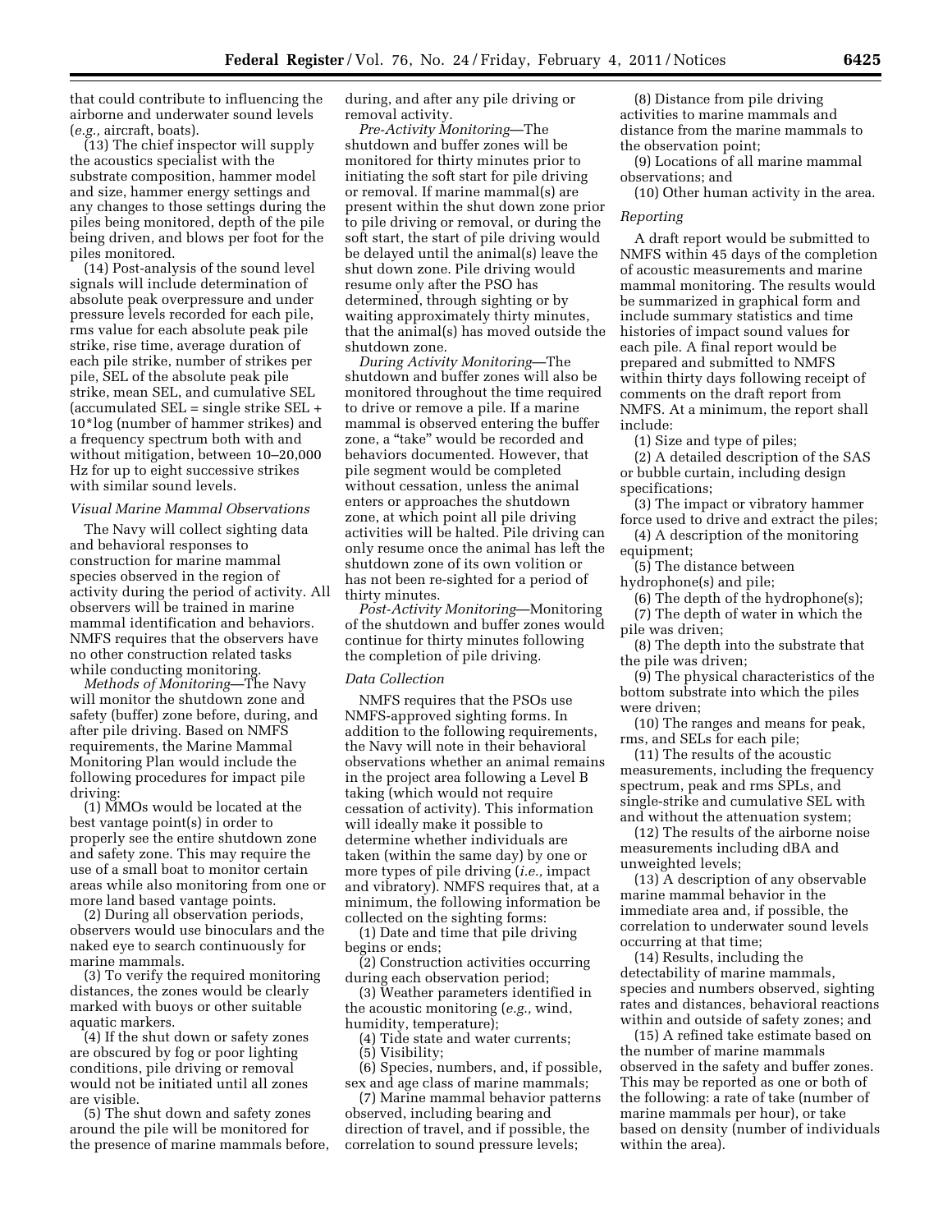that could contribute to influencing the airborne and underwater sound levels (*e.g.,* aircraft, boats).

(13) The chief inspector will supply the acoustics specialist with the substrate composition, hammer model and size, hammer energy settings and any changes to those settings during the piles being monitored, depth of the pile being driven, and blows per foot for the piles monitored.

(14) Post-analysis of the sound level signals will include determination of absolute peak overpressure and under pressure levels recorded for each pile, rms value for each absolute peak pile strike, rise time, average duration of each pile strike, number of strikes per pile, SEL of the absolute peak pile strike, mean SEL, and cumulative SEL (accumulated SEL = single strike SEL + 10*log (number of hammer strikes) and a frequency spectrum both with and without mitigation, between 10–20,000 Hz for up to eight successive strikes with similar sound levels.

*Visual Marine Mammal Observations*

The Navy will collect sighting data and behavioral responses to construction for marine mammal species observed in the region of activity during the period of activity. All observers will be trained in marine mammal identification and behaviors. NMFS requires that the observers have no other construction related tasks while conducting monitoring.

*Methods of Monitoring*—The Navy will monitor the shutdown zone and safety (buffer) zone before, during, and after pile driving. Based on NMFS requirements, the Marine Mammal Monitoring Plan would include the following procedures for impact pile driving:

(1) MMOs would be located at the best vantage point(s) in order to properly see the entire shutdown zone and safety zone. This may require the use of a small boat to monitor certain areas while also monitoring from one or more land based vantage points.

(2) During all observation periods, observers would use binoculars and the naked eye to search continuously for marine mammals.

(3) To verify the required monitoring distances, the zones would be clearly marked with buoys or other suitable aquatic markers.

(4) If the shut down or safety zones are obscured by fog or poor lighting conditions, pile driving or removal would not be initiated until all zones are visible.

(5) The shut down and safety zones around the pile will be monitored for the presence of marine mammals before, during, and after any pile driving or removal activity.

*Pre-Activity Monitoring*—The shutdown and buffer zones will be monitored for thirty minutes prior to initiating the soft start for pile driving or removal. If marine mammal(s) are present within the shut down zone prior to pile driving or removal, or during the soft start, the start of pile driving would be delayed until the animal(s) leave the shut down zone. Pile driving would resume only after the PSO has determined, through sighting or by waiting approximately thirty minutes, that the animal(s) has moved outside the shutdown zone.

*During Activity Monitoring*—The shutdown and buffer zones will also be monitored throughout the time required to drive or remove a pile. If a marine mammal is observed entering the buffer zone, a "take" would be recorded and behaviors documented. However, that pile segment would be completed without cessation, unless the animal enters or approaches the shutdown zone, at which point all pile driving activities will be halted. Pile driving can only resume once the animal has left the shutdown zone of its own volition or has not been re-sighted for a period of thirty minutes.

*Post-Activity Monitoring*—Monitoring of the shutdown and buffer zones would continue for thirty minutes following the completion of pile driving.

*Data Collection*

NMFS requires that the PSOs use NMFS-approved sighting forms. In addition to the following requirements, the Navy will note in their behavioral observations whether an animal remains in the project area following a Level B taking (which would not require cessation of activity). This information will ideally make it possible to determine whether individuals are taken (within the same day) by one or more types of pile driving (*i.e.,* impact and vibratory). NMFS requires that, at a minimum, the following information be collected on the sighting forms:

(1) Date and time that pile driving begins or ends;

(2) Construction activities occurring during each observation period;

(3) Weather parameters identified in the acoustic monitoring (*e.g.,* wind, humidity, temperature);

(4) Tide state and water currents;

(5) Visibility;

(6) Species, numbers, and, if possible, sex and age class of marine mammals;

(7) Marine mammal behavior patterns observed, including bearing and direction of travel, and if possible, the correlation to sound pressure levels;

(8) Distance from pile driving activities to marine mammals and distance from the marine mammals to the observation point;

(9) Locations of all marine mammal observations; and

(10) Other human activity in the area.

*Reporting*

A draft report would be submitted to NMFS within 45 days of the completion of acoustic measurements and marine mammal monitoring. The results would be summarized in graphical form and include summary statistics and time histories of impact sound values for each pile. A final report would be prepared and submitted to NMFS within thirty days following receipt of comments on the draft report from NMFS. At a minimum, the report shall include:

(1) Size and type of piles;

(2) A detailed description of the SAS or bubble curtain, including design specifications;

(3) The impact or vibratory hammer force used to drive and extract the piles;

(4) A description of the monitoring equipment;

(5) The distance between hydrophone(s) and pile;

(6) The depth of the hydrophone(s);

(7) The depth of water in which the pile was driven;

(8) The depth into the substrate that the pile was driven;

(9) The physical characteristics of the bottom substrate into which the piles were driven;

(10) The ranges and means for peak, rms, and SELs for each pile;

(11) The results of the acoustic measurements, including the frequency spectrum, peak and rms SPLs, and single-strike and cumulative SEL with and without the attenuation system;

(12) The results of the airborne noise measurements including dBA and unweighted levels;

(13) A description of any observable marine mammal behavior in the immediate area and, if possible, the correlation to underwater sound levels occurring at that time;

(14) Results, including the detectability of marine mammals, species and numbers observed, sighting rates and distances, behavioral reactions within and outside of safety zones; and

(15) A refined take estimate based on the number of marine mammals observed in the safety and buffer zones. This may be reported as one or both of the following: a rate of take (number of marine mammals per hour), or take based on density (number of individuals within the area).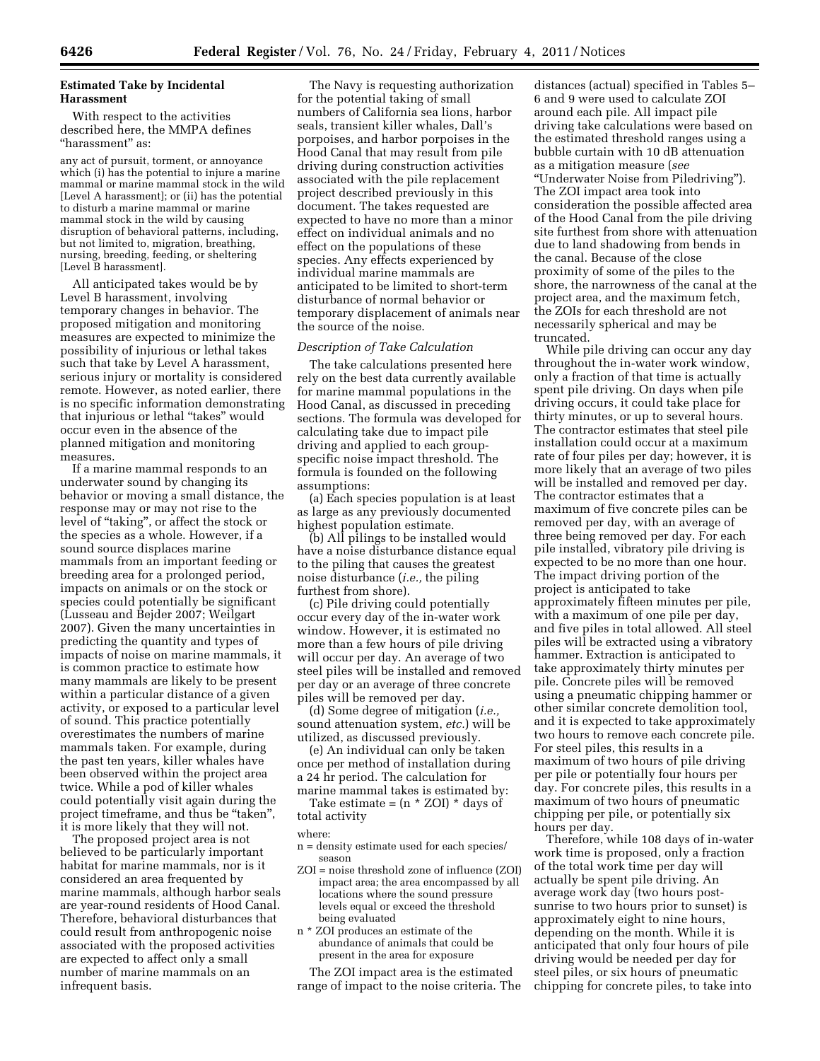### Estimated Take by Incidental Harassment

With respect to the activities described here, the MMPA defines "harassment" as:

any act of pursuit, torment, or annoyance which (i) has the potential to injure a marine mammal or marine mammal stock in the wild [Level A harassment]; or (ii) has the potential to disturb a marine mammal or marine mammal stock in the wild by causing disruption of behavioral patterns, including, but not limited to, migration, breathing, nursing, breeding, feeding, or sheltering [Level B harassment].

All anticipated takes would be by Level B harassment, involving temporary changes in behavior. The proposed mitigation and monitoring measures are expected to minimize the possibility of injurious or lethal takes such that take by Level A harassment, serious injury or mortality is considered remote. However, as noted earlier, there is no specific information demonstrating that injurious or lethal "takes" would occur even in the absence of the planned mitigation and monitoring measures.

If a marine mammal responds to an underwater sound by changing its behavior or moving a small distance, the response may or may not rise to the level of "taking", or affect the stock or the species as a whole. However, if a sound source displaces marine mammals from an important feeding or breeding area for a prolonged period, impacts on animals or on the stock or species could potentially be significant (Lusseau and Bejder 2007; Weilgart 2007). Given the many uncertainties in predicting the quantity and types of impacts of noise on marine mammals, it is common practice to estimate how many mammals are likely to be present within a particular distance of a given activity, or exposed to a particular level of sound. This practice potentially overestimates the numbers of marine mammals taken. For example, during the past ten years, killer whales have been observed within the project area twice. While a pod of killer whales could potentially visit again during the project timeframe, and thus be "taken", it is more likely that they will not.

The proposed project area is not believed to be particularly important habitat for marine mammals, nor is it considered an area frequented by marine mammals, although harbor seals are year-round residents of Hood Canal. Therefore, behavioral disturbances that could result from anthropogenic noise associated with the proposed activities are expected to affect only a small number of marine mammals on an infrequent basis.

The Navy is requesting authorization for the potential taking of small numbers of California sea lions, harbor seals, transient killer whales, Dall's porpoises, and harbor porpoises in the Hood Canal that may result from pile driving during construction activities associated with the pile replacement project described previously in this document. The takes requested are expected to have no more than a minor effect on individual animals and no effect on the populations of these species. Any effects experienced by individual marine mammals are anticipated to be limited to short-term disturbance of normal behavior or temporary displacement of animals near the source of the noise.

#### *Description of Take Calculation*

The take calculations presented here rely on the best data currently available for marine mammal populations in the Hood Canal, as discussed in preceding sections. The formula was developed for calculating take due to impact pile driving and applied to each group-specific noise impact threshold. The formula is founded on the following assumptions:

(a) Each species population is at least as large as any previously documented highest population estimate.

(b) All pilings to be installed would have a noise disturbance distance equal to the piling that causes the greatest noise disturbance (*i.e.,* the piling furthest from shore).

(c) Pile driving could potentially occur every day of the in-water work window. However, it is estimated no more than a few hours of pile driving will occur per day. An average of two steel piles will be installed and removed per day or an average of three concrete piles will be removed per day.

(d) Some degree of mitigation (*i.e.,* sound attenuation system, *etc.*) will be utilized, as discussed previously.

(e) An individual can only be taken once per method of installation during a 24 hr period. The calculation for marine mammal takes is estimated by:

Take estimate = $(n * ZOI)$ * days of total activity

where:

n = density estimate used for each species/season

ZOI = noise threshold zone of influence (ZOI) impact area; the area encompassed by all locations where the sound pressure levels equal or exceed the threshold being evaluated

$n * ZOI$ produces an estimate of the abundance of animals that could be present in the area for exposure

The ZOI impact area is the estimated range of impact to the noise criteria. The distances (actual) specified in Tables 5–6 and 9 were used to calculate ZOI around each pile. All impact pile driving take calculations were based on the estimated threshold ranges using a bubble curtain with 10 dB attenuation as a mitigation measure (*see* "Underwater Noise from Piledriving"). The ZOI impact area took into consideration the possible affected area of the Hood Canal from the pile driving site furthest from shore with attenuation due to land shadowing from bends in the canal. Because of the close proximity of some of the piles to the shore, the narrowness of the canal at the project area, and the maximum fetch, the ZOIs for each threshold are not necessarily spherical and may be truncated.

While pile driving can occur any day throughout the in-water work window, only a fraction of that time is actually spent pile driving. On days when pile driving occurs, it could take place for thirty minutes, or up to several hours. The contractor estimates that steel pile installation could occur at a maximum rate of four piles per day; however, it is more likely that an average of two piles will be installed and removed per day. The contractor estimates that a maximum of five concrete piles can be removed per day, with an average of three being removed per day. For each pile installed, vibratory pile driving is expected to be no more than one hour. The impact driving portion of the project is anticipated to take approximately fifteen minutes per pile, with a maximum of one pile per day, and five piles in total allowed. All steel piles will be extracted using a vibratory hammer. Extraction is anticipated to take approximately thirty minutes per pile. Concrete piles will be removed using a pneumatic chipping hammer or other similar concrete demolition tool, and it is expected to take approximately two hours to remove each concrete pile. For steel piles, this results in a maximum of two hours of pile driving per pile or potentially four hours per day. For concrete piles, this results in a maximum of two hours of pneumatic chipping per pile, or potentially six hours per day.

Therefore, while 108 days of in-water work time is proposed, only a fraction of the total work time per day will actually be spent pile driving. An average work day (two hours post-sunrise to two hours prior to sunset) is approximately eight to nine hours, depending on the month. While it is anticipated that only four hours of pile driving would be needed per day for steel piles, or six hours of pneumatic chipping for concrete piles, to take into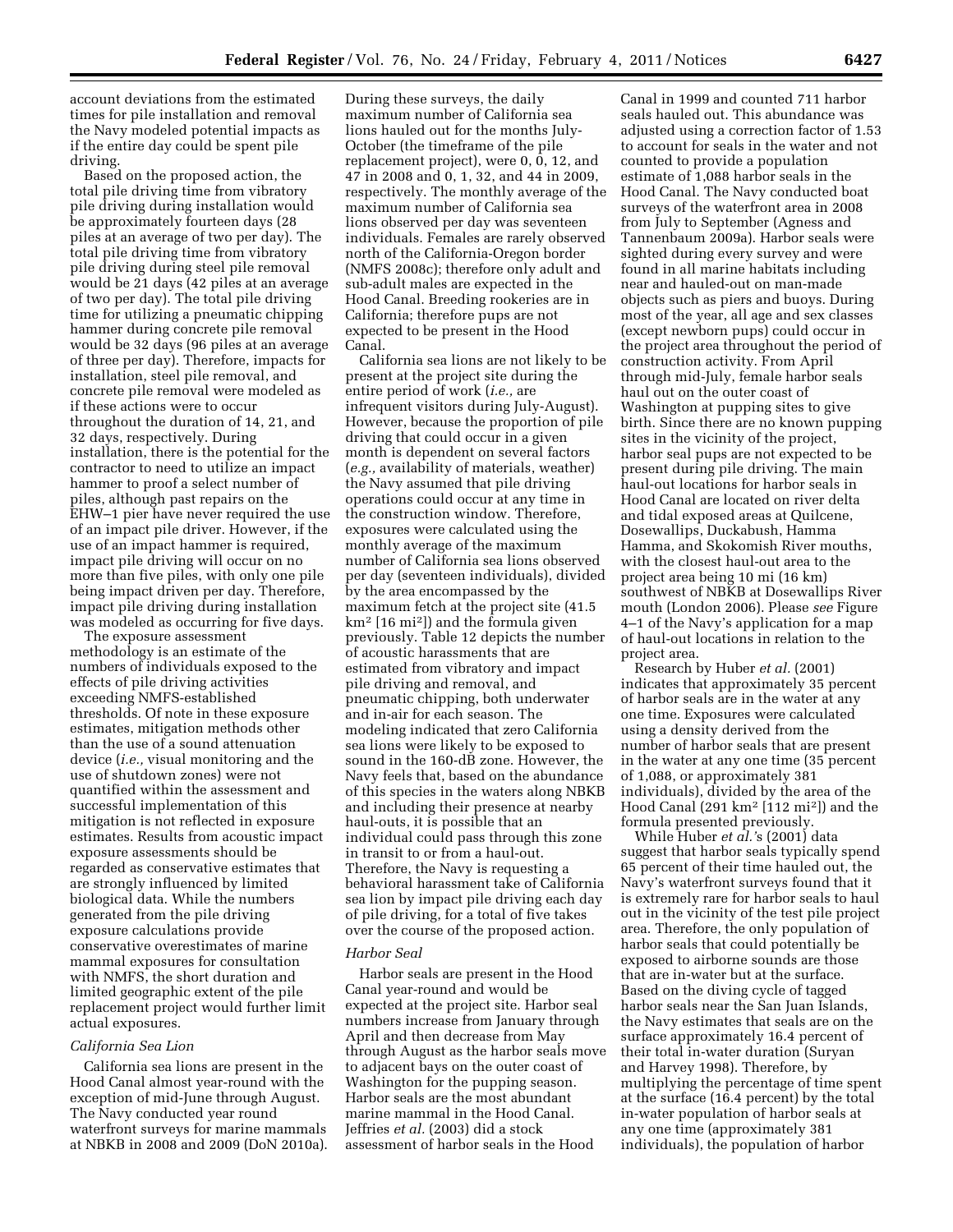account deviations from the estimated times for pile installation and removal the Navy modeled potential impacts as if the entire day could be spent pile driving.

Based on the proposed action, the total pile driving time from vibratory pile driving during installation would be approximately fourteen days (28 piles at an average of two per day). The total pile driving time from vibratory pile driving during steel pile removal would be 21 days (42 piles at an average of two per day). The total pile driving time for utilizing a pneumatic chipping hammer during concrete pile removal would be 32 days (96 piles at an average of three per day). Therefore, impacts for installation, steel pile removal, and concrete pile removal were modeled as if these actions were to occur throughout the duration of 14, 21, and 32 days, respectively. During installation, there is the potential for the contractor to need to utilize an impact hammer to proof a select number of piles, although past repairs on the EHW–1 pier have never required the use of an impact pile driver. However, if the use of an impact hammer is required, impact pile driving will occur on no more than five piles, with only one pile being impact driven per day. Therefore, impact pile driving during installation was modeled as occurring for five days.

The exposure assessment methodology is an estimate of the numbers of individuals exposed to the effects of pile driving activities exceeding NMFS-established thresholds. Of note in these exposure estimates, mitigation methods other than the use of a sound attenuation device (*i.e.,* visual monitoring and the use of shutdown zones) were not quantified within the assessment and successful implementation of this mitigation is not reflected in exposure estimates. Results from acoustic impact exposure assessments should be regarded as conservative estimates that are strongly influenced by limited biological data. While the numbers generated from the pile driving exposure calculations provide conservative overestimates of marine mammal exposures for consultation with NMFS, the short duration and limited geographic extent of the pile replacement project would further limit actual exposures.

*California Sea Lion*

California sea lions are present in the Hood Canal almost year-round with the exception of mid-June through August. The Navy conducted year round waterfront surveys for marine mammals at NBKB in 2008 and 2009 (DoN 2010a). During these surveys, the daily maximum number of California sea lions hauled out for the months July-October (the timeframe of the pile replacement project), were 0, 0, 12, and 47 in 2008 and 0, 1, 32, and 44 in 2009, respectively. The monthly average of the maximum number of California sea lions observed per day was seventeen individuals. Females are rarely observed north of the California-Oregon border (NMFS 2008c); therefore only adult and sub-adult males are expected in the Hood Canal. Breeding rookeries are in California; therefore pups are not expected to be present in the Hood Canal.

California sea lions are not likely to be present at the project site during the entire period of work (*i.e.,* are infrequent visitors during July-August). However, because the proportion of pile driving that could occur in a given month is dependent on several factors (*e.g.,* availability of materials, weather) the Navy assumed that pile driving operations could occur at any time in the construction window. Therefore, exposures were calculated using the monthly average of the maximum number of California sea lions observed per day (seventeen individuals), divided by the area encompassed by the maximum fetch at the project site (41.5 $km^2$ [16 $mi^2$]) and the formula given previously. Table 12 depicts the number of acoustic harassments that are estimated from vibratory and impact pile driving and removal, and pneumatic chipping, both underwater and in-air for each season. The modeling indicated that zero California sea lions were likely to be exposed to sound in the 160-dB zone. However, the Navy feels that, based on the abundance of this species in the waters along NBKB and including their presence at nearby haul-outs, it is possible that an individual could pass through this zone in transit to or from a haul-out. Therefore, the Navy is requesting a behavioral harassment take of California sea lion by impact pile driving each day of pile driving, for a total of five takes over the course of the proposed action.

*Harbor Seal*

Harbor seals are present in the Hood Canal year-round and would be expected at the project site. Harbor seal numbers increase from January through April and then decrease from May through August as the harbor seals move to adjacent bays on the outer coast of Washington for the pupping season. Harbor seals are the most abundant marine mammal in the Hood Canal. Jeffries *et al.* (2003) did a stock assessment of harbor seals in the Hood Canal in 1999 and counted 711 harbor seals hauled out. This abundance was adjusted using a correction factor of 1.53 to account for seals in the water and not counted to provide a population estimate of 1,088 harbor seals in the Hood Canal. The Navy conducted boat surveys of the waterfront area in 2008 from July to September (Agness and Tannenbaum 2009a). Harbor seals were sighted during every survey and were found in all marine habitats including near and hauled-out on man-made objects such as piers and buoys. During most of the year, all age and sex classes (except newborn pups) could occur in the project area throughout the period of construction activity. From April through mid-July, female harbor seals haul out on the outer coast of Washington at pupping sites to give birth. Since there are no known pupping sites in the vicinity of the project, harbor seal pups are not expected to be present during pile driving. The main haul-out locations for harbor seals in Hood Canal are located on river delta and tidal exposed areas at Quilcene, Dosewallips, Duckabush, Hamma Hamma, and Skokomish River mouths, with the closest haul-out area to the project area being 10 mi (16 km) southwest of NBKB at Dosewallips River mouth (London 2006). Please *see* Figure 4–1 of the Navy's application for a map of haul-out locations in relation to the project area.

Research by Huber *et al.* (2001) indicates that approximately 35 percent of harbor seals are in the water at any one time. Exposures were calculated using a density derived from the number of harbor seals that are present in the water at any one time (35 percent of 1,088, or approximately 381 individuals), divided by the area of the Hood Canal (291 $km^2$ [112 $mi^2$]) and the formula presented previously.

While Huber *et al.*'s (2001) data suggest that harbor seals typically spend 65 percent of their time hauled out, the Navy's waterfront surveys found that it is extremely rare for harbor seals to haul out in the vicinity of the test pile project area. Therefore, the only population of harbor seals that could potentially be exposed to airborne sounds are those that are in-water but at the surface. Based on the diving cycle of tagged harbor seals near the San Juan Islands, the Navy estimates that seals are on the surface approximately 16.4 percent of their total in-water duration (Suryan and Harvey 1998). Therefore, by multiplying the percentage of time spent at the surface (16.4 percent) by the total in-water population of harbor seals at any one time (approximately 381 individuals), the population of harbor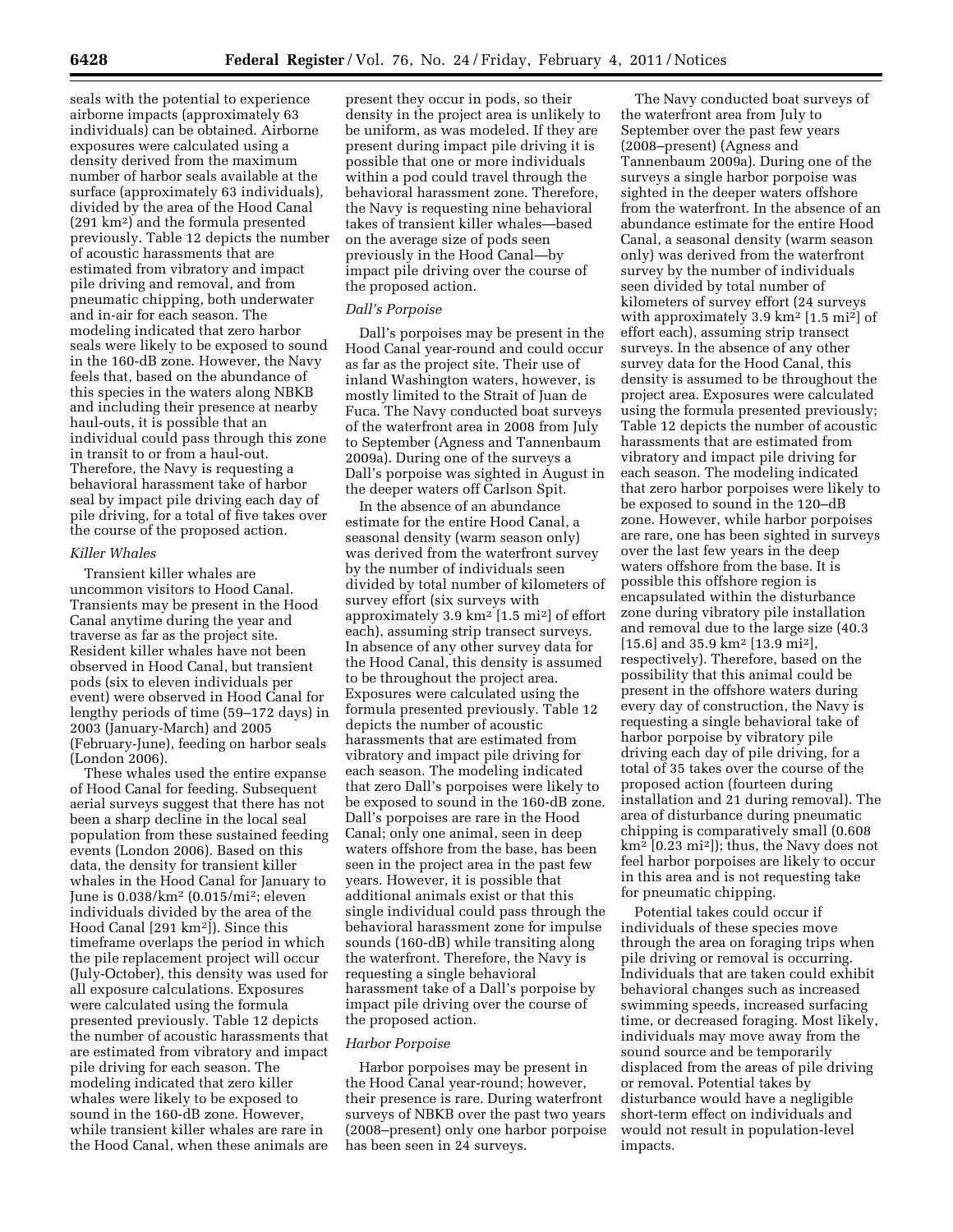seals with the potential to experience airborne impacts (approximately 63 individuals) can be obtained. Airborne exposures were calculated using a density derived from the maximum number of harbor seals available at the surface (approximately 63 individuals), divided by the area of the Hood Canal (291 km$^2$) and the formula presented previously. Table 12 depicts the number of acoustic harassments that are estimated from vibratory and impact pile driving and removal, and from pneumatic chipping, both underwater and in-air for each season. The modeling indicated that zero harbor seals were likely to be exposed to sound in the 160-dB zone. However, the Navy feels that, based on the abundance of this species in the waters along NBKB and including their presence at nearby haul-outs, it is possible that an individual could pass through this zone in transit to or from a haul-out. Therefore, the Navy is requesting a behavioral harassment take of harbor seal by impact pile driving each day of pile driving, for a total of five takes over the course of the proposed action.

### *Killer Whales*

Transient killer whales are uncommon visitors to Hood Canal. Transients may be present in the Hood Canal anytime during the year and traverse as far as the project site. Resident killer whales have not been observed in Hood Canal, but transient pods (six to eleven individuals per event) were observed in Hood Canal for lengthy periods of time (59–172 days) in 2003 (January-March) and 2005 (February-June), feeding on harbor seals (London 2006).

These whales used the entire expanse of Hood Canal for feeding. Subsequent aerial surveys suggest that there has not been a sharp decline in the local seal population from these sustained feeding events (London 2006). Based on this data, the density for transient killer whales in the Hood Canal for January to June is 0.038/km$^2$ (0.015/mi$^2$; eleven individuals divided by the area of the Hood Canal [291 km$^2$]). Since this timeframe overlaps the period in which the pile replacement project will occur (July-October), this density was used for all exposure calculations. Exposures were calculated using the formula presented previously. Table 12 depicts the number of acoustic harassments that are estimated from vibratory and impact pile driving for each season. The modeling indicated that zero killer whales were likely to be exposed to sound in the 160-dB zone. However, while transient killer whales are rare in the Hood Canal, when these animals are present they occur in pods, so their density in the project area is unlikely to be uniform, as was modeled. If they are present during impact pile driving it is possible that one or more individuals within a pod could travel through the behavioral harassment zone. Therefore, the Navy is requesting nine behavioral takes of transient killer whales—based on the average size of pods seen previously in the Hood Canal—by impact pile driving over the course of the proposed action.

### *Dall's Porpoise*

Dall's porpoises may be present in the Hood Canal year-round and could occur as far as the project site. Their use of inland Washington waters, however, is mostly limited to the Strait of Juan de Fuca. The Navy conducted boat surveys of the waterfront area in 2008 from July to September (Agness and Tannenbaum 2009a). During one of the surveys a Dall's porpoise was sighted in August in the deeper waters off Carlson Spit.

In the absence of an abundance estimate for the entire Hood Canal, a seasonal density (warm season only) was derived from the waterfront survey by the number of individuals seen divided by total number of kilometers of survey effort (six surveys with approximately 3.9 km$^2$ [1.5 mi$^2$] of effort each), assuming strip transect surveys. In absence of any other survey data for the Hood Canal, this density is assumed to be throughout the project area. Exposures were calculated using the formula presented previously. Table 12 depicts the number of acoustic harassments that are estimated from vibratory and impact pile driving for each season. The modeling indicated that zero Dall's porpoises were likely to be exposed to sound in the 160-dB zone. Dall's porpoises are rare in the Hood Canal; only one animal, seen in deep waters offshore from the base, has been seen in the project area in the past few years. However, it is possible that additional animals exist or that this single individual could pass through the behavioral harassment zone for impulse sounds (160-dB) while transiting along the waterfront. Therefore, the Navy is requesting a single behavioral harassment take of a Dall's porpoise by impact pile driving over the course of the proposed action.

### *Harbor Porpoise*

Harbor porpoises may be present in the Hood Canal year-round; however, their presence is rare. During waterfront surveys of NBKB over the past two years (2008–present) only one harbor porpoise has been seen in 24 surveys.

The Navy conducted boat surveys of the waterfront area from July to September over the past few years (2008–present) (Agness and Tannenbaum 2009a). During one of the surveys a single harbor porpoise was sighted in the deeper waters offshore from the waterfront. In the absence of an abundance estimate for the entire Hood Canal, a seasonal density (warm season only) was derived from the waterfront survey by the number of individuals seen divided by total number of kilometers of survey effort (24 surveys with approximately 3.9 km$^2$ [1.5 mi$^2$] of effort each), assuming strip transect surveys. In the absence of any other survey data for the Hood Canal, this density is assumed to be throughout the project area. Exposures were calculated using the formula presented previously; Table 12 depicts the number of acoustic harassments that are estimated from vibratory and impact pile driving for each season. The modeling indicated that zero harbor porpoises were likely to be exposed to sound in the 120–dB zone. However, while harbor porpoises are rare, one has been sighted in surveys over the last few years in the deep waters offshore from the base. It is possible this offshore region is encapsulated within the disturbance zone during vibratory pile installation and removal due to the large size (40.3 [15.6] and 35.9 km$^2$ [13.9 mi$^2$], respectively). Therefore, based on the possibility that this animal could be present in the offshore waters during every day of construction, the Navy is requesting a single behavioral take of harbor porpoise by vibratory pile driving each day of pile driving, for a total of 35 takes over the course of the proposed action (fourteen during installation and 21 during removal). The area of disturbance during pneumatic chipping is comparatively small (0.608 km$^2$ [0.23 mi$^2$]); thus, the Navy does not feel harbor porpoises are likely to occur in this area and is not requesting take for pneumatic chipping.

Potential takes could occur if individuals of these species move through the area on foraging trips when pile driving or removal is occurring. Individuals that are taken could exhibit behavioral changes such as increased swimming speeds, increased surfacing time, or decreased foraging. Most likely, individuals may move away from the sound source and be temporarily displaced from the areas of pile driving or removal. Potential takes by disturbance would have a negligible short-term effect on individuals and would not result in population-level impacts.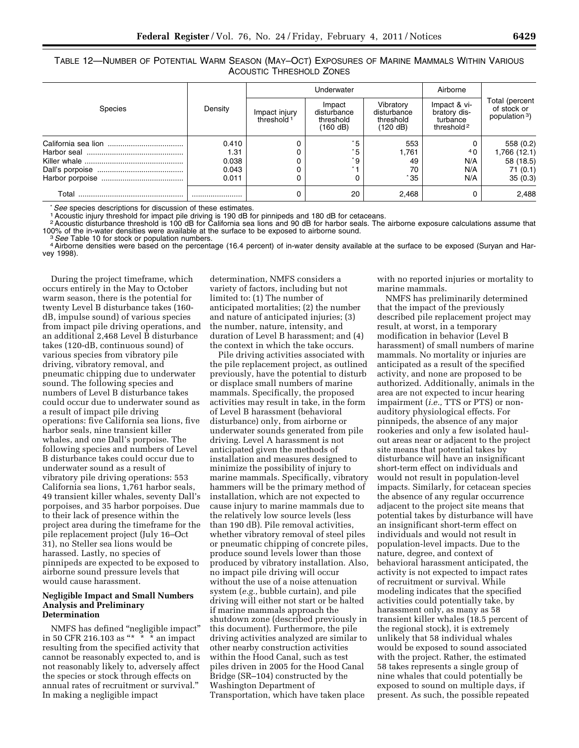TABLE 12—NUMBER OF POTENTIAL WARM SEASON (MAY–OCT) EXPOSURES OF MARINE MAMMALS WITHIN VARIOUS ACOUSTIC THRESHOLD ZONES

| Species | Density | Underwater | | | Airborne | Total (percent of stock or population [3]) |
|---|---|---|---|---|---|---|
| | | Impact injury threshold [1] | Impact disturbance threshold (160 dB) | Vibratory disturbance threshold (120 dB) | Impact & vibratory disturbance threshold [2] | |
| California sea lion | 0.410 | 0 | * 5 | 553 | 0 | 558 (0.2) |
| Harbor seal | 1.31 | 0 | * 5 | 1,761 | [4] 0 | 1,766 (12.1) |
| Killer whale | 0.038 | 0 | * 9 | 49 | N/A | 58 (18.5) |
| Dall's porpoise | 0.043 | 0 | * 1 | 70 | N/A | 71 (0.1) |
| Harbor porpoise | 0.011 | 0 | 0 | * 35 | N/A | 35 (0.3) |
| Total | | 0 | 20 | 2,468 | 0 | 2,488 |

* *See* species descriptions for discussion of these estimates.
[1] Acoustic injury threshold for impact pile driving is 190 dB for pinnipeds and 180 dB for cetaceans.
[2] Acoustic disturbance threshold is 100 dB for California sea lions and 90 dB for harbor seals. The airborne exposure calculations assume that 100% of the in-water densities were available at the surface to be exposed to airborne sound.
[3] *See* Table 10 for stock or population numbers.
[4] Airborne densities were based on the percentage (16.4 percent) of in-water density available at the surface to be exposed (Suryan and Harvey 1998).

During the project timeframe, which occurs entirely in the May to October warm season, there is the potential for twenty Level B disturbance takes (160-dB, impulse sound) of various species from impact pile driving operations, and an additional 2,468 Level B disturbance takes (120-dB, continuous sound) of various species from vibratory pile driving, vibratory removal, and pneumatic chipping due to underwater sound. The following species and numbers of Level B disturbance takes could occur due to underwater sound as a result of impact pile driving operations: five California sea lions, five harbor seals, nine transient killer whales, and one Dall's porpoise. The following species and numbers of Level B disturbance takes could occur due to underwater sound as a result of vibratory pile driving operations: 553 California sea lions, 1,761 harbor seals, 49 transient killer whales, seventy Dall's porpoises, and 35 harbor porpoises. Due to their lack of presence within the project area during the timeframe for the pile replacement project (July 16–Oct 31), no Steller sea lions would be harassed. Lastly, no species of pinnipeds are expected to be exposed to airborne sound pressure levels that would cause harassment.

**Negligible Impact and Small Numbers Analysis and Preliminary Determination**

NMFS has defined "negligible impact" in 50 CFR 216.103 as "* * * an impact resulting from the specified activity that cannot be reasonably expected to, and is not reasonably likely to, adversely affect the species or stock through effects on annual rates of recruitment or survival." In making a negligible impact determination, NMFS considers a variety of factors, including but not limited to: (1) The number of anticipated mortalities; (2) the number and nature of anticipated injuries; (3) the number, nature, intensity, and duration of Level B harassment; and (4) the context in which the take occurs.

Pile driving activities associated with the pile replacement project, as outlined previously, have the potential to disturb or displace small numbers of marine mammals. Specifically, the proposed activities may result in take, in the form of Level B harassment (behavioral disturbance) only, from airborne or underwater sounds generated from pile driving. Level A harassment is not anticipated given the methods of installation and measures designed to minimize the possibility of injury to marine mammals. Specifically, vibratory hammers will be the primary method of installation, which are not expected to cause injury to marine mammals due to the relatively low source levels (less than 190 dB). Pile removal activities, whether vibratory removal of steel piles or pneumatic chipping of concrete piles, produce sound levels lower than those produced by vibratory installation. Also, no impact pile driving will occur without the use of a noise attenuation system (*e.g.,* bubble curtain), and pile driving will either not start or be halted if marine mammals approach the shutdown zone (described previously in this document). Furthermore, the pile driving activities analyzed are similar to other nearby construction activities within the Hood Canal, such as test piles driven in 2005 for the Hood Canal Bridge (SR–104) constructed by the Washington Department of Transportation, which have taken place with no reported injuries or mortality to marine mammals.

NMFS has preliminarily determined that the impact of the previously described pile replacement project may result, at worst, in a temporary modification in behavior (Level B harassment) of small numbers of marine mammals. No mortality or injuries are anticipated as a result of the specified activity, and none are proposed to be authorized. Additionally, animals in the area are not expected to incur hearing impairment (*i.e.,* TTS or PTS) or non-auditory physiological effects. For pinnipeds, the absence of any major rookeries and only a few isolated haul-out areas near or adjacent to the project site means that potential takes by disturbance will have an insignificant short-term effect on individuals and would not result in population-level impacts. Similarly, for cetacean species the absence of any regular occurrence adjacent to the project site means that potential takes by disturbance will have an insignificant short-term effect on individuals and would not result in population-level impacts. Due to the nature, degree, and context of behavioral harassment anticipated, the activity is not expected to impact rates of recruitment or survival. While modeling indicates that the specified activities could potentially take, by harassment only, as many as 58 transient killer whales (18.5 percent of the regional stock), it is extremely unlikely that 58 individual whales would be exposed to sound associated with the project. Rather, the estimated 58 takes represents a single group of nine whales that could potentially be exposed to sound on multiple days, if present. As such, the possible repeated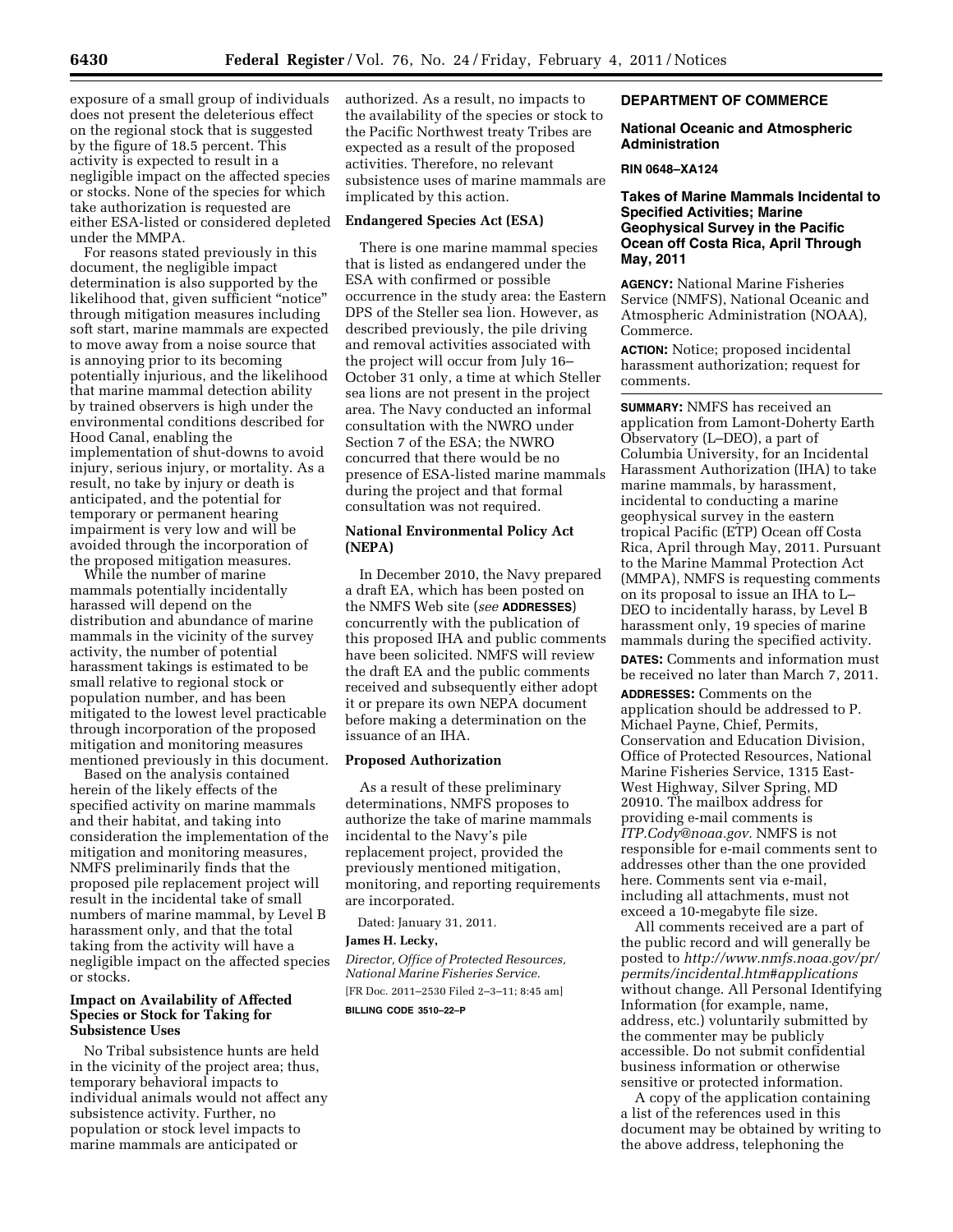exposure of a small group of individuals does not present the deleterious effect on the regional stock that is suggested by the figure of 18.5 percent. This activity is expected to result in a negligible impact on the affected species or stocks. None of the species for which take authorization is requested are either ESA-listed or considered depleted under the MMPA.

For reasons stated previously in this document, the negligible impact determination is also supported by the likelihood that, given sufficient "notice" through mitigation measures including soft start, marine mammals are expected to move away from a noise source that is annoying prior to its becoming potentially injurious, and the likelihood that marine mammal detection ability by trained observers is high under the environmental conditions described for Hood Canal, enabling the implementation of shut-downs to avoid injury, serious injury, or mortality. As a result, no take by injury or death is anticipated, and the potential for temporary or permanent hearing impairment is very low and will be avoided through the incorporation of the proposed mitigation measures.

While the number of marine mammals potentially incidentally harassed will depend on the distribution and abundance of marine mammals in the vicinity of the survey activity, the number of potential harassment takings is estimated to be small relative to regional stock or population number, and has been mitigated to the lowest level practicable through incorporation of the proposed mitigation and monitoring measures mentioned previously in this document.

Based on the analysis contained herein of the likely effects of the specified activity on marine mammals and their habitat, and taking into consideration the implementation of the mitigation and monitoring measures, NMFS preliminarily finds that the proposed pile replacement project will result in the incidental take of small numbers of marine mammal, by Level B harassment only, and that the total taking from the activity will have a negligible impact on the affected species or stocks.

## Impact on Availability of Affected Species or Stock for Taking for Subsistence Uses

No Tribal subsistence hunts are held in the vicinity of the project area; thus, temporary behavioral impacts to individual animals would not affect any subsistence activity. Further, no population or stock level impacts to marine mammals are anticipated or authorized. As a result, no impacts to the availability of the species or stock to the Pacific Northwest treaty Tribes are expected as a result of the proposed activities. Therefore, no relevant subsistence uses of marine mammals are implicated by this action.

## Endangered Species Act (ESA)

There is one marine mammal species that is listed as endangered under the ESA with confirmed or possible occurrence in the study area: the Eastern DPS of the Steller sea lion. However, as described previously, the pile driving and removal activities associated with the project will occur from July 16–October 31 only, a time at which Steller sea lions are not present in the project area. The Navy conducted an informal consultation with the NWRO under Section 7 of the ESA; the NWRO concurred that there would be no presence of ESA-listed marine mammals during the project and that formal consultation was not required.

## National Environmental Policy Act (NEPA)

In December 2010, the Navy prepared a draft EA, which has been posted on the NMFS Web site (*see* **ADDRESSES**) concurrently with the publication of this proposed IHA and public comments have been solicited. NMFS will review the draft EA and the public comments received and subsequently either adopt it or prepare its own NEPA document before making a determination on the issuance of an IHA.

## Proposed Authorization

As a result of these preliminary determinations, NMFS proposes to authorize the take of marine mammals incidental to the Navy's pile replacement project, provided the previously mentioned mitigation, monitoring, and reporting requirements are incorporated.

Dated: January 31, 2011.

**James H. Lecky,**

*Director, Office of Protected Resources, National Marine Fisheries Service.*

[FR Doc. 2011–2530 Filed 2–3–11; 8:45 am]

**BILLING CODE 3510–22–P**

---

## DEPARTMENT OF COMMERCE

### National Oceanic and Atmospheric Administration

**RIN 0648–XA124**

### Takes of Marine Mammals Incidental to Specified Activities; Marine Geophysical Survey in the Pacific Ocean off Costa Rica, April Through May, 2011

**AGENCY:** National Marine Fisheries Service (NMFS), National Oceanic and Atmospheric Administration (NOAA), Commerce.

**ACTION:** Notice; proposed incidental harassment authorization; request for comments.

**SUMMARY:** NMFS has received an application from Lamont-Doherty Earth Observatory (L–DEO), a part of Columbia University, for an Incidental Harassment Authorization (IHA) to take marine mammals, by harassment, incidental to conducting a marine geophysical survey in the eastern tropical Pacific (ETP) Ocean off Costa Rica, April through May, 2011. Pursuant to the Marine Mammal Protection Act (MMPA), NMFS is requesting comments on its proposal to issue an IHA to L–DEO to incidentally harass, by Level B harassment only, 19 species of marine mammals during the specified activity.

**DATES:** Comments and information must be received no later than March 7, 2011.

**ADDRESSES:** Comments on the application should be addressed to P. Michael Payne, Chief, Permits, Conservation and Education Division, Office of Protected Resources, National Marine Fisheries Service, 1315 East-West Highway, Silver Spring, MD 20910. The mailbox address for providing e-mail comments is *ITP.Cody@noaa.gov.* NMFS is not responsible for e-mail comments sent to addresses other than the one provided here. Comments sent via e-mail, including all attachments, must not exceed a 10-megabyte file size.

All comments received are a part of the public record and will generally be posted to *http://www.nmfs.noaa.gov/pr/permits/incidental.htm#applications* without change. All Personal Identifying Information (for example, name, address, etc.) voluntarily submitted by the commenter may be publicly accessible. Do not submit confidential business information or otherwise sensitive or protected information.

A copy of the application containing a list of the references used in this document may be obtained by writing to the above address, telephoning the